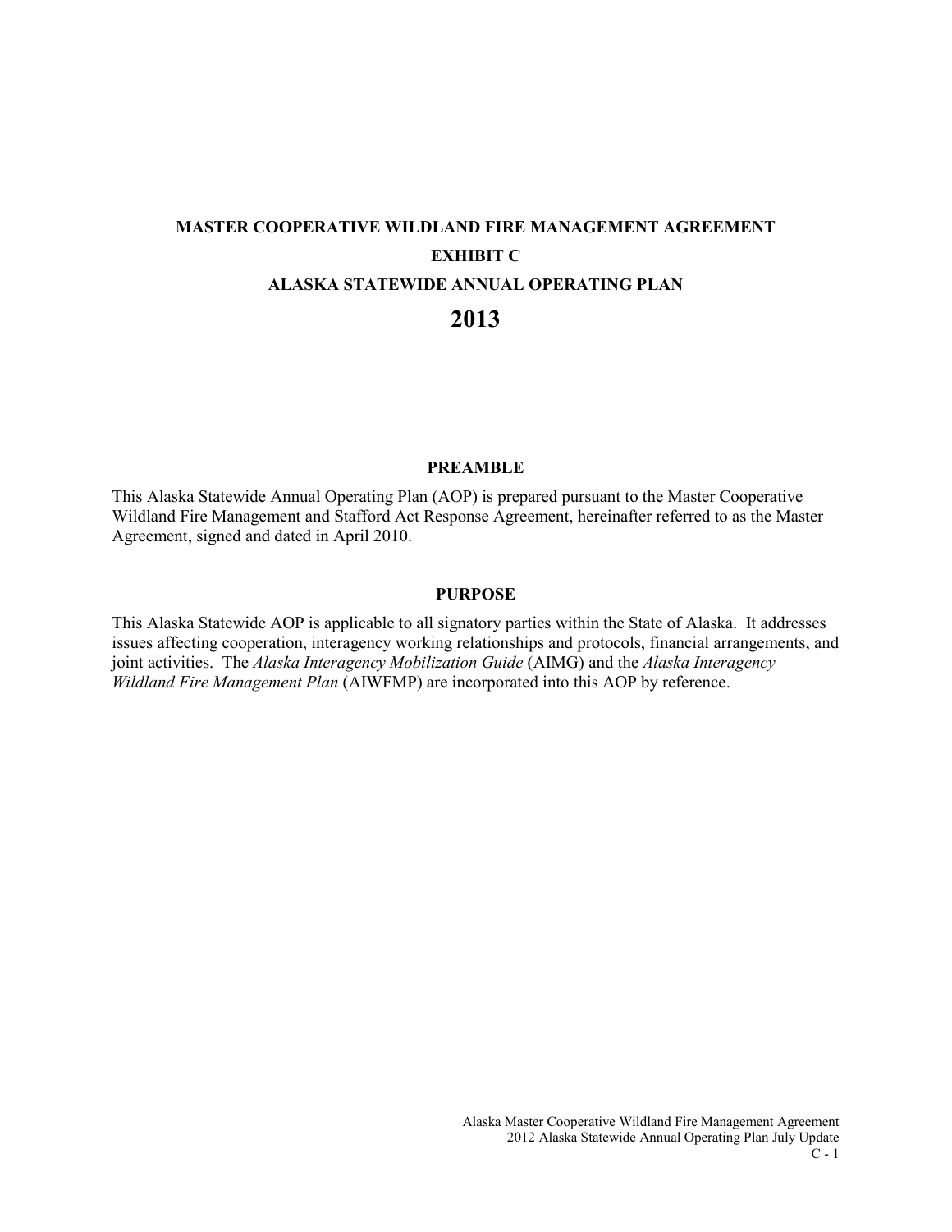# MASTER COOPERATIVE WILDLAND FIRE MANAGEMENT AGREEMENT

# EXHIBIT C

# ALASKA STATEWIDE ANNUAL OPERATING PLAN

# 2013

## PREAMBLE

This Alaska Statewide Annual Operating Plan (AOP) is prepared pursuant to the Master Cooperative Wildland Fire Management and Stafford Act Response Agreement, hereinafter referred to as the Master Agreement, signed and dated in April 2010.

## PURPOSE

This Alaska Statewide AOP is applicable to all signatory parties within the State of Alaska. It addresses issues affecting cooperation, interagency working relationships and protocols, financial arrangements, and joint activities. The *Alaska Interagency Mobilization Guide* (AIMG) and the *Alaska Interagency Wildland Fire Management Plan* (AIWFMP) are incorporated into this AOP by reference.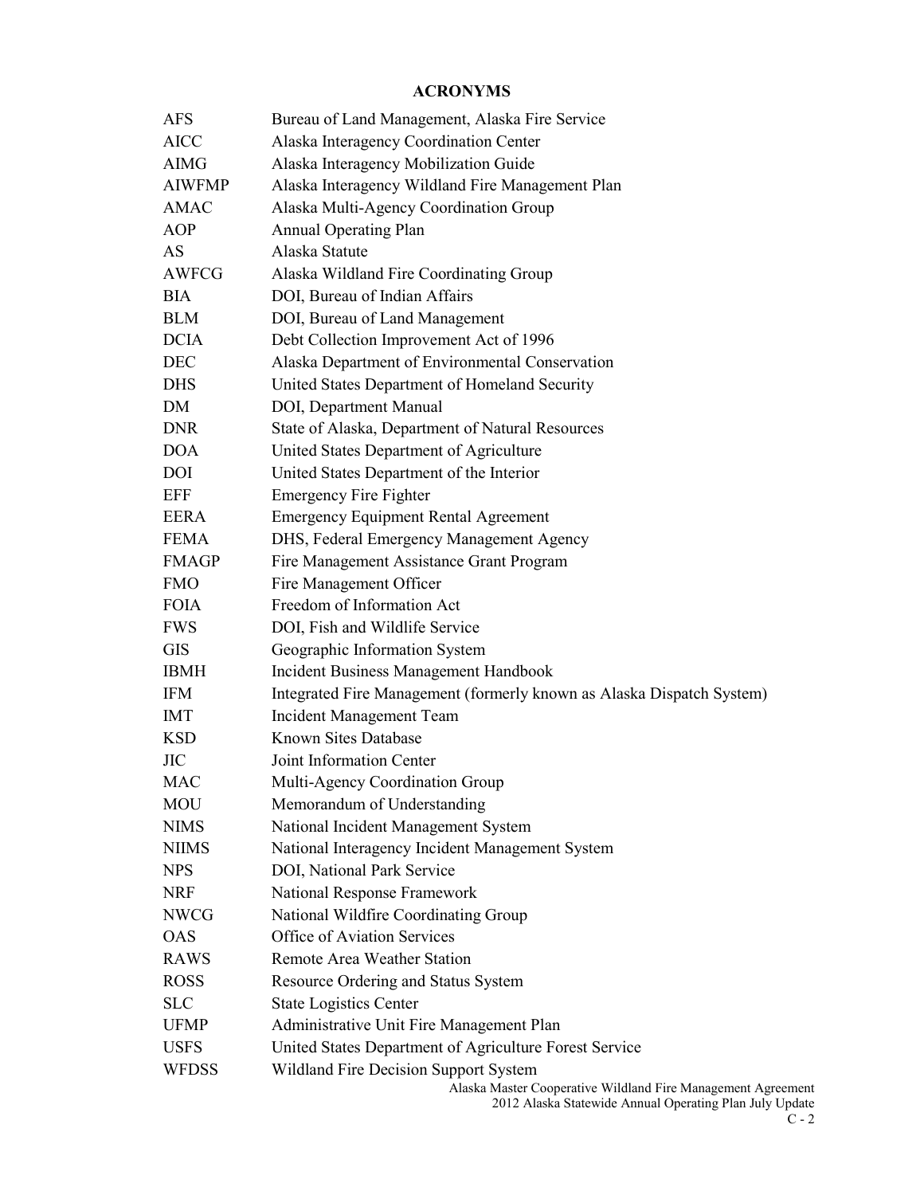## ACRONYMS

| | |
|---|---|
| AFS | Bureau of Land Management, Alaska Fire Service |
| AICC | Alaska Interagency Coordination Center |
| AIMG | Alaska Interagency Mobilization Guide |
| AIWFMP | Alaska Interagency Wildland Fire Management Plan |
| AMAC | Alaska Multi-Agency Coordination Group |
| AOP | Annual Operating Plan |
| AS | Alaska Statute |
| AWFCG | Alaska Wildland Fire Coordinating Group |
| BIA | DOI, Bureau of Indian Affairs |
| BLM | DOI, Bureau of Land Management |
| DCIA | Debt Collection Improvement Act of 1996 |
| DEC | Alaska Department of Environmental Conservation |
| DHS | United States Department of Homeland Security |
| DM | DOI, Department Manual |
| DNR | State of Alaska, Department of Natural Resources |
| DOA | United States Department of Agriculture |
| DOI | United States Department of the Interior |
| EFF | Emergency Fire Fighter |
| EERA | Emergency Equipment Rental Agreement |
| FEMA | DHS, Federal Emergency Management Agency |
| FMAGP | Fire Management Assistance Grant Program |
| FMO | Fire Management Officer |
| FOIA | Freedom of Information Act |
| FWS | DOI, Fish and Wildlife Service |
| GIS | Geographic Information System |
| IBMH | Incident Business Management Handbook |
| IFM | Integrated Fire Management (formerly known as Alaska Dispatch System) |
| IMT | Incident Management Team |
| KSD | Known Sites Database |
| JIC | Joint Information Center |
| MAC | Multi-Agency Coordination Group |
| MOU | Memorandum of Understanding |
| NIMS | National Incident Management System |
| NIIMS | National Interagency Incident Management System |
| NPS | DOI, National Park Service |
| NRF | National Response Framework |
| NWCG | National Wildfire Coordinating Group |
| OAS | Office of Aviation Services |
| RAWS | Remote Area Weather Station |
| ROSS | Resource Ordering and Status System |
| SLC | State Logistics Center |
| UFMP | Administrative Unit Fire Management Plan |
| USFS | United States Department of Agriculture Forest Service |
| WFDSS | Wildland Fire Decision Support System |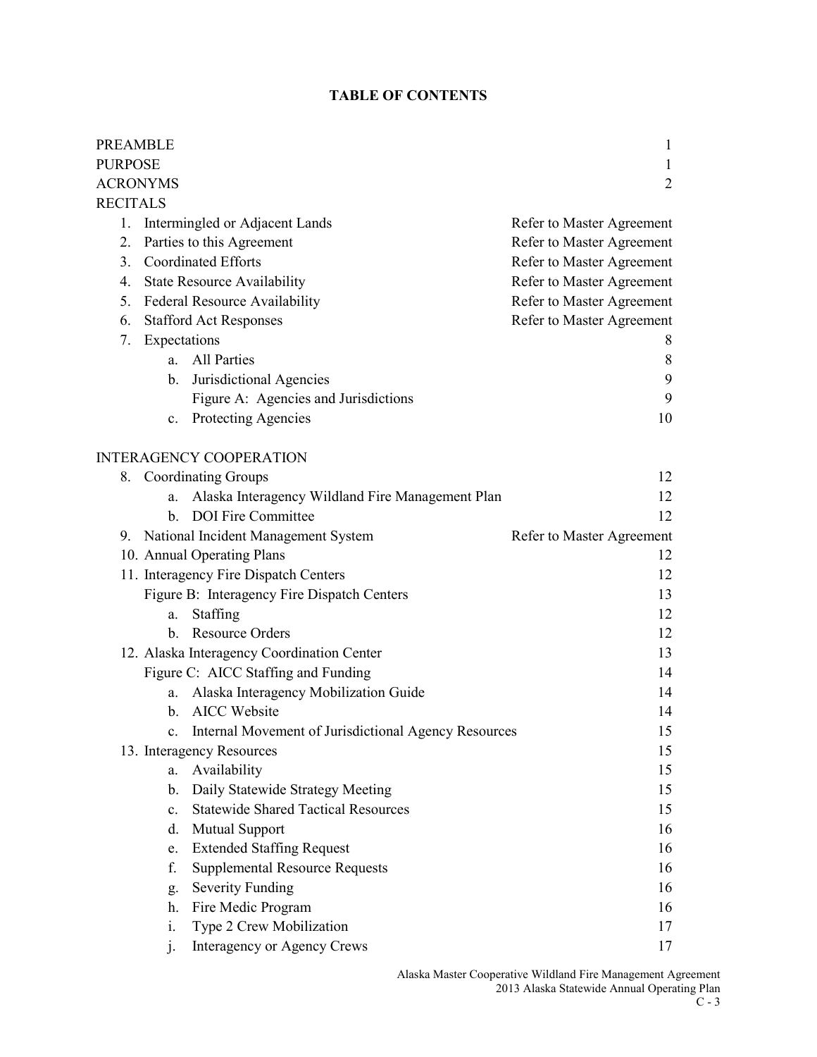**TABLE OF CONTENTS**

| | |
|---|---|
| PREAMBLE | 1 |
| PURPOSE | 1 |
| ACRONYMS | 2 |
| RECITALS | |
| 1. Intermingled or Adjacent Lands | Refer to Master Agreement |
| 2. Parties to this Agreement | Refer to Master Agreement |
| 3. Coordinated Efforts | Refer to Master Agreement |
| 4. State Resource Availability | Refer to Master Agreement |
| 5. Federal Resource Availability | Refer to Master Agreement |
| 6. Stafford Act Responses | Refer to Master Agreement |
| 7. Expectations | 8 |
| a. All Parties | 8 |
| b. Jurisdictional Agencies | 9 |
| Figure A: Agencies and Jurisdictions | 9 |
| c. Protecting Agencies | 10 |
| | |
| INTERAGENCY COOPERATION | |
| 8. Coordinating Groups | 12 |
| a. Alaska Interagency Wildland Fire Management Plan | 12 |
| b. DOI Fire Committee | 12 |
| 9. National Incident Management System | Refer to Master Agreement |
| 10. Annual Operating Plans | 12 |
| 11. Interagency Fire Dispatch Centers | 12 |
| Figure B: Interagency Fire Dispatch Centers | 13 |
| a. Staffing | 12 |
| b. Resource Orders | 12 |
| 12. Alaska Interagency Coordination Center | 13 |
| Figure C: AICC Staffing and Funding | 14 |
| a. Alaska Interagency Mobilization Guide | 14 |
| b. AICC Website | 14 |
| c. Internal Movement of Jurisdictional Agency Resources | 15 |
| 13. Interagency Resources | 15 |
| a. Availability | 15 |
| b. Daily Statewide Strategy Meeting | 15 |
| c. Statewide Shared Tactical Resources | 15 |
| d. Mutual Support | 16 |
| e. Extended Staffing Request | 16 |
| f. Supplemental Resource Requests | 16 |
| g. Severity Funding | 16 |
| h. Fire Medic Program | 16 |
| i. Type 2 Crew Mobilization | 17 |
| j. Interagency or Agency Crews | 17 |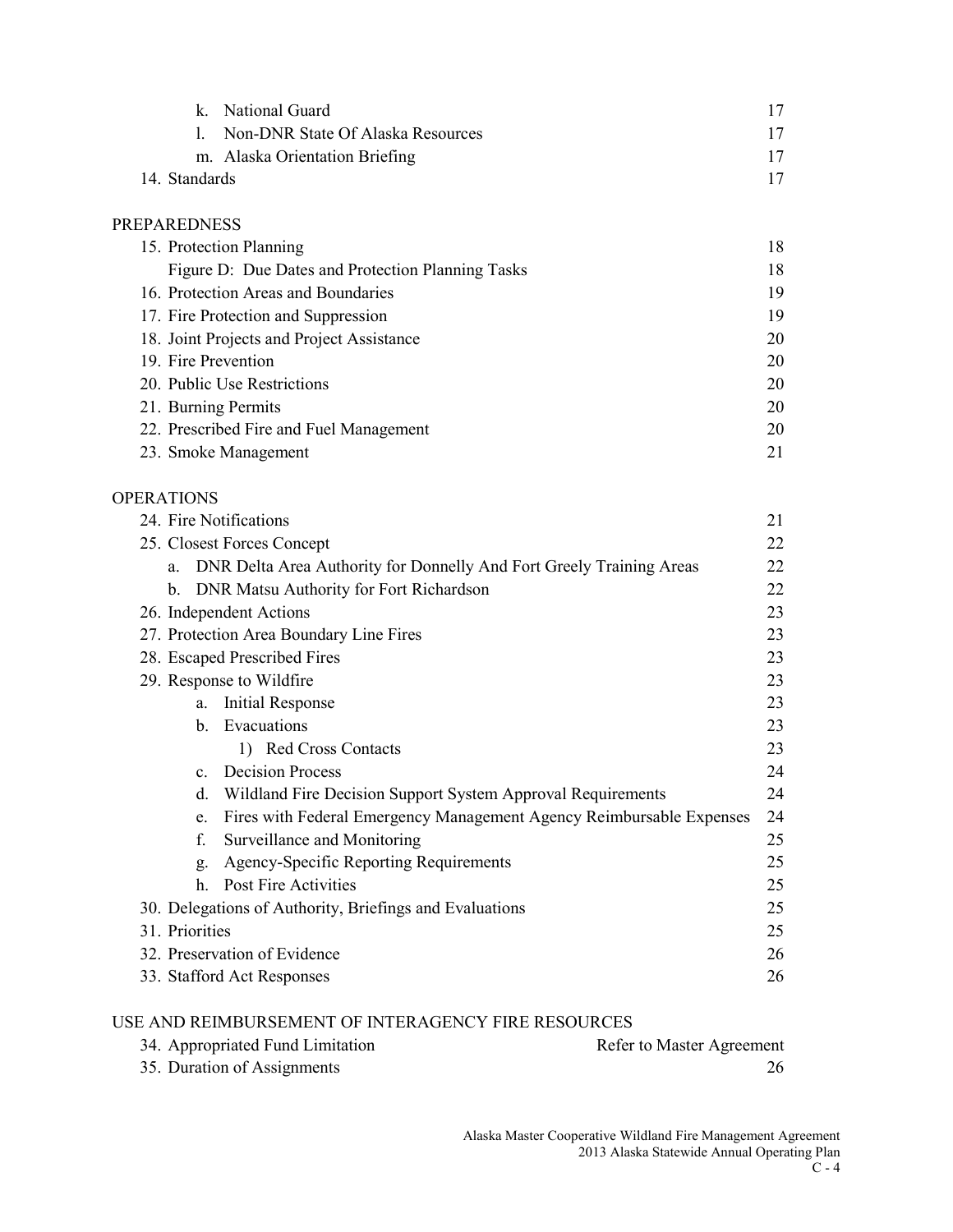| | |
|---|---|
| k. National Guard | 17 |
| l. Non-DNR State Of Alaska Resources | 17 |
| m. Alaska Orientation Briefing | 17 |
| 14. Standards | 17 |

PREPAREDNESS

| | |
|---|---|
| 15. Protection Planning | 18 |
| Figure D: Due Dates and Protection Planning Tasks | 18 |
| 16. Protection Areas and Boundaries | 19 |
| 17. Fire Protection and Suppression | 19 |
| 18. Joint Projects and Project Assistance | 20 |
| 19. Fire Prevention | 20 |
| 20. Public Use Restrictions | 20 |
| 21. Burning Permits | 20 |
| 22. Prescribed Fire and Fuel Management | 20 |
| 23. Smoke Management | 21 |

OPERATIONS

| | |
|---|---|
| 24. Fire Notifications | 21 |
| 25. Closest Forces Concept | 22 |
| a. DNR Delta Area Authority for Donnelly And Fort Greely Training Areas | 22 |
| b. DNR Matsu Authority for Fort Richardson | 22 |
| 26. Independent Actions | 23 |
| 27. Protection Area Boundary Line Fires | 23 |
| 28. Escaped Prescribed Fires | 23 |
| 29. Response to Wildfire | 23 |
| a. Initial Response | 23 |
| b. Evacuations | 23 |
| 1) Red Cross Contacts | 23 |
| c. Decision Process | 24 |
| d. Wildland Fire Decision Support System Approval Requirements | 24 |
| e. Fires with Federal Emergency Management Agency Reimbursable Expenses | 24 |
| f. Surveillance and Monitoring | 25 |
| g. Agency-Specific Reporting Requirements | 25 |
| h. Post Fire Activities | 25 |
| 30. Delegations of Authority, Briefings and Evaluations | 25 |
| 31. Priorities | 25 |
| 32. Preservation of Evidence | 26 |
| 33. Stafford Act Responses | 26 |

USE AND REIMBURSEMENT OF INTERAGENCY FIRE RESOURCES

| | |
|---|---|
| 34. Appropriated Fund Limitation | Refer to Master Agreement |
| 35. Duration of Assignments | 26 |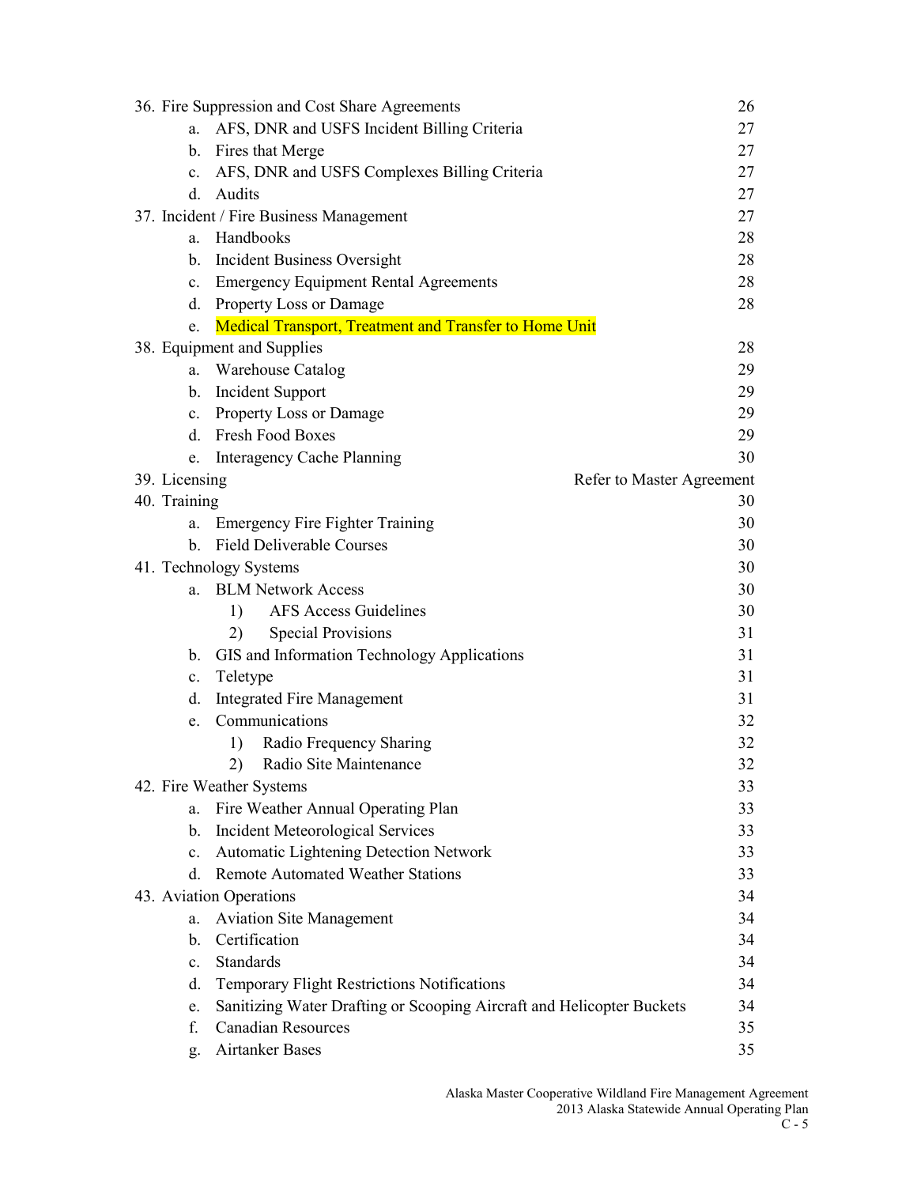| | |
|---|---|
| 36. Fire Suppression and Cost Share Agreements | 26 |
| a. AFS, DNR and USFS Incident Billing Criteria | 27 |
| b. Fires that Merge | 27 |
| c. AFS, DNR and USFS Complexes Billing Criteria | 27 |
| d. Audits | 27 |
| 37. Incident / Fire Business Management | 27 |
| a. Handbooks | 28 |
| b. Incident Business Oversight | 28 |
| c. Emergency Equipment Rental Agreements | 28 |
| d. Property Loss or Damage | 28 |
| e. Medical Transport, Treatment and Transfer to Home Unit | |
| 38. Equipment and Supplies | 28 |
| a. Warehouse Catalog | 29 |
| b. Incident Support | 29 |
| c. Property Loss or Damage | 29 |
| d. Fresh Food Boxes | 29 |
| e. Interagency Cache Planning | 30 |
| 39. Licensing | Refer to Master Agreement |
| 40. Training | 30 |
| a. Emergency Fire Fighter Training | 30 |
| b. Field Deliverable Courses | 30 |
| 41. Technology Systems | 30 |
| a. BLM Network Access | 30 |
| 1) AFS Access Guidelines | 30 |
| 2) Special Provisions | 31 |
| b. GIS and Information Technology Applications | 31 |
| c. Teletype | 31 |
| d. Integrated Fire Management | 31 |
| e. Communications | 32 |
| 1) Radio Frequency Sharing | 32 |
| 2) Radio Site Maintenance | 32 |
| 42. Fire Weather Systems | 33 |
| a. Fire Weather Annual Operating Plan | 33 |
| b. Incident Meteorological Services | 33 |
| c. Automatic Lightening Detection Network | 33 |
| d. Remote Automated Weather Stations | 33 |
| 43. Aviation Operations | 34 |
| a. Aviation Site Management | 34 |
| b. Certification | 34 |
| c. Standards | 34 |
| d. Temporary Flight Restrictions Notifications | 34 |
| e. Sanitizing Water Drafting or Scooping Aircraft and Helicopter Buckets | 34 |
| f. Canadian Resources | 35 |
| g. Airtanker Bases | 35 |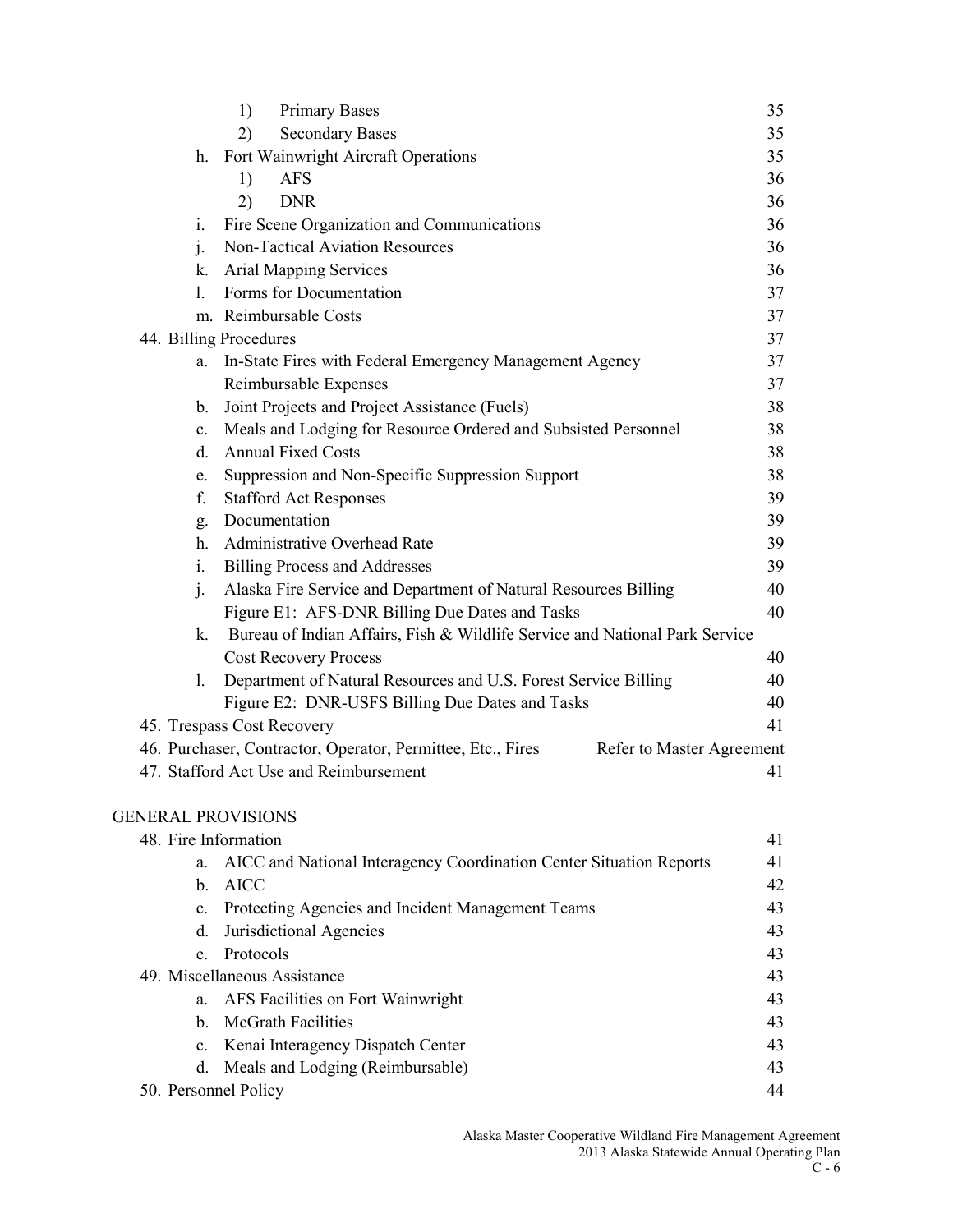| | | | |
|---|---|---|---|
| | 1) | Primary Bases | 35 |
| | 2) | Secondary Bases | 35 |
| | h. | Fort Wainwright Aircraft Operations | 35 |
| | 1) | AFS | 36 |
| | 2) | DNR | 36 |
| | i. | Fire Scene Organization and Communications | 36 |
| | j. | Non-Tactical Aviation Resources | 36 |
| | k. | Arial Mapping Services | 36 |
| | l. | Forms for Documentation | 37 |
| | m. | Reimbursable Costs | 37 |
| 44. Billing Procedures | | | 37 |
| | a. | In-State Fires with Federal Emergency Management Agency Reimbursable Expenses | 37 |
| | b. | Joint Projects and Project Assistance (Fuels) | 38 |
| | c. | Meals and Lodging for Resource Ordered and Subsisted Personnel | 38 |
| | d. | Annual Fixed Costs | 38 |
| | e. | Suppression and Non-Specific Suppression Support | 38 |
| | f. | Stafford Act Responses | 39 |
| | g. | Documentation | 39 |
| | h. | Administrative Overhead Rate | 39 |
| | i. | Billing Process and Addresses | 39 |
| | j. | Alaska Fire Service and Department of Natural Resources Billing | 40 |
| | | Figure E1: AFS-DNR Billing Due Dates and Tasks | 40 |
| | k. | Bureau of Indian Affairs, Fish & Wildlife Service and National Park Service Cost Recovery Process | 40 |
| | l. | Department of Natural Resources and U.S. Forest Service Billing | 40 |
| | | Figure E2: DNR-USFS Billing Due Dates and Tasks | 40 |
| 45. Trespass Cost Recovery | | | 41 |
| 46. Purchaser, Contractor, Operator, Permittee, Etc., Fires | | | Refer to Master Agreement |
| 47. Stafford Act Use and Reimbursement | | | 41 |

GENERAL PROVISIONS

| | | | |
|---|---|---|---|
| 48. Fire Information | | | 41 |
| | a. | AICC and National Interagency Coordination Center Situation Reports | 41 |
| | b. | AICC | 42 |
| | c. | Protecting Agencies and Incident Management Teams | 43 |
| | d. | Jurisdictional Agencies | 43 |
| | e. | Protocols | 43 |
| 49. Miscellaneous Assistance | | | 43 |
| | a. | AFS Facilities on Fort Wainwright | 43 |
| | b. | McGrath Facilities | 43 |
| | c. | Kenai Interagency Dispatch Center | 43 |
| | d. | Meals and Lodging (Reimbursable) | 43 |
| 50. Personnel Policy | | | 44 |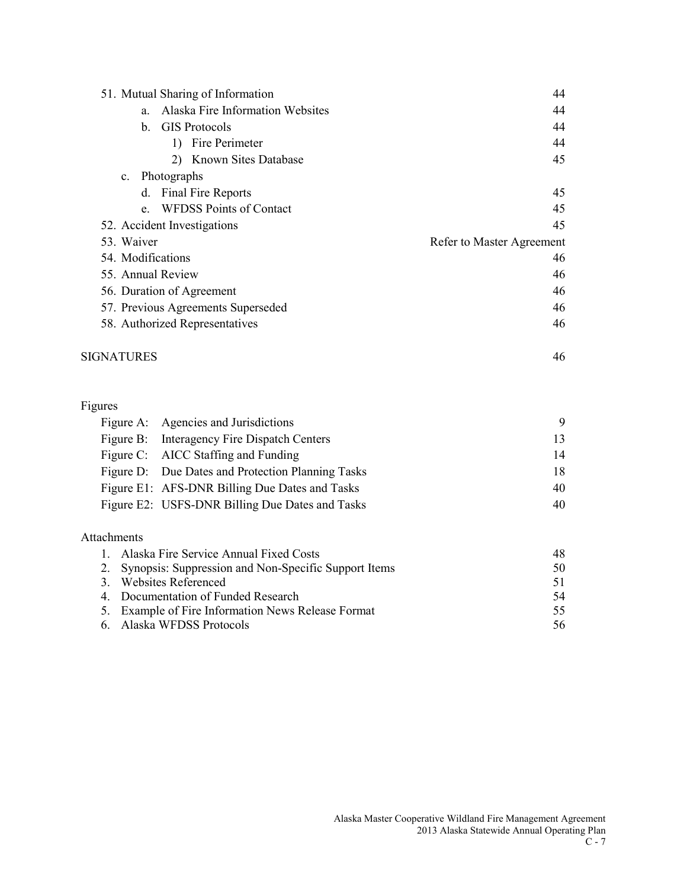| | |
|---|---|
| 51. Mutual Sharing of Information | 44 |
| a. Alaska Fire Information Websites | 44 |
| b. GIS Protocols | 44 |
| 1) Fire Perimeter | 44 |
| 2) Known Sites Database | 45 |
| c. Photographs | |
| d. Final Fire Reports | 45 |
| e. WFDSS Points of Contact | 45 |
| 52. Accident Investigations | 45 |
| 53. Waiver | Refer to Master Agreement |
| 54. Modifications | 46 |
| 55. Annual Review | 46 |
| 56. Duration of Agreement | 46 |
| 57. Previous Agreements Superseded | 46 |
| 58. Authorized Representatives | 46 |
| SIGNATURES | 46 |

Figures

| | | |
|---|---|---|
| Figure A: | Agencies and Jurisdictions | 9 |
| Figure B: | Interagency Fire Dispatch Centers | 13 |
| Figure C: | AICC Staffing and Funding | 14 |
| Figure D: | Due Dates and Protection Planning Tasks | 18 |
| Figure E1: | AFS-DNR Billing Due Dates and Tasks | 40 |
| Figure E2: | USFS-DNR Billing Due Dates and Tasks | 40 |

Attachments

| | |
|---|---|
| 1. Alaska Fire Service Annual Fixed Costs | 48 |
| 2. Synopsis: Suppression and Non-Specific Support Items | 50 |
| 3. Websites Referenced | 51 |
| 4. Documentation of Funded Research | 54 |
| 5. Example of Fire Information News Release Format | 55 |
| 6. Alaska WFDSS Protocols | 56 |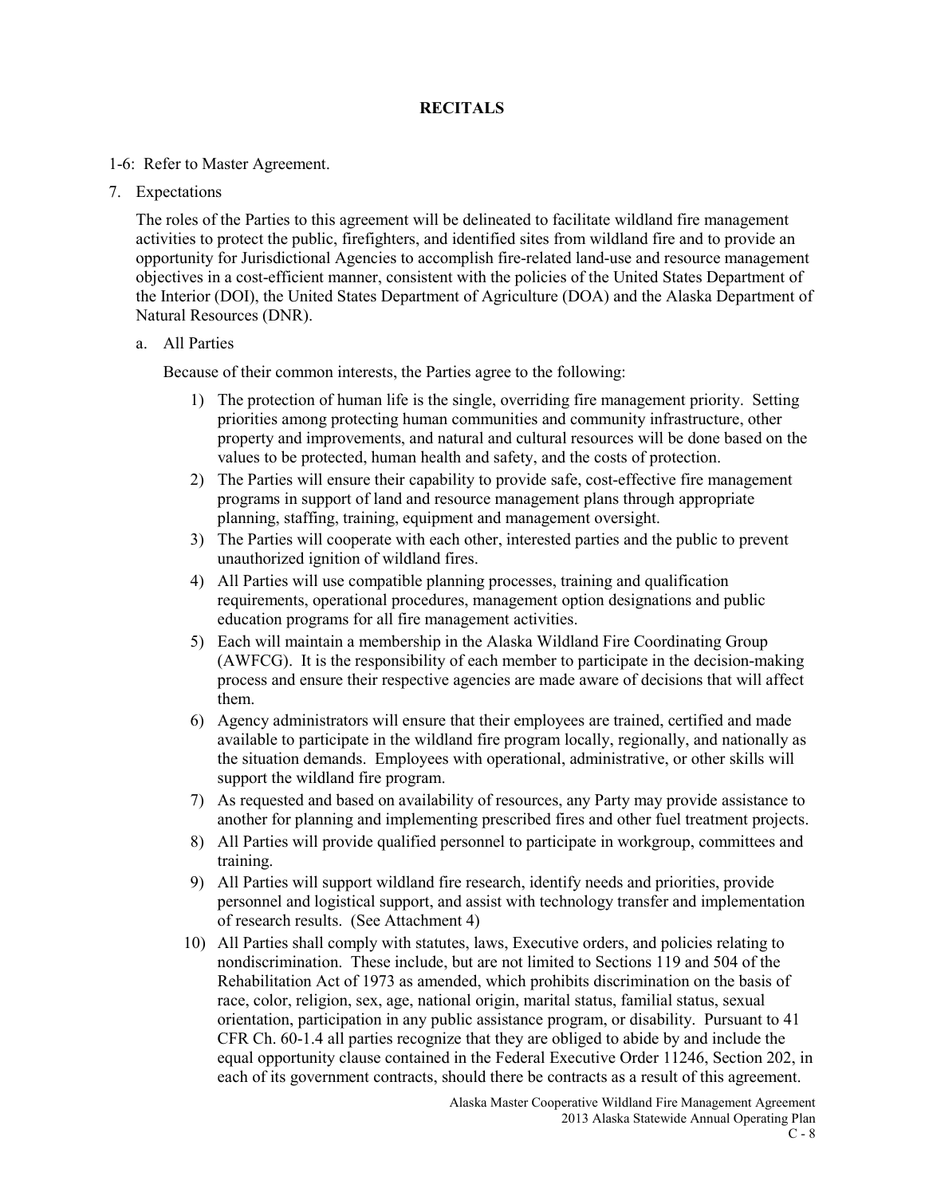# RECITALS

1-6: Refer to Master Agreement.

7. Expectations

   The roles of the Parties to this agreement will be delineated to facilitate wildland fire management activities to protect the public, firefighters, and identified sites from wildland fire and to provide an opportunity for Jurisdictional Agencies to accomplish fire-related land-use and resource management objectives in a cost-efficient manner, consistent with the policies of the United States Department of the Interior (DOI), the United States Department of Agriculture (DOA) and the Alaska Department of Natural Resources (DNR).

   a. All Parties

      Because of their common interests, the Parties agree to the following:

      1) The protection of human life is the single, overriding fire management priority. Setting priorities among protecting human communities and community infrastructure, other property and improvements, and natural and cultural resources will be done based on the values to be protected, human health and safety, and the costs of protection.
      2) The Parties will ensure their capability to provide safe, cost-effective fire management programs in support of land and resource management plans through appropriate planning, staffing, training, equipment and management oversight.
      3) The Parties will cooperate with each other, interested parties and the public to prevent unauthorized ignition of wildland fires.
      4) All Parties will use compatible planning processes, training and qualification requirements, operational procedures, management option designations and public education programs for all fire management activities.
      5) Each will maintain a membership in the Alaska Wildland Fire Coordinating Group (AWFCG). It is the responsibility of each member to participate in the decision-making process and ensure their respective agencies are made aware of decisions that will affect them.
      6) Agency administrators will ensure that their employees are trained, certified and made available to participate in the wildland fire program locally, regionally, and nationally as the situation demands. Employees with operational, administrative, or other skills will support the wildland fire program.
      7) As requested and based on availability of resources, any Party may provide assistance to another for planning and implementing prescribed fires and other fuel treatment projects.
      8) All Parties will provide qualified personnel to participate in workgroup, committees and training.
      9) All Parties will support wildland fire research, identify needs and priorities, provide personnel and logistical support, and assist with technology transfer and implementation of research results. (See Attachment 4)
      10) All Parties shall comply with statutes, laws, Executive orders, and policies relating to nondiscrimination. These include, but are not limited to Sections 119 and 504 of the Rehabilitation Act of 1973 as amended, which prohibits discrimination on the basis of race, color, religion, sex, age, national origin, marital status, familial status, sexual orientation, participation in any public assistance program, or disability. Pursuant to 41 CFR Ch. 60-1.4 all parties recognize that they are obliged to abide by and include the equal opportunity clause contained in the Federal Executive Order 11246, Section 202, in each of its government contracts, should there be contracts as a result of this agreement.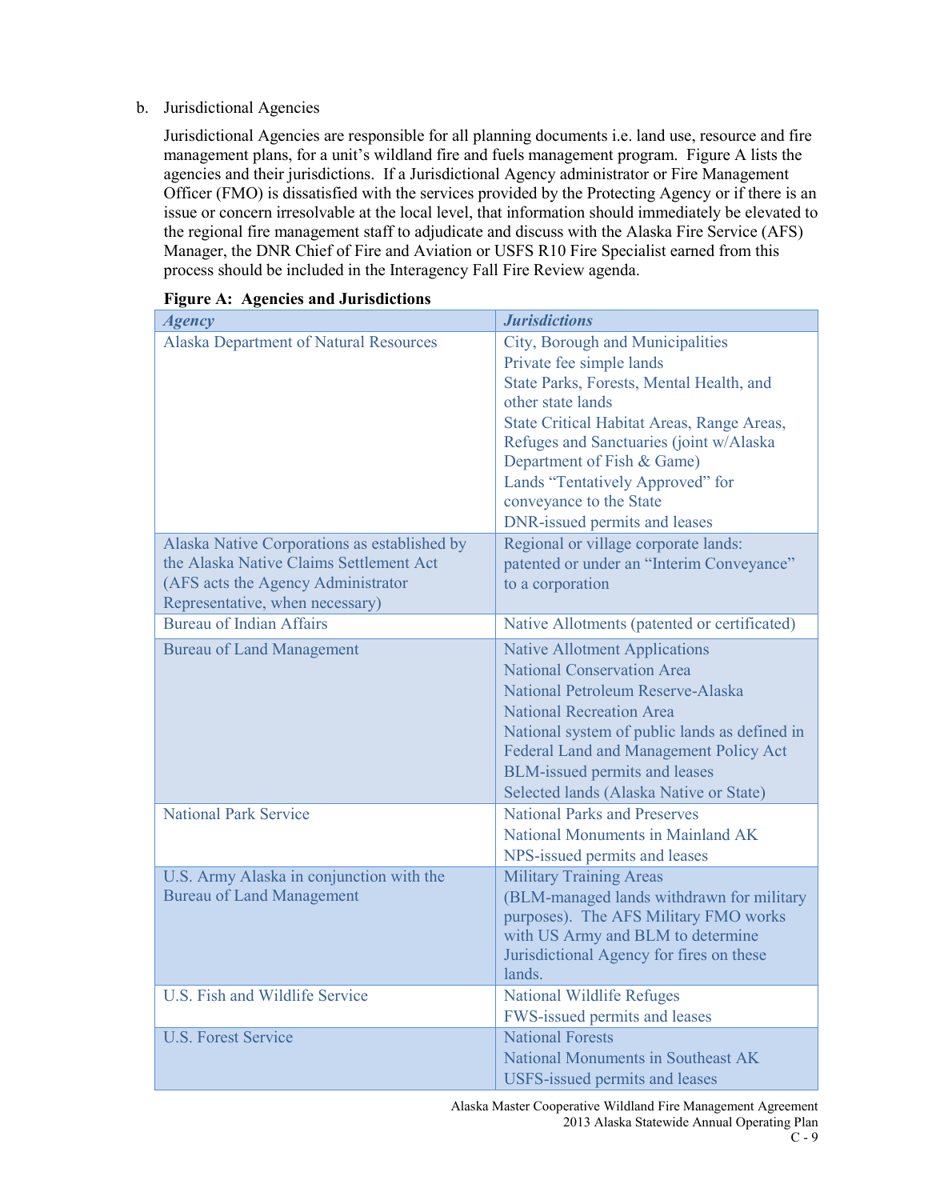b. Jurisdictional Agencies

Jurisdictional Agencies are responsible for all planning documents i.e. land use, resource and fire management plans, for a unit's wildland fire and fuels management program. Figure A lists the agencies and their jurisdictions. If a Jurisdictional Agency administrator or Fire Management Officer (FMO) is dissatisfied with the services provided by the Protecting Agency or if there is an issue or concern irresolvable at the local level, that information should immediately be elevated to the regional fire management staff to adjudicate and discuss with the Alaska Fire Service (AFS) Manager, the DNR Chief of Fire and Aviation or USFS R10 Fire Specialist earned from this process should be included in the Interagency Fall Fire Review agenda.

**Figure A: Agencies and Jurisdictions**

| *Agency* | *Jurisdictions* |
|---|---|
| Alaska Department of Natural Resources | City, Borough and Municipalities<br>Private fee simple lands<br>State Parks, Forests, Mental Health, and other state lands<br>State Critical Habitat Areas, Range Areas, Refuges and Sanctuaries (joint w/Alaska Department of Fish & Game)<br>Lands "Tentatively Approved" for conveyance to the State<br>DNR-issued permits and leases |
| Alaska Native Corporations as established by the Alaska Native Claims Settlement Act (AFS acts the Agency Administrator Representative, when necessary) | Regional or village corporate lands: patented or under an "Interim Conveyance" to a corporation |
| Bureau of Indian Affairs | Native Allotments (patented or certificated) |
| Bureau of Land Management | Native Allotment Applications<br>National Conservation Area<br>National Petroleum Reserve-Alaska<br>National Recreation Area<br>National system of public lands as defined in Federal Land and Management Policy Act<br>BLM-issued permits and leases<br>Selected lands (Alaska Native or State) |
| National Park Service | National Parks and Preserves<br>National Monuments in Mainland AK<br>NPS-issued permits and leases |
| U.S. Army Alaska in conjunction with the Bureau of Land Management | Military Training Areas<br>(BLM-managed lands withdrawn for military purposes). The AFS Military FMO works with US Army and BLM to determine Jurisdictional Agency for fires on these lands. |
| U.S. Fish and Wildlife Service | National Wildlife Refuges<br>FWS-issued permits and leases |
| U.S. Forest Service | National Forests<br>National Monuments in Southeast AK<br>USFS-issued permits and leases |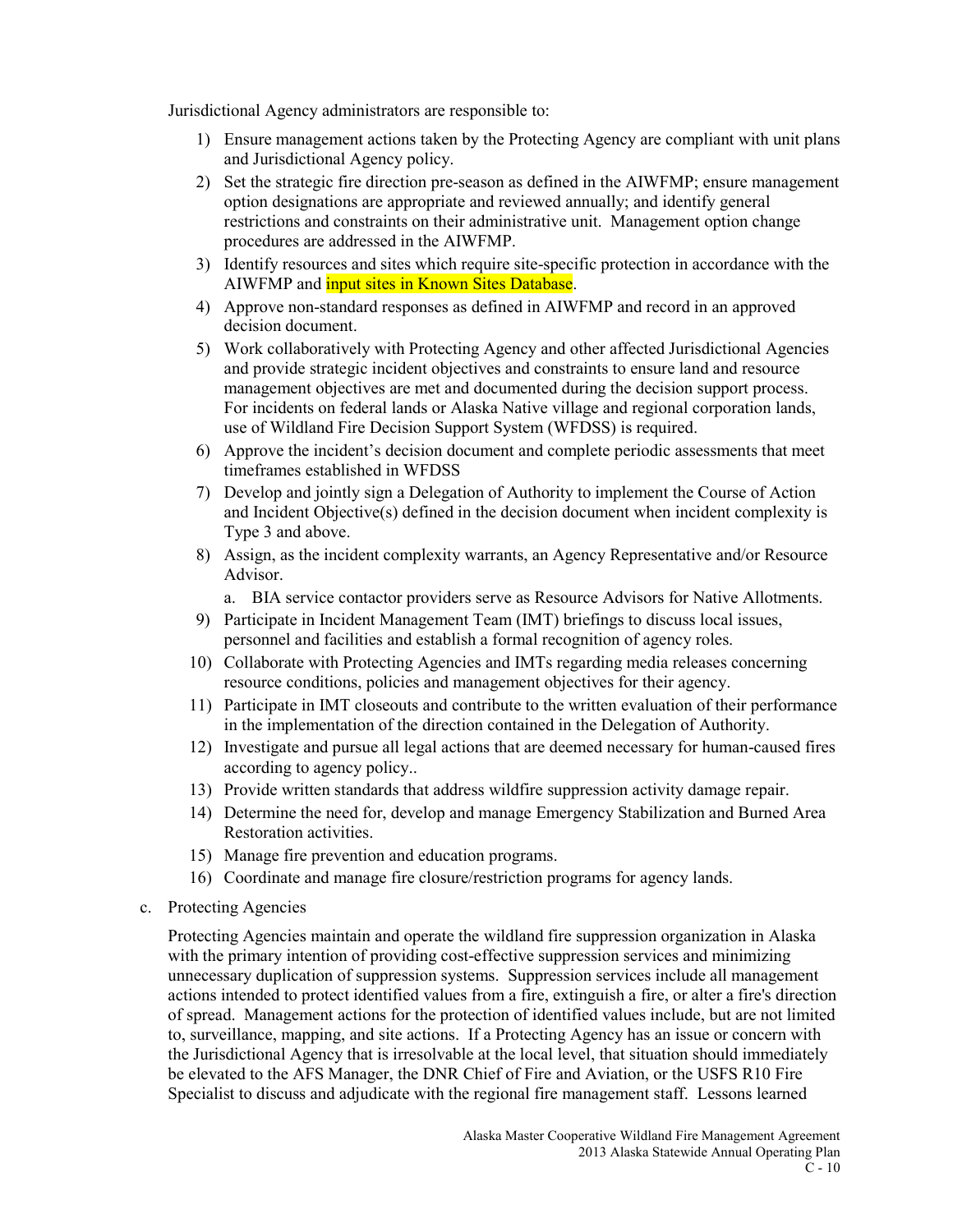Jurisdictional Agency administrators are responsible to:

1) Ensure management actions taken by the Protecting Agency are compliant with unit plans and Jurisdictional Agency policy.
2) Set the strategic fire direction pre-season as defined in the AIWFMP; ensure management option designations are appropriate and reviewed annually; and identify general restrictions and constraints on their administrative unit. Management option change procedures are addressed in the AIWFMP.
3) Identify resources and sites which require site-specific protection in accordance with the AIWFMP and input sites in Known Sites Database.
4) Approve non-standard responses as defined in AIWFMP and record in an approved decision document.
5) Work collaboratively with Protecting Agency and other affected Jurisdictional Agencies and provide strategic incident objectives and constraints to ensure land and resource management objectives are met and documented during the decision support process. For incidents on federal lands or Alaska Native village and regional corporation lands, use of Wildland Fire Decision Support System (WFDSS) is required.
6) Approve the incident's decision document and complete periodic assessments that meet timeframes established in WFDSS
7) Develop and jointly sign a Delegation of Authority to implement the Course of Action and Incident Objective(s) defined in the decision document when incident complexity is Type 3 and above.
8) Assign, as the incident complexity warrants, an Agency Representative and/or Resource Advisor.
   a. BIA service contactor providers serve as Resource Advisors for Native Allotments.
9) Participate in Incident Management Team (IMT) briefings to discuss local issues, personnel and facilities and establish a formal recognition of agency roles.
10) Collaborate with Protecting Agencies and IMTs regarding media releases concerning resource conditions, policies and management objectives for their agency.
11) Participate in IMT closeouts and contribute to the written evaluation of their performance in the implementation of the direction contained in the Delegation of Authority.
12) Investigate and pursue all legal actions that are deemed necessary for human-caused fires according to agency policy..
13) Provide written standards that address wildfire suppression activity damage repair.
14) Determine the need for, develop and manage Emergency Stabilization and Burned Area Restoration activities.
15) Manage fire prevention and education programs.
16) Coordinate and manage fire closure/restriction programs for agency lands.

c. Protecting Agencies

Protecting Agencies maintain and operate the wildland fire suppression organization in Alaska with the primary intention of providing cost-effective suppression services and minimizing unnecessary duplication of suppression systems. Suppression services include all management actions intended to protect identified values from a fire, extinguish a fire, or alter a fire's direction of spread. Management actions for the protection of identified values include, but are not limited to, surveillance, mapping, and site actions. If a Protecting Agency has an issue or concern with the Jurisdictional Agency that is irresolvable at the local level, that situation should immediately be elevated to the AFS Manager, the DNR Chief of Fire and Aviation, or the USFS R10 Fire Specialist to discuss and adjudicate with the regional fire management staff. Lessons learned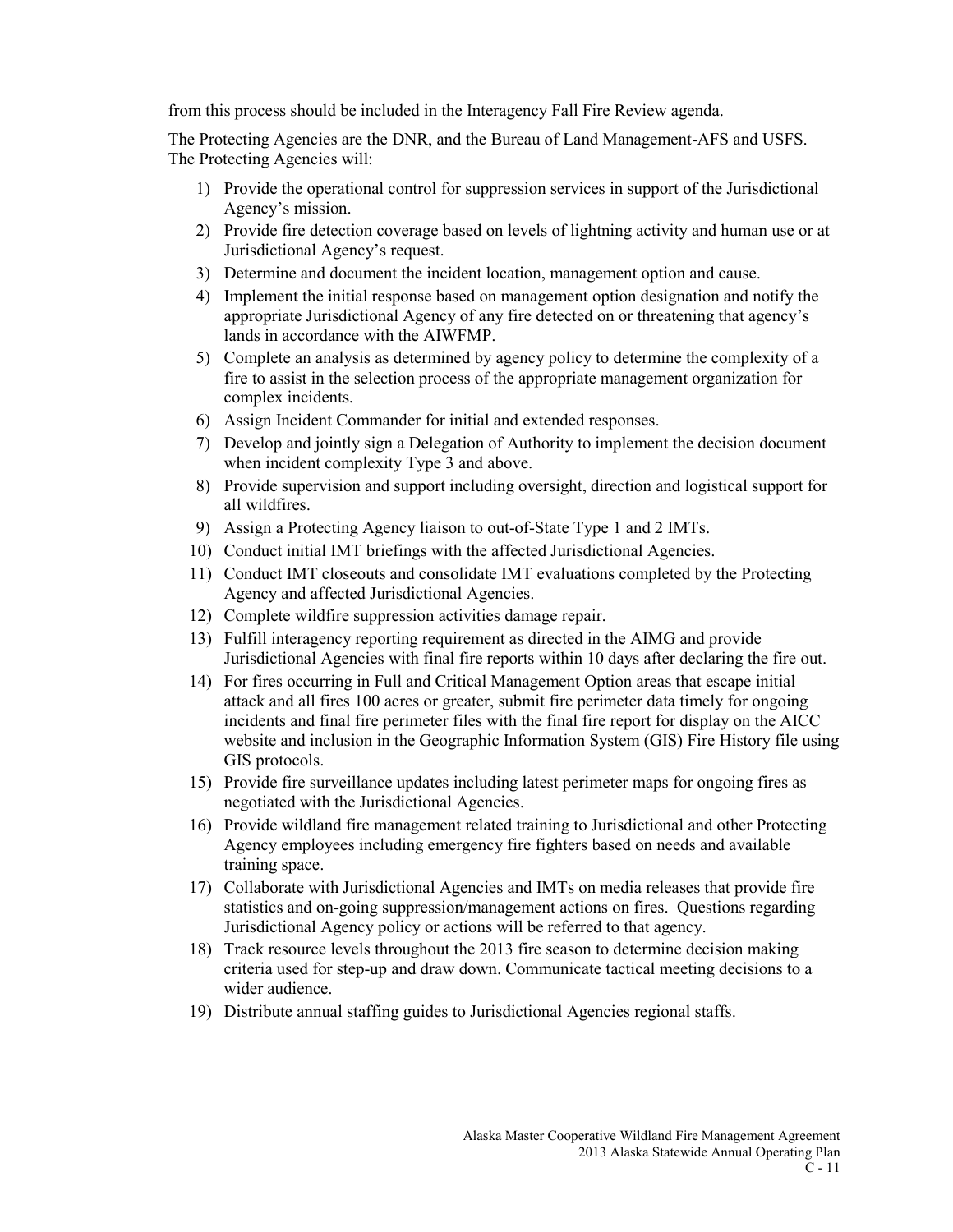from this process should be included in the Interagency Fall Fire Review agenda.

The Protecting Agencies are the DNR, and the Bureau of Land Management-AFS and USFS. The Protecting Agencies will:

1) Provide the operational control for suppression services in support of the Jurisdictional Agency's mission.
2) Provide fire detection coverage based on levels of lightning activity and human use or at Jurisdictional Agency's request.
3) Determine and document the incident location, management option and cause.
4) Implement the initial response based on management option designation and notify the appropriate Jurisdictional Agency of any fire detected on or threatening that agency's lands in accordance with the AIWFMP.
5) Complete an analysis as determined by agency policy to determine the complexity of a fire to assist in the selection process of the appropriate management organization for complex incidents.
6) Assign Incident Commander for initial and extended responses.
7) Develop and jointly sign a Delegation of Authority to implement the decision document when incident complexity Type 3 and above.
8) Provide supervision and support including oversight, direction and logistical support for all wildfires.
9) Assign a Protecting Agency liaison to out-of-State Type 1 and 2 IMTs.
10) Conduct initial IMT briefings with the affected Jurisdictional Agencies.
11) Conduct IMT closeouts and consolidate IMT evaluations completed by the Protecting Agency and affected Jurisdictional Agencies.
12) Complete wildfire suppression activities damage repair.
13) Fulfill interagency reporting requirement as directed in the AIMG and provide Jurisdictional Agencies with final fire reports within 10 days after declaring the fire out.
14) For fires occurring in Full and Critical Management Option areas that escape initial attack and all fires 100 acres or greater, submit fire perimeter data timely for ongoing incidents and final fire perimeter files with the final fire report for display on the AICC website and inclusion in the Geographic Information System (GIS) Fire History file using GIS protocols.
15) Provide fire surveillance updates including latest perimeter maps for ongoing fires as negotiated with the Jurisdictional Agencies.
16) Provide wildland fire management related training to Jurisdictional and other Protecting Agency employees including emergency fire fighters based on needs and available training space.
17) Collaborate with Jurisdictional Agencies and IMTs on media releases that provide fire statistics and on-going suppression/management actions on fires. Questions regarding Jurisdictional Agency policy or actions will be referred to that agency.
18) Track resource levels throughout the 2013 fire season to determine decision making criteria used for step-up and draw down. Communicate tactical meeting decisions to a wider audience.
19) Distribute annual staffing guides to Jurisdictional Agencies regional staffs.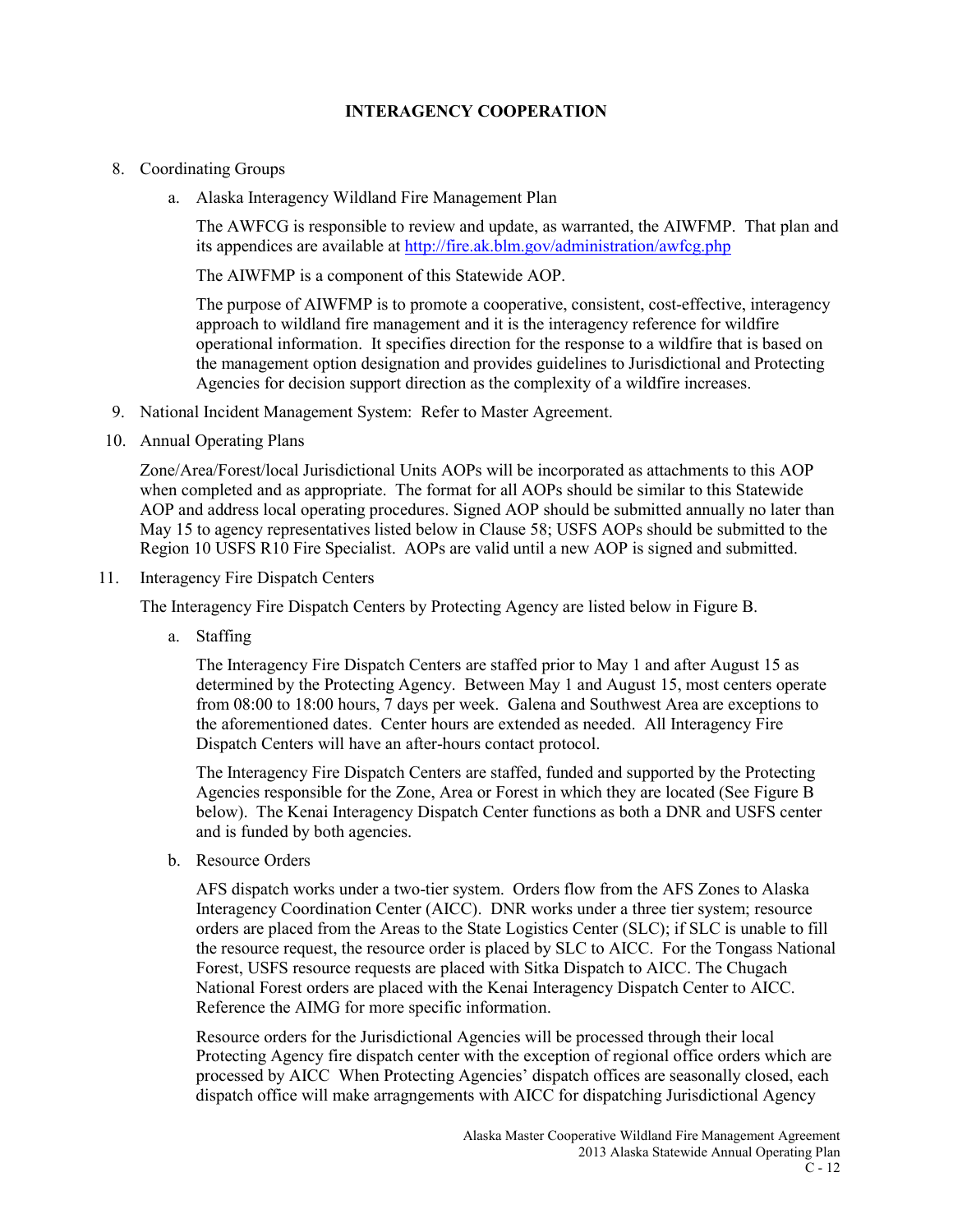**INTERACENCY COOPERATION**

8. Coordinating Groups

   a. Alaska Interagency Wildland Fire Management Plan

      The AWFCG is responsible to review and update, as warranted, the AIWFMP. That plan and its appendices are available at http://fire.ak.blm.gov/administration/awfcg.php

      The AIWFMP is a component of this Statewide AOP.

      The purpose of AIWFMP is to promote a cooperative, consistent, cost-effective, interagency approach to wildland fire management and it is the interagency reference for wildfire operational information. It specifies direction for the response to a wildfire that is based on the management option designation and provides guidelines to Jurisdictional and Protecting Agencies for decision support direction as the complexity of a wildfire increases.

9. National Incident Management System: Refer to Master Agreement.

10. Annual Operating Plans

    Zone/Area/Forest/local Jurisdictional Units AOPs will be incorporated as attachments to this AOP when completed and as appropriate. The format for all AOPs should be similar to this Statewide AOP and address local operating procedures. Signed AOP should be submitted annually no later than May 15 to agency representatives listed below in Clause 58; USFS AOPs should be submitted to the Region 10 USFS R10 Fire Specialist. AOPs are valid until a new AOP is signed and submitted.

11. Interagency Fire Dispatch Centers

    The Interagency Fire Dispatch Centers by Protecting Agency are listed below in Figure B.

    a. Staffing

       The Interagency Fire Dispatch Centers are staffed prior to May 1 and after August 15 as determined by the Protecting Agency. Between May 1 and August 15, most centers operate from 08:00 to 18:00 hours, 7 days per week. Galena and Southwest Area are exceptions to the aforementioned dates. Center hours are extended as needed. All Interagency Fire Dispatch Centers will have an after-hours contact protocol.

       The Interagency Fire Dispatch Centers are staffed, funded and supported by the Protecting Agencies responsible for the Zone, Area or Forest in which they are located (See Figure B below). The Kenai Interagency Dispatch Center functions as both a DNR and USFS center and is funded by both agencies.

    b. Resource Orders

       AFS dispatch works under a two-tier system. Orders flow from the AFS Zones to Alaska Interagency Coordination Center (AICC). DNR works under a three tier system; resource orders are placed from the Areas to the State Logistics Center (SLC); if SLC is unable to fill the resource request, the resource order is placed by SLC to AICC. For the Tongass National Forest, USFS resource requests are placed with Sitka Dispatch to AICC. The Chugach National Forest orders are placed with the Kenai Interagency Dispatch Center to AICC. Reference the AIMG for more specific information.

       Resource orders for the Jurisdictional Agencies will be processed through their local Protecting Agency fire dispatch center with the exception of regional office orders which are processed by AICC When Protecting Agencies' dispatch offices are seasonally closed, each dispatch office will make arragngements with AICC for dispatching Jurisdictional Agency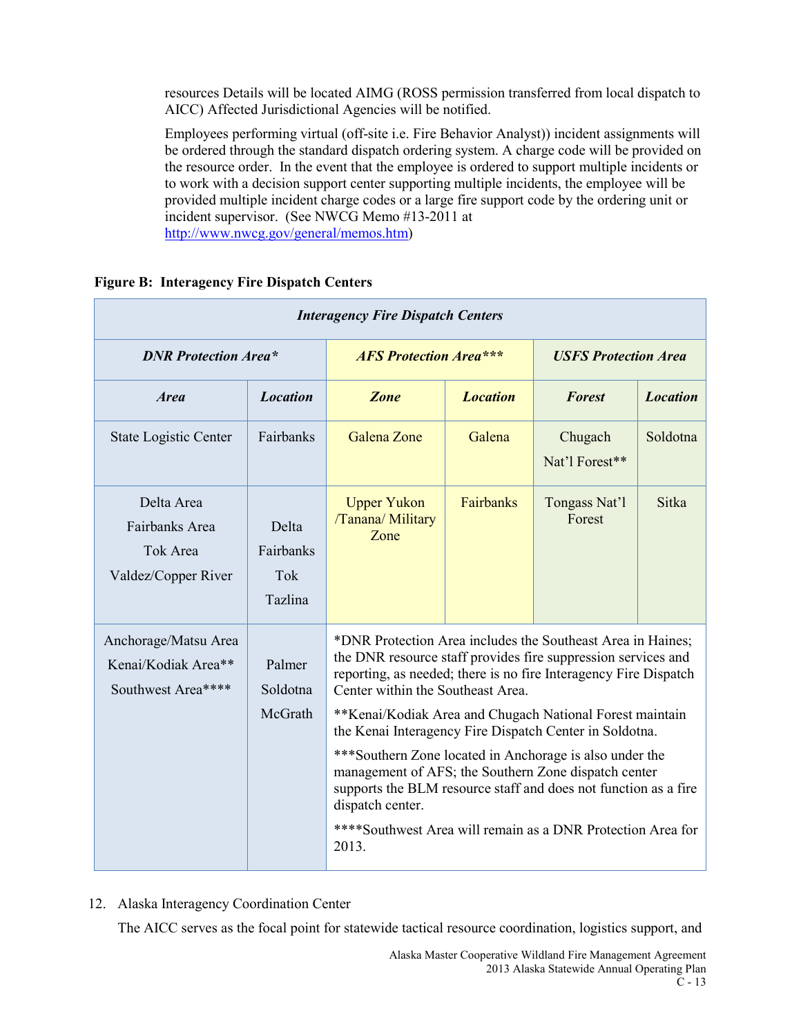resources Details will be located AIMG (ROSS permission transferred from local dispatch to AICC) Affected Jurisdictional Agencies will be notified.

Employees performing virtual (off-site i.e. Fire Behavior Analyst)) incident assignments will be ordered through the standard dispatch ordering system. A charge code will be provided on the resource order. In the event that the employee is ordered to support multiple incidents or to work with a decision support center supporting multiple incidents, the employee will be provided multiple incident charge codes or a large fire support code by the ordering unit or incident supervisor. (See NWCG Memo #13-2011 at http://www.nwcg.gov/general/memos.htm)

**Figure B: Interagency Fire Dispatch Centers**

| ***Interagency Fire Dispatch Centers*** | | | | | |
|---|---|---|---|---|---|
| ***DNR Protection Area**** | | ***AFS Protection Area***** | | ***USFS Protection Area*** | |
| ***Area*** | ***Location*** | ***Zone*** | ***Location*** | ***Forest*** | ***Location*** |
| State Logistic Center | Fairbanks | Galena Zone | Galena | Chugach Nat'l Forest** | Soldotna |
| Delta Area<br>Fairbanks Area<br>Tok Area<br>Valdez/Copper River | Delta<br>Fairbanks<br>Tok<br>Tazlina | Upper Yukon /Tanana/ Military Zone | Fairbanks | Tongass Nat'l Forest | Sitka |
| Anchorage/Matsu Area<br>Kenai/Kodiak Area**<br>Southwest Area**** | Palmer<br>Soldotna<br>McGrath | *DNR Protection Area includes the Southeast Area in Haines; the DNR resource staff provides fire suppression services and reporting, as needed; there is no fire Interagency Fire Dispatch Center within the Southeast Area.<br>**Kenai/Kodiak Area and Chugach National Forest maintain the Kenai Interagency Fire Dispatch Center in Soldotna.<br>***Southern Zone located in Anchorage is also under the management of AFS; the Southern Zone dispatch center supports the BLM resource staff and does not function as a fire dispatch center.<br>****Southwest Area will remain as a DNR Protection Area for 2013. | | | |

12. Alaska Interagency Coordination Center

The AICC serves as the focal point for statewide tactical resource coordination, logistics support, and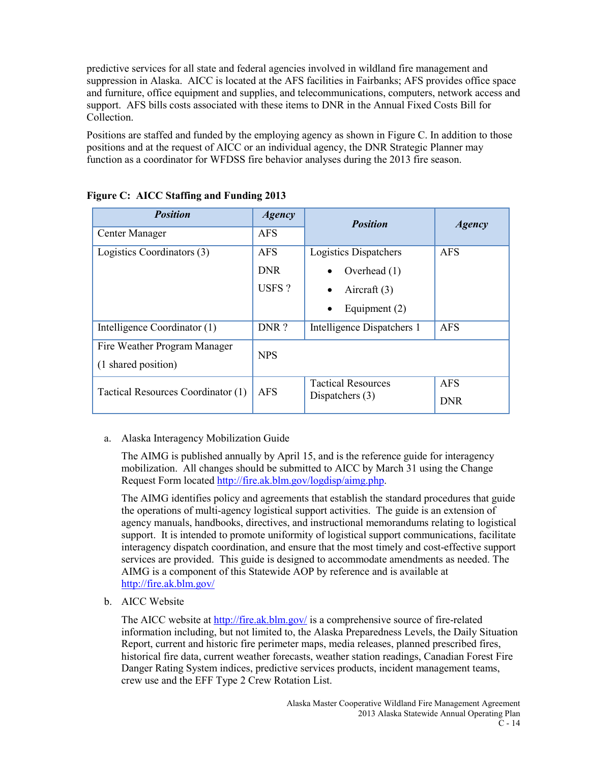predictive services for all state and federal agencies involved in wildland fire management and suppression in Alaska. AICC is located at the AFS facilities in Fairbanks; AFS provides office space and furniture, office equipment and supplies, and telecommunications, computers, network access and support. AFS bills costs associated with these items to DNR in the Annual Fixed Costs Bill for Collection.

Positions are staffed and funded by the employing agency as shown in Figure C. In addition to those positions and at the request of AICC or an individual agency, the DNR Strategic Planner may function as a coordinator for WFDSS fire behavior analyses during the 2013 fire season.

**Figure C: AICC Staffing and Funding 2013**

| *Position* | *Agency* | *Position* | *Agency* |
|---|---|---|---|
| Center Manager | AFS | | |
| Logistics Coordinators (3) | AFS<br>DNR<br>USFS ? | Logistics Dispatchers<br>• Overhead (1)<br>• Aircraft (3)<br>• Equipment (2) | AFS |
| Intelligence Coordinator (1) | DNR ? | Intelligence Dispatchers 1 | AFS |
| Fire Weather Program Manager<br>(1 shared position) | NPS | | |
| Tactical Resources Coordinator (1) | AFS | Tactical Resources Dispatchers (3) | AFS<br>DNR |

a. Alaska Interagency Mobilization Guide

The AIMG is published annually by April 15, and is the reference guide for interagency mobilization. All changes should be submitted to AICC by March 31 using the Change Request Form located http://fire.ak.blm.gov/logdisp/aimg.php.

The AIMG identifies policy and agreements that establish the standard procedures that guide the operations of multi-agency logistical support activities. The guide is an extension of agency manuals, handbooks, directives, and instructional memorandums relating to logistical support. It is intended to promote uniformity of logistical support communications, facilitate interagency dispatch coordination, and ensure that the most timely and cost-effective support services are provided. This guide is designed to accommodate amendments as needed. The AIMG is a component of this Statewide AOP by reference and is available at http://fire.ak.blm.gov/

b. AICC Website

The AICC website at http://fire.ak.blm.gov/ is a comprehensive source of fire-related information including, but not limited to, the Alaska Preparedness Levels, the Daily Situation Report, current and historic fire perimeter maps, media releases, planned prescribed fires, historical fire data, current weather forecasts, weather station readings, Canadian Forest Fire Danger Rating System indices, predictive services products, incident management teams, crew use and the EFF Type 2 Crew Rotation List.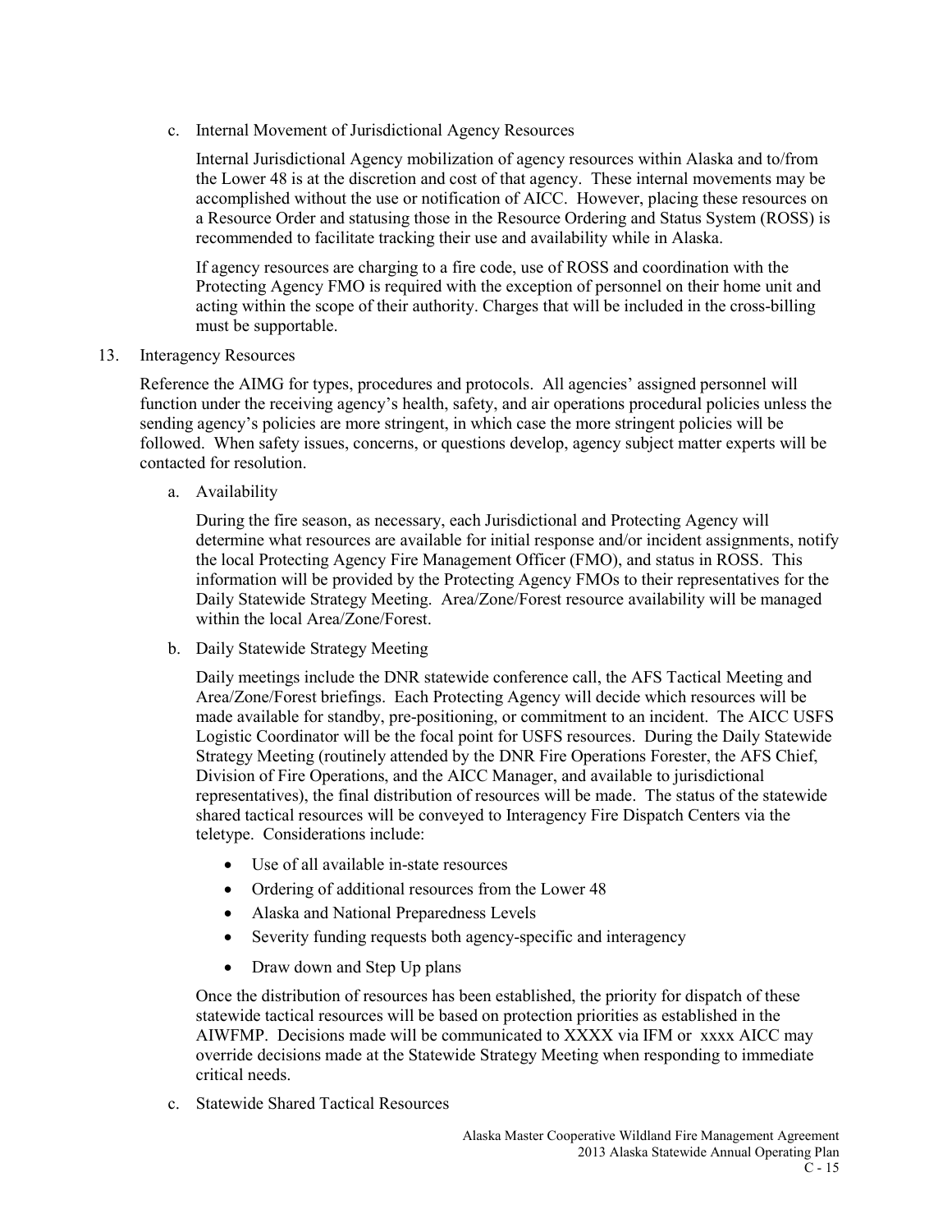c. Internal Movement of Jurisdictional Agency Resources

Internal Jurisdictional Agency mobilization of agency resources within Alaska and to/from the Lower 48 is at the discretion and cost of that agency. These internal movements may be accomplished without the use or notification of AICC. However, placing these resources on a Resource Order and statusing those in the Resource Ordering and Status System (ROSS) is recommended to facilitate tracking their use and availability while in Alaska.

If agency resources are charging to a fire code, use of ROSS and coordination with the Protecting Agency FMO is required with the exception of personnel on their home unit and acting within the scope of their authority. Charges that will be included in the cross-billing must be supportable.

13. Interagency Resources

Reference the AIMG for types, procedures and protocols. All agencies' assigned personnel will function under the receiving agency's health, safety, and air operations procedural policies unless the sending agency's policies are more stringent, in which case the more stringent policies will be followed. When safety issues, concerns, or questions develop, agency subject matter experts will be contacted for resolution.

a. Availability

During the fire season, as necessary, each Jurisdictional and Protecting Agency will determine what resources are available for initial response and/or incident assignments, notify the local Protecting Agency Fire Management Officer (FMO), and status in ROSS. This information will be provided by the Protecting Agency FMOs to their representatives for the Daily Statewide Strategy Meeting. Area/Zone/Forest resource availability will be managed within the local Area/Zone/Forest.

b. Daily Statewide Strategy Meeting

Daily meetings include the DNR statewide conference call, the AFS Tactical Meeting and Area/Zone/Forest briefings. Each Protecting Agency will decide which resources will be made available for standby, pre-positioning, or commitment to an incident. The AICC USFS Logistic Coordinator will be the focal point for USFS resources. During the Daily Statewide Strategy Meeting (routinely attended by the DNR Fire Operations Forester, the AFS Chief, Division of Fire Operations, and the AICC Manager, and available to jurisdictional representatives), the final distribution of resources will be made. The status of the statewide shared tactical resources will be conveyed to Interagency Fire Dispatch Centers via the teletype. Considerations include:

- Use of all available in-state resources
- Ordering of additional resources from the Lower 48
- Alaska and National Preparedness Levels
- Severity funding requests both agency-specific and interagency
- Draw down and Step Up plans

Once the distribution of resources has been established, the priority for dispatch of these statewide tactical resources will be based on protection priorities as established in the AIWFMP. Decisions made will be communicated to XXXX via IFM or xxxx AICC may override decisions made at the Statewide Strategy Meeting when responding to immediate critical needs.

c. Statewide Shared Tactical Resources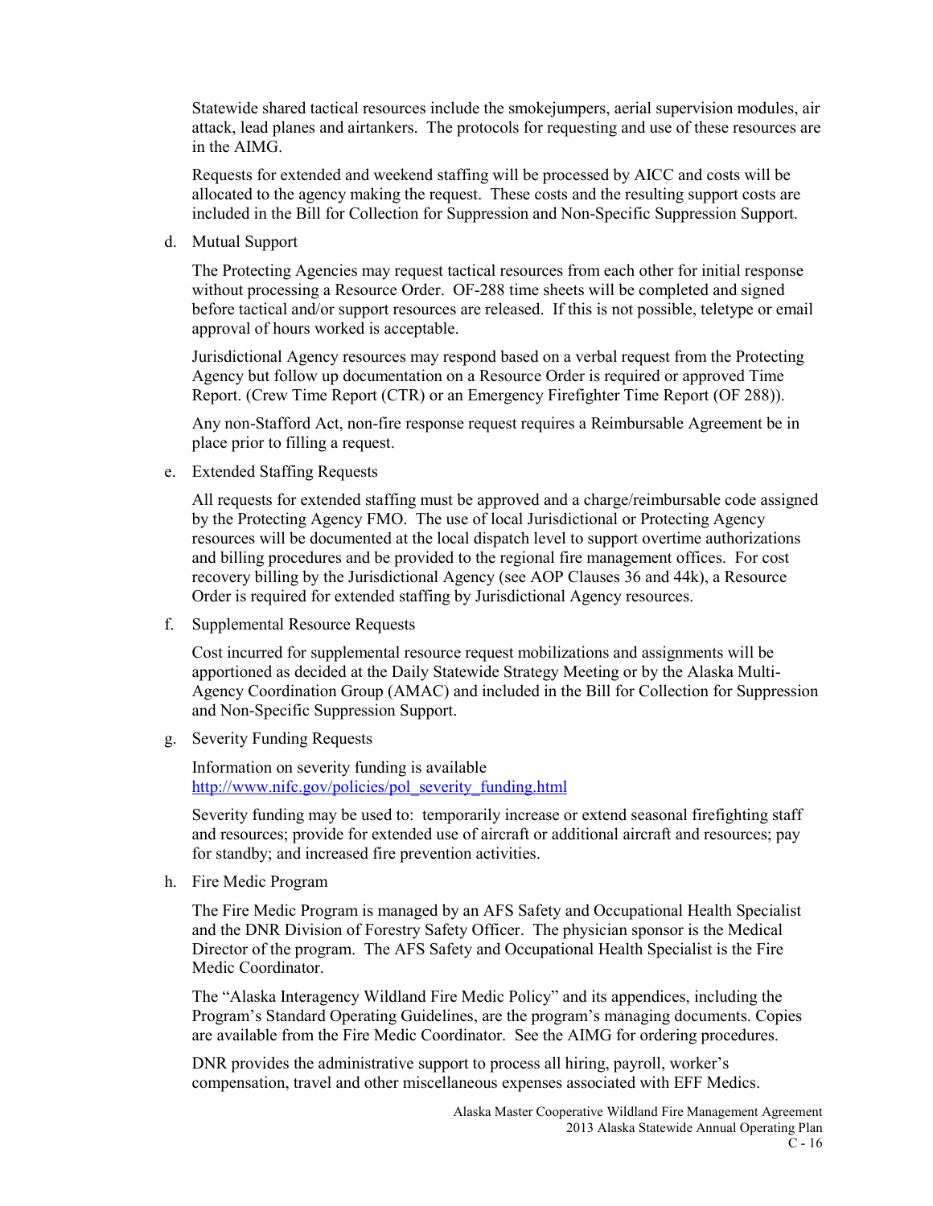Statewide shared tactical resources include the smokejumpers, aerial supervision modules, air attack, lead planes and airtankers. The protocols for requesting and use of these resources are in the AIMG.

Requests for extended and weekend staffing will be processed by AICC and costs will be allocated to the agency making the request. These costs and the resulting support costs are included in the Bill for Collection for Suppression and Non-Specific Suppression Support.

d. Mutual Support

The Protecting Agencies may request tactical resources from each other for initial response without processing a Resource Order. OF-288 time sheets will be completed and signed before tactical and/or support resources are released. If this is not possible, teletype or email approval of hours worked is acceptable.

Jurisdictional Agency resources may respond based on a verbal request from the Protecting Agency but follow up documentation on a Resource Order is required or approved Time Report. (Crew Time Report (CTR) or an Emergency Firefighter Time Report (OF 288)).

Any non-Stafford Act, non-fire response request requires a Reimbursable Agreement be in place prior to filling a request.

e. Extended Staffing Requests

All requests for extended staffing must be approved and a charge/reimbursable code assigned by the Protecting Agency FMO. The use of local Jurisdictional or Protecting Agency resources will be documented at the local dispatch level to support overtime authorizations and billing procedures and be provided to the regional fire management offices. For cost recovery billing by the Jurisdictional Agency (see AOP Clauses 36 and 44k), a Resource Order is required for extended staffing by Jurisdictional Agency resources.

f. Supplemental Resource Requests

Cost incurred for supplemental resource request mobilizations and assignments will be apportioned as decided at the Daily Statewide Strategy Meeting or by the Alaska Multi-Agency Coordination Group (AMAC) and included in the Bill for Collection for Suppression and Non-Specific Suppression Support.

g. Severity Funding Requests

Information on severity funding is available [http://www.nifc.gov/policies/pol_severity_funding.html](http://www.nifc.gov/policies/pol_severity_funding.html)

Severity funding may be used to: temporarily increase or extend seasonal firefighting staff and resources; provide for extended use of aircraft or additional aircraft and resources; pay for standby; and increased fire prevention activities.

h. Fire Medic Program

The Fire Medic Program is managed by an AFS Safety and Occupational Health Specialist and the DNR Division of Forestry Safety Officer. The physician sponsor is the Medical Director of the program. The AFS Safety and Occupational Health Specialist is the Fire Medic Coordinator.

The "Alaska Interagency Wildland Fire Medic Policy" and its appendices, including the Program's Standard Operating Guidelines, are the program's managing documents. Copies are available from the Fire Medic Coordinator. See the AIMG for ordering procedures.

DNR provides the administrative support to process all hiring, payroll, worker's compensation, travel and other miscellaneous expenses associated with EFF Medics.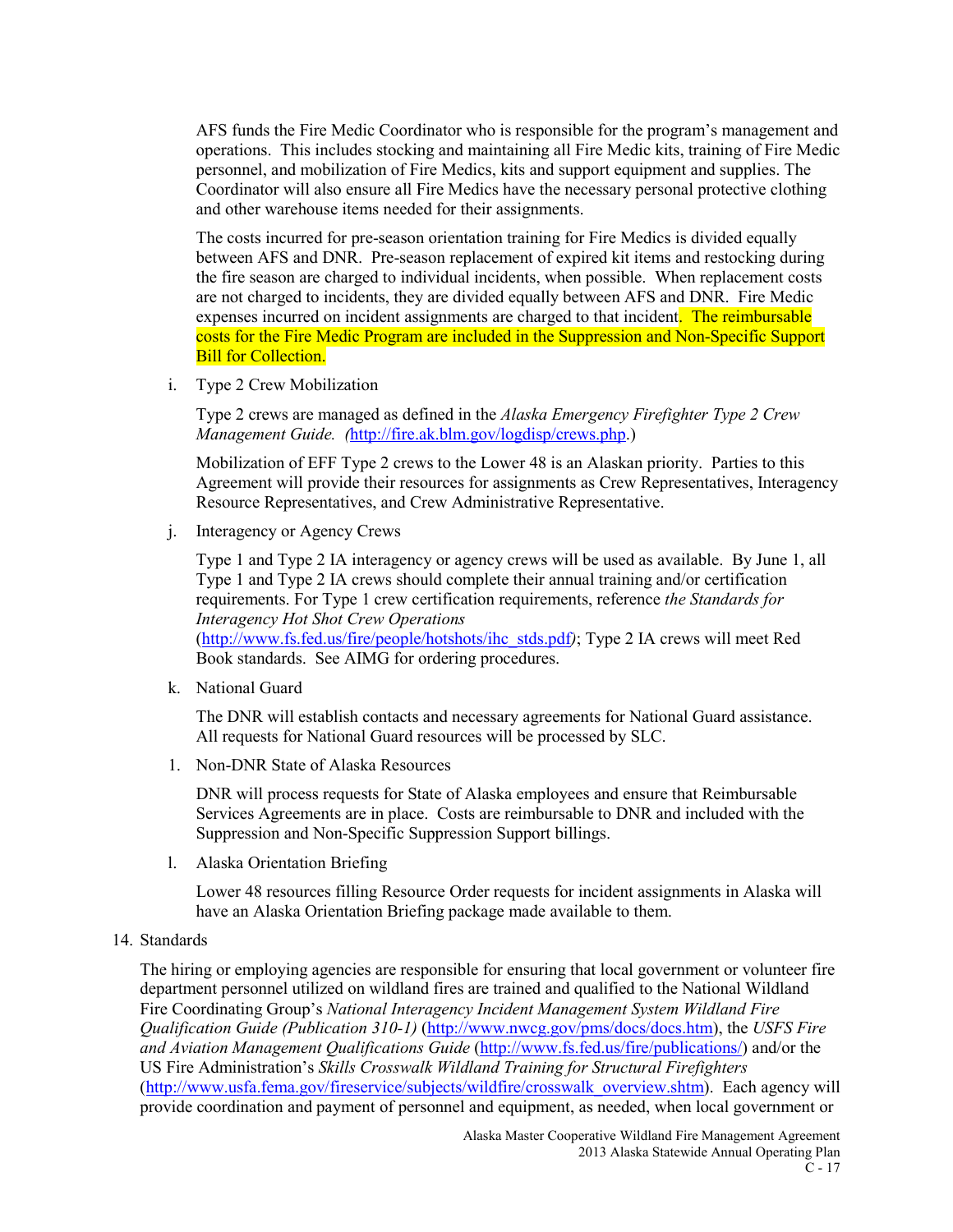AFS funds the Fire Medic Coordinator who is responsible for the program's management and operations. This includes stocking and maintaining all Fire Medic kits, training of Fire Medic personnel, and mobilization of Fire Medics, kits and support equipment and supplies. The Coordinator will also ensure all Fire Medics have the necessary personal protective clothing and other warehouse items needed for their assignments.

The costs incurred for pre-season orientation training for Fire Medics is divided equally between AFS and DNR. Pre-season replacement of expired kit items and restocking during the fire season are charged to individual incidents, when possible. When replacement costs are not charged to incidents, they are divided equally between AFS and DNR. Fire Medic expenses incurred on incident assignments are charged to that incident. The reimbursable costs for the Fire Medic Program are included in the Suppression and Non-Specific Support Bill for Collection.

i. Type 2 Crew Mobilization

Type 2 crews are managed as defined in the *Alaska Emergency Firefighter Type 2 Crew Management Guide. (*http://fire.ak.blm.gov/logdisp/crews.php.)

Mobilization of EFF Type 2 crews to the Lower 48 is an Alaskan priority. Parties to this Agreement will provide their resources for assignments as Crew Representatives, Interagency Resource Representatives, and Crew Administrative Representative.

j. Interagency or Agency Crews

Type 1 and Type 2 IA interagency or agency crews will be used as available. By June 1, all Type 1 and Type 2 IA crews should complete their annual training and/or certification requirements. For Type 1 crew certification requirements, reference *the Standards for Interagency Hot Shot Crew Operations* (http://www.fs.fed.us/fire/people/hotshots/ihc_stds.pdf*)*; Type 2 IA crews will meet Red Book standards. See AIMG for ordering procedures.

k. National Guard

The DNR will establish contacts and necessary agreements for National Guard assistance. All requests for National Guard resources will be processed by SLC.

1. Non-DNR State of Alaska Resources

DNR will process requests for State of Alaska employees and ensure that Reimbursable Services Agreements are in place. Costs are reimbursable to DNR and included with the Suppression and Non-Specific Suppression Support billings.

l. Alaska Orientation Briefing

Lower 48 resources filling Resource Order requests for incident assignments in Alaska will have an Alaska Orientation Briefing package made available to them.

14. Standards

The hiring or employing agencies are responsible for ensuring that local government or volunteer fire department personnel utilized on wildland fires are trained and qualified to the National Wildland Fire Coordinating Group's *National Interagency Incident Management System Wildland Fire Qualification Guide (Publication 310-1)* (http://www.nwcg.gov/pms/docs/docs.htm), the *USFS Fire and Aviation Management Qualifications Guide* (http://www.fs.fed.us/fire/publications/) and/or the US Fire Administration's *Skills Crosswalk Wildland Training for Structural Firefighters* (http://www.usfa.fema.gov/fireservice/subjects/wildfire/crosswalk_overview.shtm). Each agency will provide coordination and payment of personnel and equipment, as needed, when local government or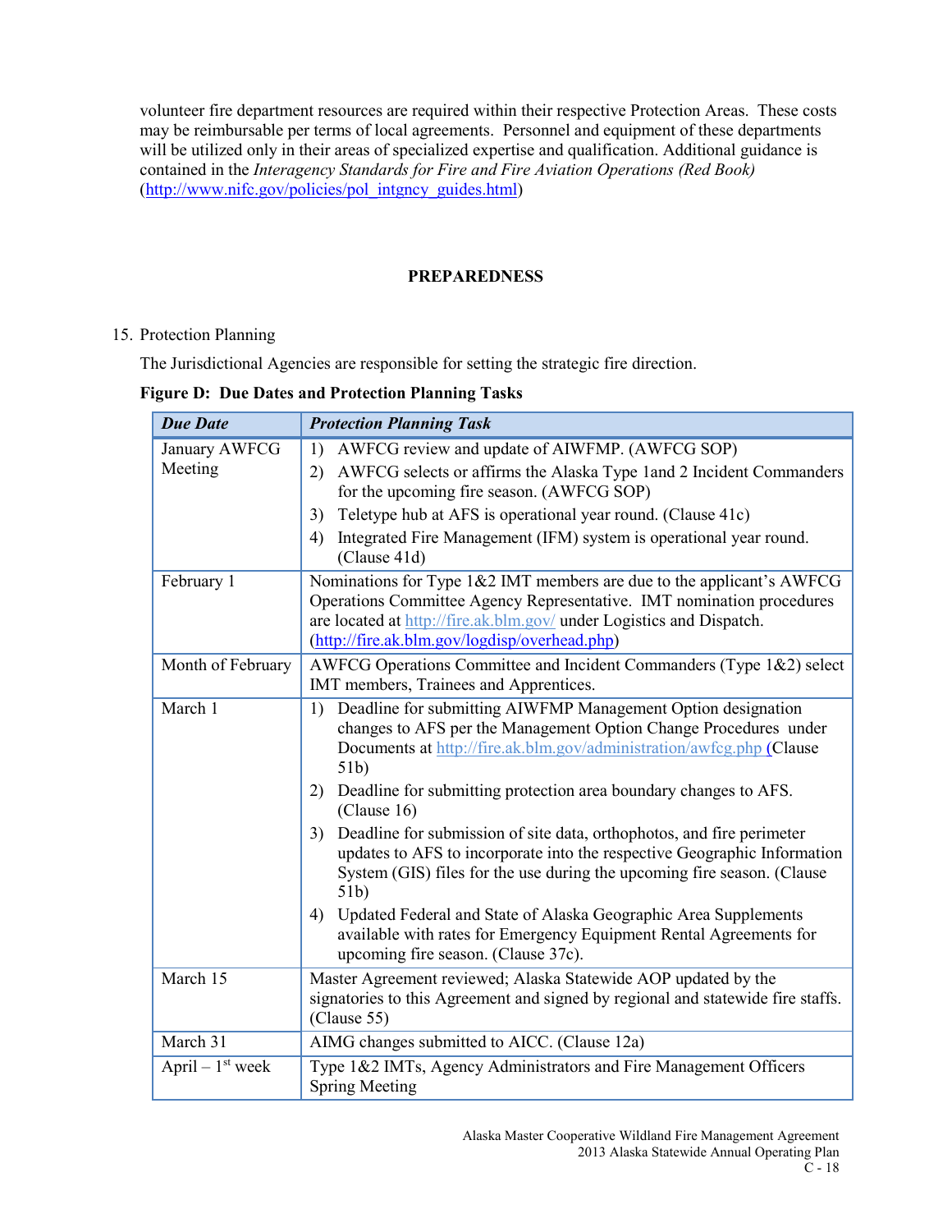volunteer fire department resources are required within their respective Protection Areas. These costs may be reimbursable per terms of local agreements. Personnel and equipment of these departments will be utilized only in their areas of specialized expertise and qualification. Additional guidance is contained in the *Interagency Standards for Fire and Fire Aviation Operations (Red Book)* (http://www.nifc.gov/policies/pol_intgncy_guides.html)

## PREPAREDNESS

15. Protection Planning

The Jurisdictional Agencies are responsible for setting the strategic fire direction.

**Figure D: Due Dates and Protection Planning Tasks**

| ***Due Date*** | ***Protection Planning Task*** |
|---|---|
| January AWFCG Meeting | 1) AWFCG review and update of AIWFMP. (AWFCG SOP)<br>2) AWFCG selects or affirms the Alaska Type 1and 2 Incident Commanders for the upcoming fire season. (AWFCG SOP)<br>3) Teletype hub at AFS is operational year round. (Clause 41c)<br>4) Integrated Fire Management (IFM) system is operational year round. (Clause 41d) |
| February 1 | Nominations for Type 1&2 IMT members are due to the applicant's AWFCG Operations Committee Agency Representative. IMT nomination procedures are located at http://fire.ak.blm.gov/ under Logistics and Dispatch. (http://fire.ak.blm.gov/logdisp/overhead.php) |
| Month of February | AWFCG Operations Committee and Incident Commanders (Type 1&2) select IMT members, Trainees and Apprentices. |
| March 1 | 1) Deadline for submitting AIWFMP Management Option designation changes to AFS per the Management Option Change Procedures under Documents at http://fire.ak.blm.gov/administration/awfcg.php (Clause 51b)<br>2) Deadline for submitting protection area boundary changes to AFS. (Clause 16)<br>3) Deadline for submission of site data, orthophotos, and fire perimeter updates to AFS to incorporate into the respective Geographic Information System (GIS) files for the use during the upcoming fire season. (Clause 51b)<br>4) Updated Federal and State of Alaska Geographic Area Supplements available with rates for Emergency Equipment Rental Agreements for upcoming fire season. (Clause 37c). |
| March 15 | Master Agreement reviewed; Alaska Statewide AOP updated by the signatories to this Agreement and signed by regional and statewide fire staffs. (Clause 55) |
| March 31 | AIMG changes submitted to AICC. (Clause 12a) |
| April – 1st week | Type 1&2 IMTs, Agency Administrators and Fire Management Officers Spring Meeting |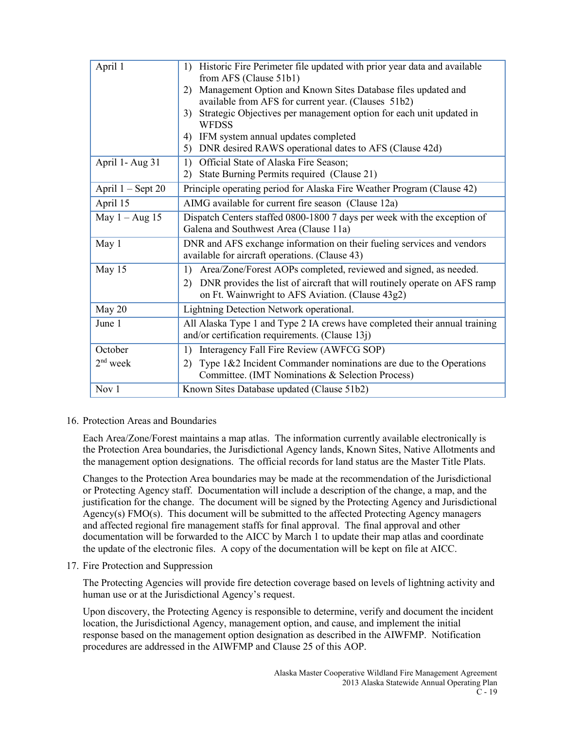| | |
|---|---|
| April 1 | 1) Historic Fire Perimeter file updated with prior year data and available from AFS (Clause 51b1)<br>2) Management Option and Known Sites Database files updated and available from AFS for current year. (Clauses 51b2)<br>3) Strategic Objectives per management option for each unit updated in WFDSS<br>4) IFM system annual updates completed<br>5) DNR desired RAWS operational dates to AFS (Clause 42d) |
| April 1- Aug 31 | 1) Official State of Alaska Fire Season;<br>2) State Burning Permits required (Clause 21) |
| April 1 – Sept 20 | Principle operating period for Alaska Fire Weather Program (Clause 42) |
| April 15 | AIMG available for current fire season (Clause 12a) |
| May 1 – Aug 15 | Dispatch Centers staffed 0800-1800 7 days per week with the exception of Galena and Southwest Area (Clause 11a) |
| May 1 | DNR and AFS exchange information on their fueling services and vendors available for aircraft operations. (Clause 43) |
| May 15 | 1) Area/Zone/Forest AOPs completed, reviewed and signed, as needed.<br>2) DNR provides the list of aircraft that will routinely operate on AFS ramp on Ft. Wainwright to AFS Aviation. (Clause 43g2) |
| May 20 | Lightning Detection Network operational. |
| June 1 | All Alaska Type 1 and Type 2 IA crews have completed their annual training and/or certification requirements. (Clause 13j) |
| October 2nd week | 1) Interagency Fall Fire Review (AWFCG SOP)<br>2) Type 1&2 Incident Commander nominations are due to the Operations Committee. (IMT Nominations & Selection Process) |
| Nov 1 | Known Sites Database updated (Clause 51b2) |

16. Protection Areas and Boundaries

Each Area/Zone/Forest maintains a map atlas. The information currently available electronically is the Protection Area boundaries, the Jurisdictional Agency lands, Known Sites, Native Allotments and the management option designations. The official records for land status are the Master Title Plats.

Changes to the Protection Area boundaries may be made at the recommendation of the Jurisdictional or Protecting Agency staff. Documentation will include a description of the change, a map, and the justification for the change. The document will be signed by the Protecting Agency and Jurisdictional Agency(s) FMO(s). This document will be submitted to the affected Protecting Agency managers and affected regional fire management staffs for final approval. The final approval and other documentation will be forwarded to the AICC by March 1 to update their map atlas and coordinate the update of the electronic files. A copy of the documentation will be kept on file at AICC.

17. Fire Protection and Suppression

The Protecting Agencies will provide fire detection coverage based on levels of lightning activity and human use or at the Jurisdictional Agency's request.

Upon discovery, the Protecting Agency is responsible to determine, verify and document the incident location, the Jurisdictional Agency, management option, and cause, and implement the initial response based on the management option designation as described in the AIWFMP. Notification procedures are addressed in the AIWFMP and Clause 25 of this AOP.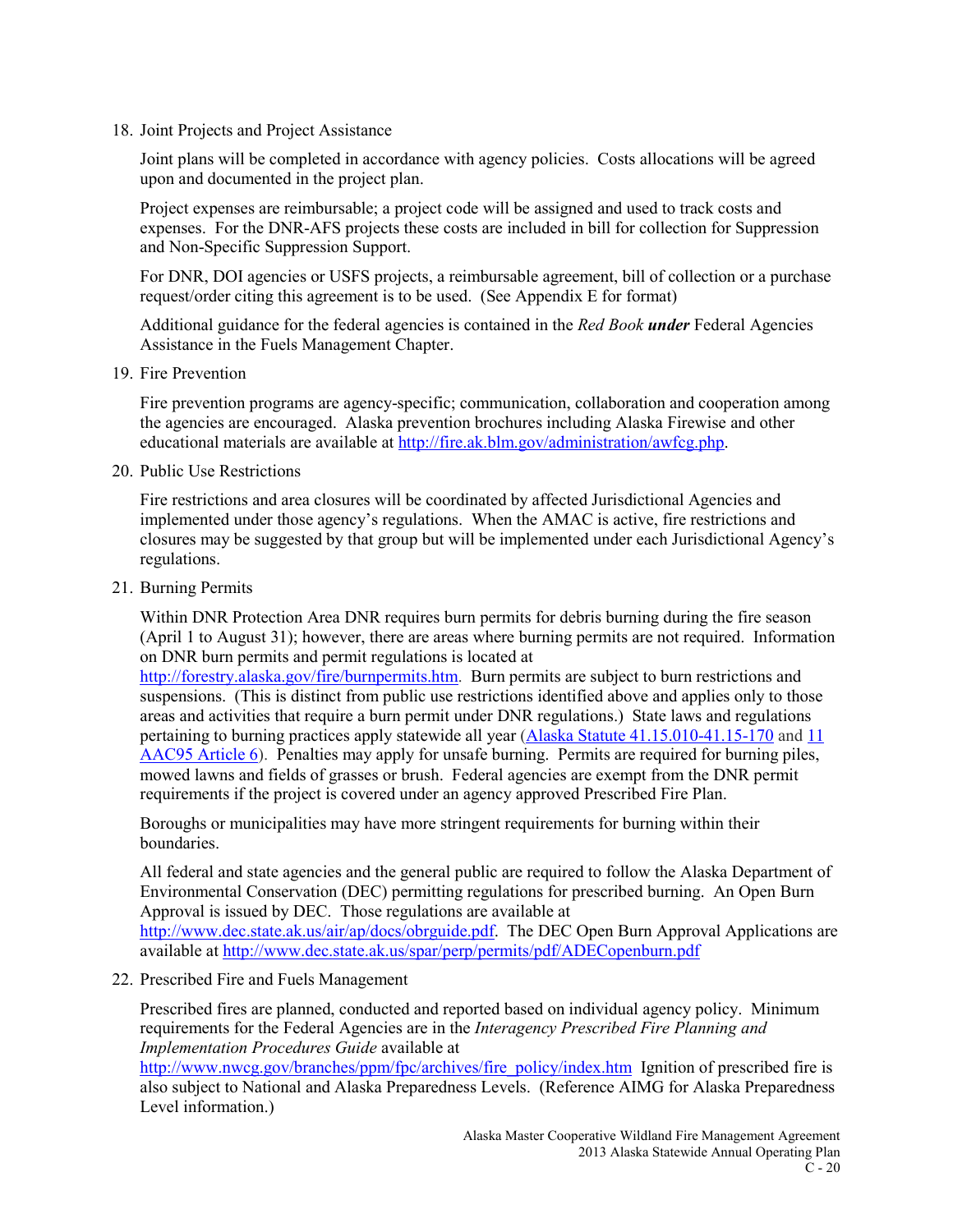18. Joint Projects and Project Assistance

    Joint plans will be completed in accordance with agency policies. Costs allocations will be agreed upon and documented in the project plan.

    Project expenses are reimbursable; a project code will be assigned and used to track costs and expenses. For the DNR-AFS projects these costs are included in bill for collection for Suppression and Non-Specific Suppression Support.

    For DNR, DOI agencies or USFS projects, a reimbursable agreement, bill of collection or a purchase request/order citing this agreement is to be used. (See Appendix E for format)

    Additional guidance for the federal agencies is contained in the *Red Book* ***under*** Federal Agencies Assistance in the Fuels Management Chapter.

19. Fire Prevention

    Fire prevention programs are agency-specific; communication, collaboration and cooperation among the agencies are encouraged. Alaska prevention brochures including Alaska Firewise and other educational materials are available at [http://fire.ak.blm.gov/administration/awfcg.php](http://fire.ak.blm.gov/administration/awfcg.php).

20. Public Use Restrictions

    Fire restrictions and area closures will be coordinated by affected Jurisdictional Agencies and implemented under those agency's regulations. When the AMAC is active, fire restrictions and closures may be suggested by that group but will be implemented under each Jurisdictional Agency's regulations.

21. Burning Permits

    Within DNR Protection Area DNR requires burn permits for debris burning during the fire season (April 1 to August 31); however, there are areas where burning permits are not required. Information on DNR burn permits and permit regulations is located at [http://forestry.alaska.gov/fire/burnpermits.htm](http://forestry.alaska.gov/fire/burnpermits.htm). Burn permits are subject to burn restrictions and suspensions. (This is distinct from public use restrictions identified above and applies only to those areas and activities that require a burn permit under DNR regulations.) State laws and regulations pertaining to burning practices apply statewide all year (Alaska Statute 41.15.010-41.15-170 and 11 AAC95 Article 6). Penalties may apply for unsafe burning. Permits are required for burning piles, mowed lawns and fields of grasses or brush. Federal agencies are exempt from the DNR permit requirements if the project is covered under an agency approved Prescribed Fire Plan.

    Boroughs or municipalities may have more stringent requirements for burning within their boundaries.

    All federal and state agencies and the general public are required to follow the Alaska Department of Environmental Conservation (DEC) permitting regulations for prescribed burning. An Open Burn Approval is issued by DEC. Those regulations are available at [http://www.dec.state.ak.us/air/ap/docs/obrguide.pdf](http://www.dec.state.ak.us/air/ap/docs/obrguide.pdf). The DEC Open Burn Approval Applications are available at [http://www.dec.state.ak.us/spar/perp/permits/pdf/ADECopenburn.pdf](http://www.dec.state.ak.us/spar/perp/permits/pdf/ADECopenburn.pdf)

22. Prescribed Fire and Fuels Management

    Prescribed fires are planned, conducted and reported based on individual agency policy. Minimum requirements for the Federal Agencies are in the *Interagency Prescribed Fire Planning and Implementation Procedures Guide* available at [http://www.nwcg.gov/branches/ppm/fpc/archives/fire_policy/index.htm](http://www.nwcg.gov/branches/ppm/fpc/archives/fire_policy/index.htm) Ignition of prescribed fire is also subject to National and Alaska Preparedness Levels. (Reference AIMG for Alaska Preparedness Level information.)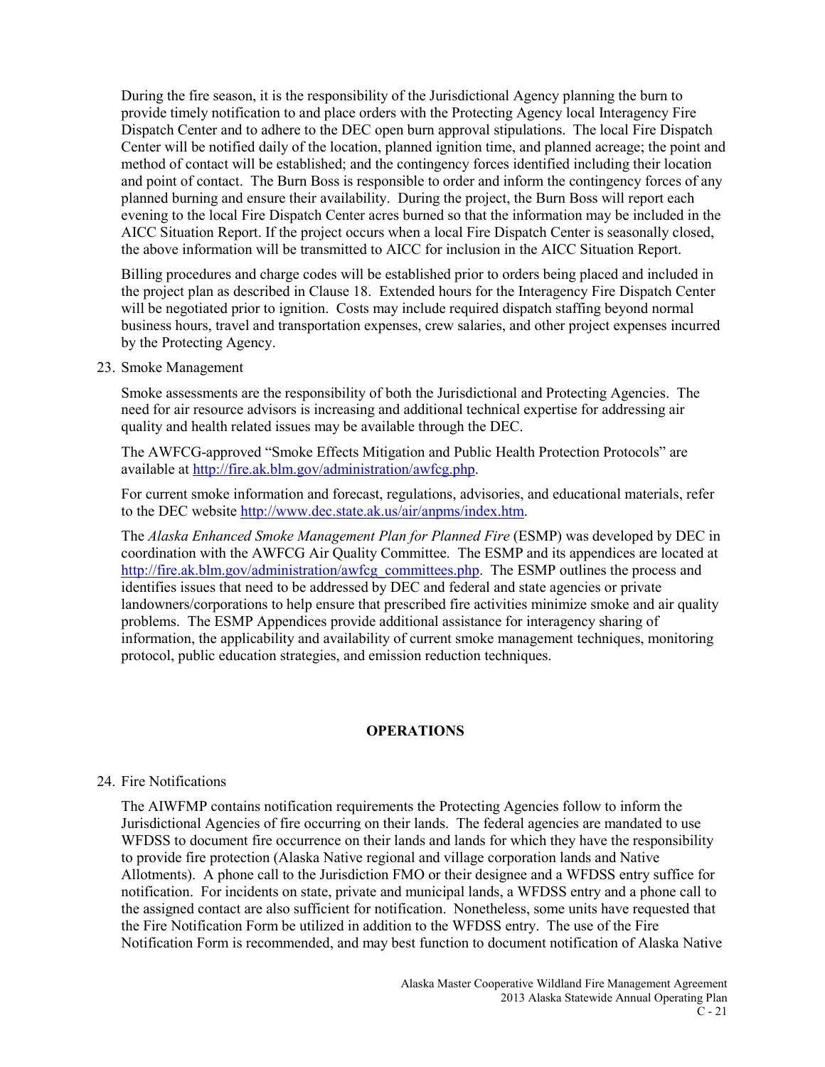During the fire season, it is the responsibility of the Jurisdictional Agency planning the burn to provide timely notification to and place orders with the Protecting Agency local Interagency Fire Dispatch Center and to adhere to the DEC open burn approval stipulations. The local Fire Dispatch Center will be notified daily of the location, planned ignition time, and planned acreage; the point and method of contact will be established; and the contingency forces identified including their location and point of contact. The Burn Boss is responsible to order and inform the contingency forces of any planned burning and ensure their availability. During the project, the Burn Boss will report each evening to the local Fire Dispatch Center acres burned so that the information may be included in the AICC Situation Report. If the project occurs when a local Fire Dispatch Center is seasonally closed, the above information will be transmitted to AICC for inclusion in the AICC Situation Report.

Billing procedures and charge codes will be established prior to orders being placed and included in the project plan as described in Clause 18. Extended hours for the Interagency Fire Dispatch Center will be negotiated prior to ignition. Costs may include required dispatch staffing beyond normal business hours, travel and transportation expenses, crew salaries, and other project expenses incurred by the Protecting Agency.

23. Smoke Management

Smoke assessments are the responsibility of both the Jurisdictional and Protecting Agencies. The need for air resource advisors is increasing and additional technical expertise for addressing air quality and health related issues may be available through the DEC.

The AWFCG-approved "Smoke Effects Mitigation and Public Health Protection Protocols" are available at http://fire.ak.blm.gov/administration/awfcg.php.

For current smoke information and forecast, regulations, advisories, and educational materials, refer to the DEC website http://www.dec.state.ak.us/air/anpms/index.htm.

The *Alaska Enhanced Smoke Management Plan for Planned Fire* (ESMP) was developed by DEC in coordination with the AWFCG Air Quality Committee. The ESMP and its appendices are located at http://fire.ak.blm.gov/administration/awfcg_committees.php. The ESMP outlines the process and identifies issues that need to be addressed by DEC and federal and state agencies or private landowners/corporations to help ensure that prescribed fire activities minimize smoke and air quality problems. The ESMP Appendices provide additional assistance for interagency sharing of information, the applicability and availability of current smoke management techniques, monitoring protocol, public education strategies, and emission reduction techniques.

## OPERATIONS

24. Fire Notifications

The AIWFMP contains notification requirements the Protecting Agencies follow to inform the Jurisdictional Agencies of fire occurring on their lands. The federal agencies are mandated to use WFDSS to document fire occurrence on their lands and lands for which they have the responsibility to provide fire protection (Alaska Native regional and village corporation lands and Native Allotments). A phone call to the Jurisdiction FMO or their designee and a WFDSS entry suffice for notification. For incidents on state, private and municipal lands, a WFDSS entry and a phone call to the assigned contact are also sufficient for notification. Nonetheless, some units have requested that the Fire Notification Form be utilized in addition to the WFDSS entry. The use of the Fire Notification Form is recommended, and may best function to document notification of Alaska Native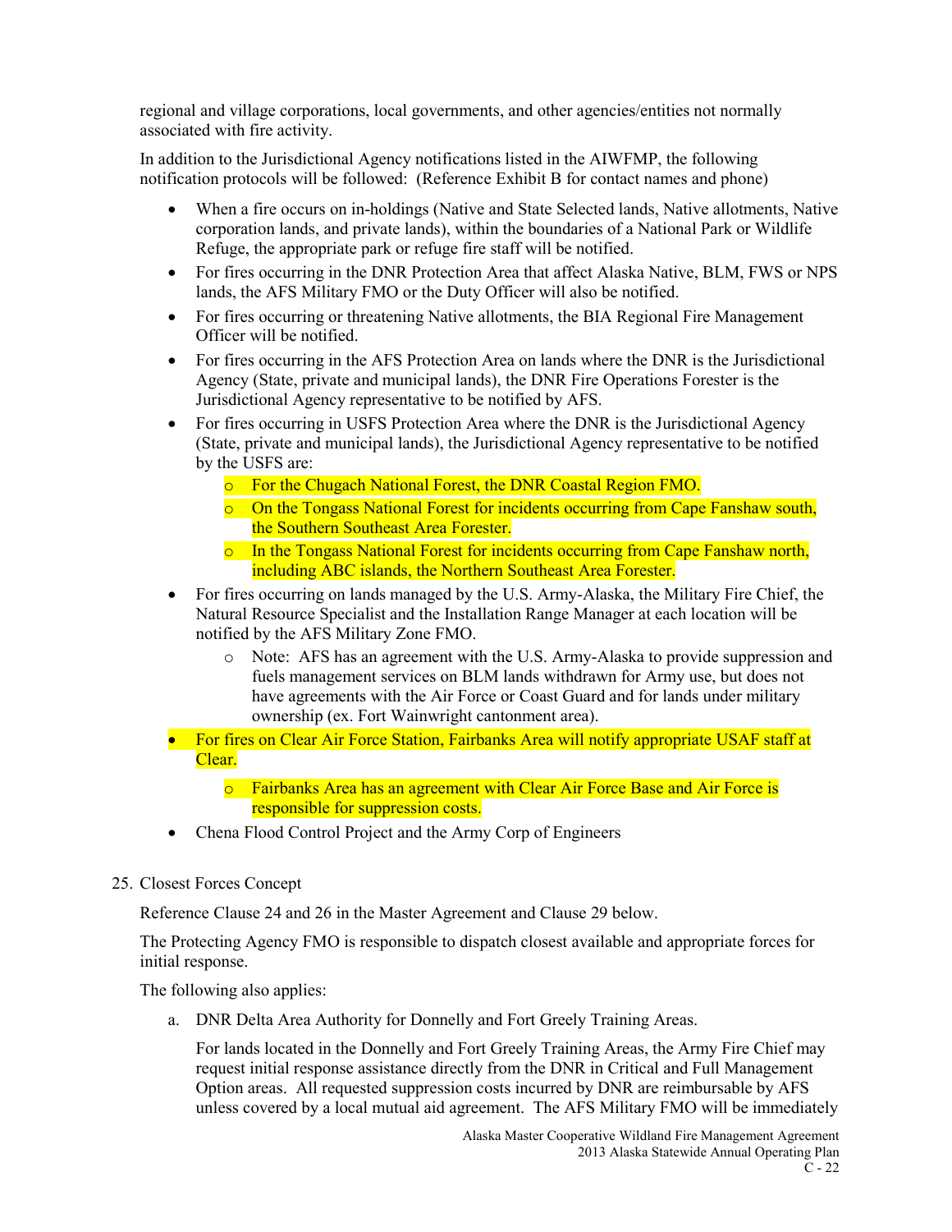regional and village corporations, local governments, and other agencies/entities not normally associated with fire activity.

In addition to the Jurisdictional Agency notifications listed in the AIWFMP, the following notification protocols will be followed: (Reference Exhibit B for contact names and phone)

- When a fire occurs on in-holdings (Native and State Selected lands, Native allotments, Native corporation lands, and private lands), within the boundaries of a National Park or Wildlife Refuge, the appropriate park or refuge fire staff will be notified.
- For fires occurring in the DNR Protection Area that affect Alaska Native, BLM, FWS or NPS lands, the AFS Military FMO or the Duty Officer will also be notified.
- For fires occurring or threatening Native allotments, the BIA Regional Fire Management Officer will be notified.
- For fires occurring in the AFS Protection Area on lands where the DNR is the Jurisdictional Agency (State, private and municipal lands), the DNR Fire Operations Forester is the Jurisdictional Agency representative to be notified by AFS.
- For fires occurring in USFS Protection Area where the DNR is the Jurisdictional Agency (State, private and municipal lands), the Jurisdictional Agency representative to be notified by the USFS are:
  - For the Chugach National Forest, the DNR Coastal Region FMO.
  - On the Tongass National Forest for incidents occurring from Cape Fanshaw south, the Southern Southeast Area Forester.
  - In the Tongass National Forest for incidents occurring from Cape Fanshaw north, including ABC islands, the Northern Southeast Area Forester.
- For fires occurring on lands managed by the U.S. Army-Alaska, the Military Fire Chief, the Natural Resource Specialist and the Installation Range Manager at each location will be notified by the AFS Military Zone FMO.
  - Note: AFS has an agreement with the U.S. Army-Alaska to provide suppression and fuels management services on BLM lands withdrawn for Army use, but does not have agreements with the Air Force or Coast Guard and for lands under military ownership (ex. Fort Wainwright cantonment area).
- For fires on Clear Air Force Station, Fairbanks Area will notify appropriate USAF staff at Clear.
  - Fairbanks Area has an agreement with Clear Air Force Base and Air Force is responsible for suppression costs.
- Chena Flood Control Project and the Army Corp of Engineers

25. Closest Forces Concept

Reference Clause 24 and 26 in the Master Agreement and Clause 29 below.

The Protecting Agency FMO is responsible to dispatch closest available and appropriate forces for initial response.

The following also applies:

a. DNR Delta Area Authority for Donnelly and Fort Greely Training Areas.

For lands located in the Donnelly and Fort Greely Training Areas, the Army Fire Chief may request initial response assistance directly from the DNR in Critical and Full Management Option areas. All requested suppression costs incurred by DNR are reimbursable by AFS unless covered by a local mutual aid agreement. The AFS Military FMO will be immediately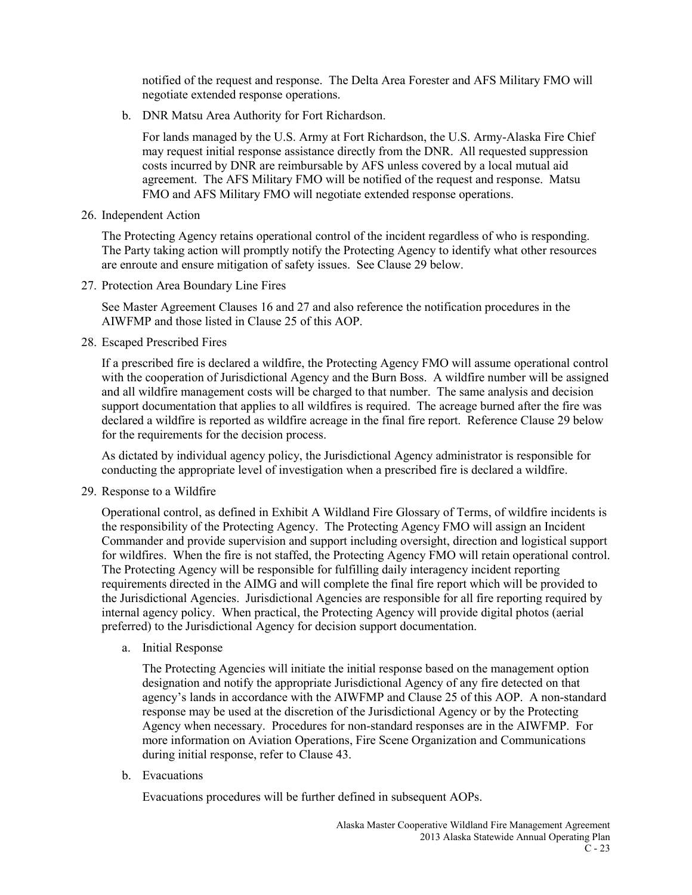notified of the request and response. The Delta Area Forester and AFS Military FMO will negotiate extended response operations.

b. DNR Matsu Area Authority for Fort Richardson.

   For lands managed by the U.S. Army at Fort Richardson, the U.S. Army-Alaska Fire Chief may request initial response assistance directly from the DNR. All requested suppression costs incurred by DNR are reimbursable by AFS unless covered by a local mutual aid agreement. The AFS Military FMO will be notified of the request and response. Matsu FMO and AFS Military FMO will negotiate extended response operations.

26. Independent Action

The Protecting Agency retains operational control of the incident regardless of who is responding. The Party taking action will promptly notify the Protecting Agency to identify what other resources are enroute and ensure mitigation of safety issues. See Clause 29 below.

27. Protection Area Boundary Line Fires

See Master Agreement Clauses 16 and 27 and also reference the notification procedures in the AIWFMP and those listed in Clause 25 of this AOP.

28. Escaped Prescribed Fires

If a prescribed fire is declared a wildfire, the Protecting Agency FMO will assume operational control with the cooperation of Jurisdictional Agency and the Burn Boss. A wildfire number will be assigned and all wildfire management costs will be charged to that number. The same analysis and decision support documentation that applies to all wildfires is required. The acreage burned after the fire was declared a wildfire is reported as wildfire acreage in the final fire report. Reference Clause 29 below for the requirements for the decision process.

As dictated by individual agency policy, the Jurisdictional Agency administrator is responsible for conducting the appropriate level of investigation when a prescribed fire is declared a wildfire.

29. Response to a Wildfire

Operational control, as defined in Exhibit A Wildland Fire Glossary of Terms, of wildfire incidents is the responsibility of the Protecting Agency. The Protecting Agency FMO will assign an Incident Commander and provide supervision and support including oversight, direction and logistical support for wildfires. When the fire is not staffed, the Protecting Agency FMO will retain operational control. The Protecting Agency will be responsible for fulfilling daily interagency incident reporting requirements directed in the AIMG and will complete the final fire report which will be provided to the Jurisdictional Agencies. Jurisdictional Agencies are responsible for all fire reporting required by internal agency policy. When practical, the Protecting Agency will provide digital photos (aerial preferred) to the Jurisdictional Agency for decision support documentation.

a. Initial Response

   The Protecting Agencies will initiate the initial response based on the management option designation and notify the appropriate Jurisdictional Agency of any fire detected on that agency's lands in accordance with the AIWFMP and Clause 25 of this AOP. A non-standard response may be used at the discretion of the Jurisdictional Agency or by the Protecting Agency when necessary. Procedures for non-standard responses are in the AIWFMP. For more information on Aviation Operations, Fire Scene Organization and Communications during initial response, refer to Clause 43.

b. Evacuations

   Evacuations procedures will be further defined in subsequent AOPs.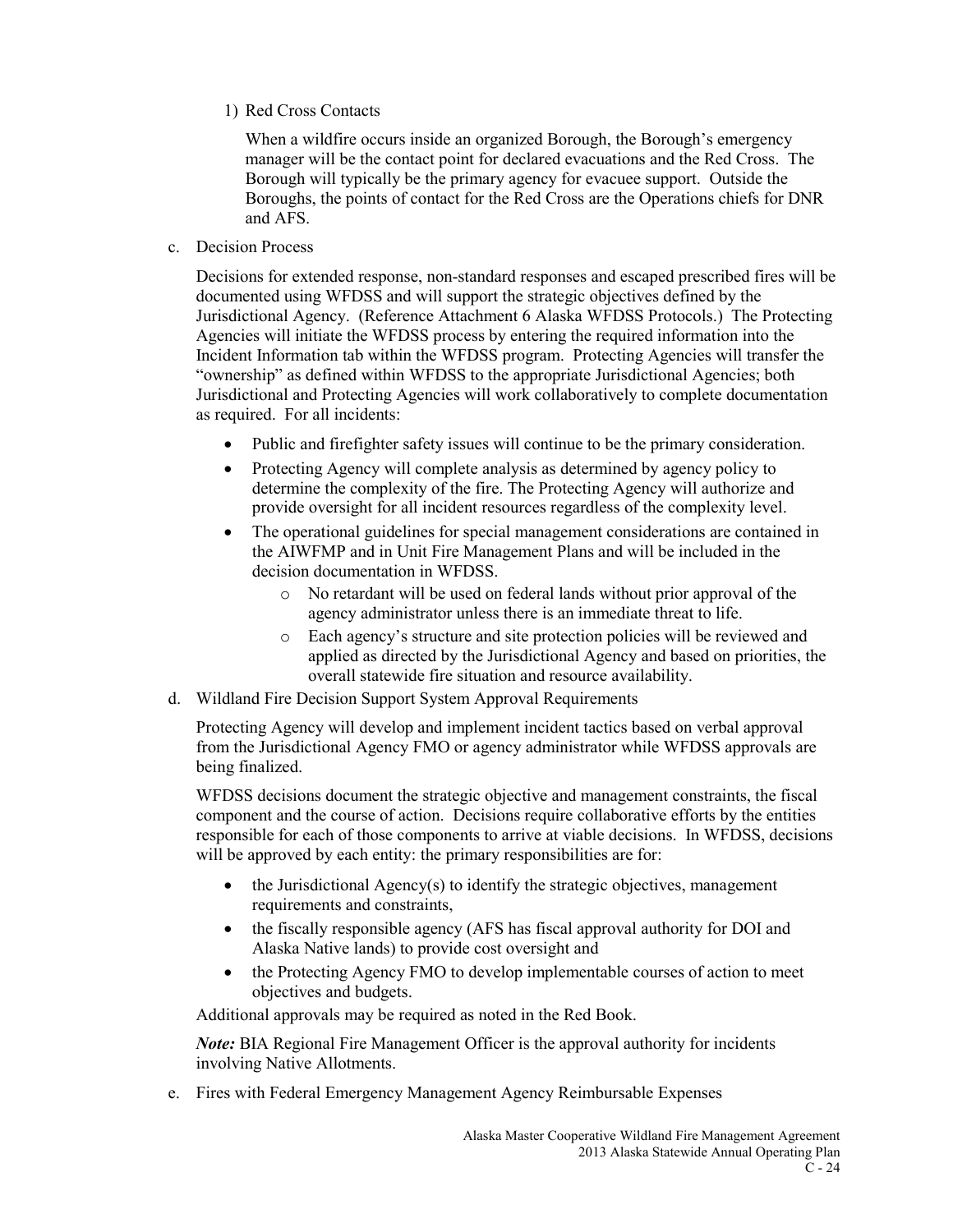1) Red Cross Contacts

When a wildfire occurs inside an organized Borough, the Borough's emergency manager will be the contact point for declared evacuations and the Red Cross. The Borough will typically be the primary agency for evacuee support. Outside the Boroughs, the points of contact for the Red Cross are the Operations chiefs for DNR and AFS.

c. Decision Process

Decisions for extended response, non-standard responses and escaped prescribed fires will be documented using WFDSS and will support the strategic objectives defined by the Jurisdictional Agency. (Reference Attachment 6 Alaska WFDSS Protocols.) The Protecting Agencies will initiate the WFDSS process by entering the required information into the Incident Information tab within the WFDSS program. Protecting Agencies will transfer the "ownership" as defined within WFDSS to the appropriate Jurisdictional Agencies; both Jurisdictional and Protecting Agencies will work collaboratively to complete documentation as required. For all incidents:

- Public and firefighter safety issues will continue to be the primary consideration.
- Protecting Agency will complete analysis as determined by agency policy to determine the complexity of the fire. The Protecting Agency will authorize and provide oversight for all incident resources regardless of the complexity level.
- The operational guidelines for special management considerations are contained in the AIWFMP and in Unit Fire Management Plans and will be included in the decision documentation in WFDSS.
    - No retardant will be used on federal lands without prior approval of the agency administrator unless there is an immediate threat to life.
    - Each agency's structure and site protection policies will be reviewed and applied as directed by the Jurisdictional Agency and based on priorities, the overall statewide fire situation and resource availability.

d. Wildland Fire Decision Support System Approval Requirements

Protecting Agency will develop and implement incident tactics based on verbal approval from the Jurisdictional Agency FMO or agency administrator while WFDSS approvals are being finalized.

WFDSS decisions document the strategic objective and management constraints, the fiscal component and the course of action. Decisions require collaborative efforts by the entities responsible for each of those components to arrive at viable decisions. In WFDSS, decisions will be approved by each entity: the primary responsibilities are for:

- the Jurisdictional Agency(s) to identify the strategic objectives, management requirements and constraints,
- the fiscally responsible agency (AFS has fiscal approval authority for DOI and Alaska Native lands) to provide cost oversight and
- the Protecting Agency FMO to develop implementable courses of action to meet objectives and budgets.

Additional approvals may be required as noted in the Red Book.

***Note:*** BIA Regional Fire Management Officer is the approval authority for incidents involving Native Allotments.

e. Fires with Federal Emergency Management Agency Reimbursable Expenses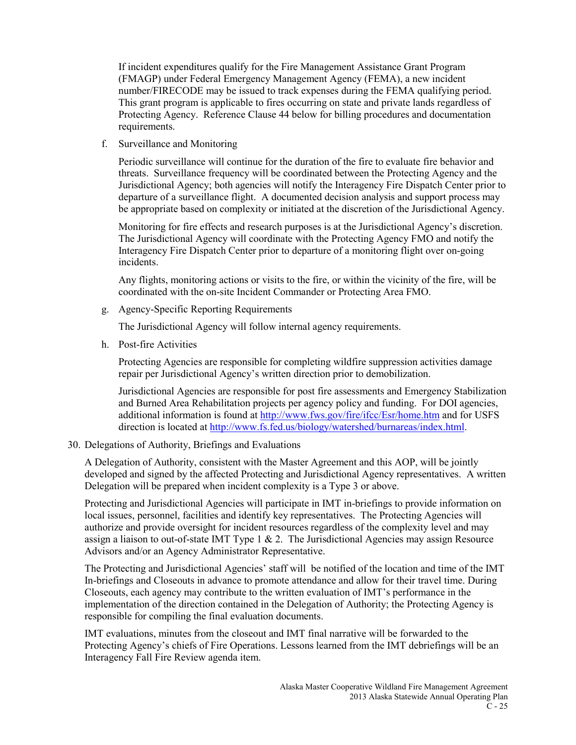If incident expenditures qualify for the Fire Management Assistance Grant Program (FMAGP) under Federal Emergency Management Agency (FEMA), a new incident number/FIRECODE may be issued to track expenses during the FEMA qualifying period. This grant program is applicable to fires occurring on state and private lands regardless of Protecting Agency. Reference Clause 44 below for billing procedures and documentation requirements.

f. Surveillance and Monitoring

Periodic surveillance will continue for the duration of the fire to evaluate fire behavior and threats. Surveillance frequency will be coordinated between the Protecting Agency and the Jurisdictional Agency; both agencies will notify the Interagency Fire Dispatch Center prior to departure of a surveillance flight. A documented decision analysis and support process may be appropriate based on complexity or initiated at the discretion of the Jurisdictional Agency.

Monitoring for fire effects and research purposes is at the Jurisdictional Agency's discretion. The Jurisdictional Agency will coordinate with the Protecting Agency FMO and notify the Interagency Fire Dispatch Center prior to departure of a monitoring flight over on-going incidents.

Any flights, monitoring actions or visits to the fire, or within the vicinity of the fire, will be coordinated with the on-site Incident Commander or Protecting Area FMO.

g. Agency-Specific Reporting Requirements

The Jurisdictional Agency will follow internal agency requirements.

h. Post-fire Activities

Protecting Agencies are responsible for completing wildfire suppression activities damage repair per Jurisdictional Agency's written direction prior to demobilization.

Jurisdictional Agencies are responsible for post fire assessments and Emergency Stabilization and Burned Area Rehabilitation projects per agency policy and funding. For DOI agencies, additional information is found at http://www.fws.gov/fire/ifcc/Esr/home.htm and for USFS direction is located at http://www.fs.fed.us/biology/watershed/burnareas/index.html.

30. Delegations of Authority, Briefings and Evaluations

A Delegation of Authority, consistent with the Master Agreement and this AOP, will be jointly developed and signed by the affected Protecting and Jurisdictional Agency representatives. A written Delegation will be prepared when incident complexity is a Type 3 or above.

Protecting and Jurisdictional Agencies will participate in IMT in-briefings to provide information on local issues, personnel, facilities and identify key representatives. The Protecting Agencies will authorize and provide oversight for incident resources regardless of the complexity level and may assign a liaison to out-of-state IMT Type 1 & 2. The Jurisdictional Agencies may assign Resource Advisors and/or an Agency Administrator Representative.

The Protecting and Jurisdictional Agencies' staff will be notified of the location and time of the IMT In-briefings and Closeouts in advance to promote attendance and allow for their travel time. During Closeouts, each agency may contribute to the written evaluation of IMT's performance in the implementation of the direction contained in the Delegation of Authority; the Protecting Agency is responsible for compiling the final evaluation documents.

IMT evaluations, minutes from the closeout and IMT final narrative will be forwarded to the Protecting Agency's chiefs of Fire Operations. Lessons learned from the IMT debriefings will be an Interagency Fall Fire Review agenda item.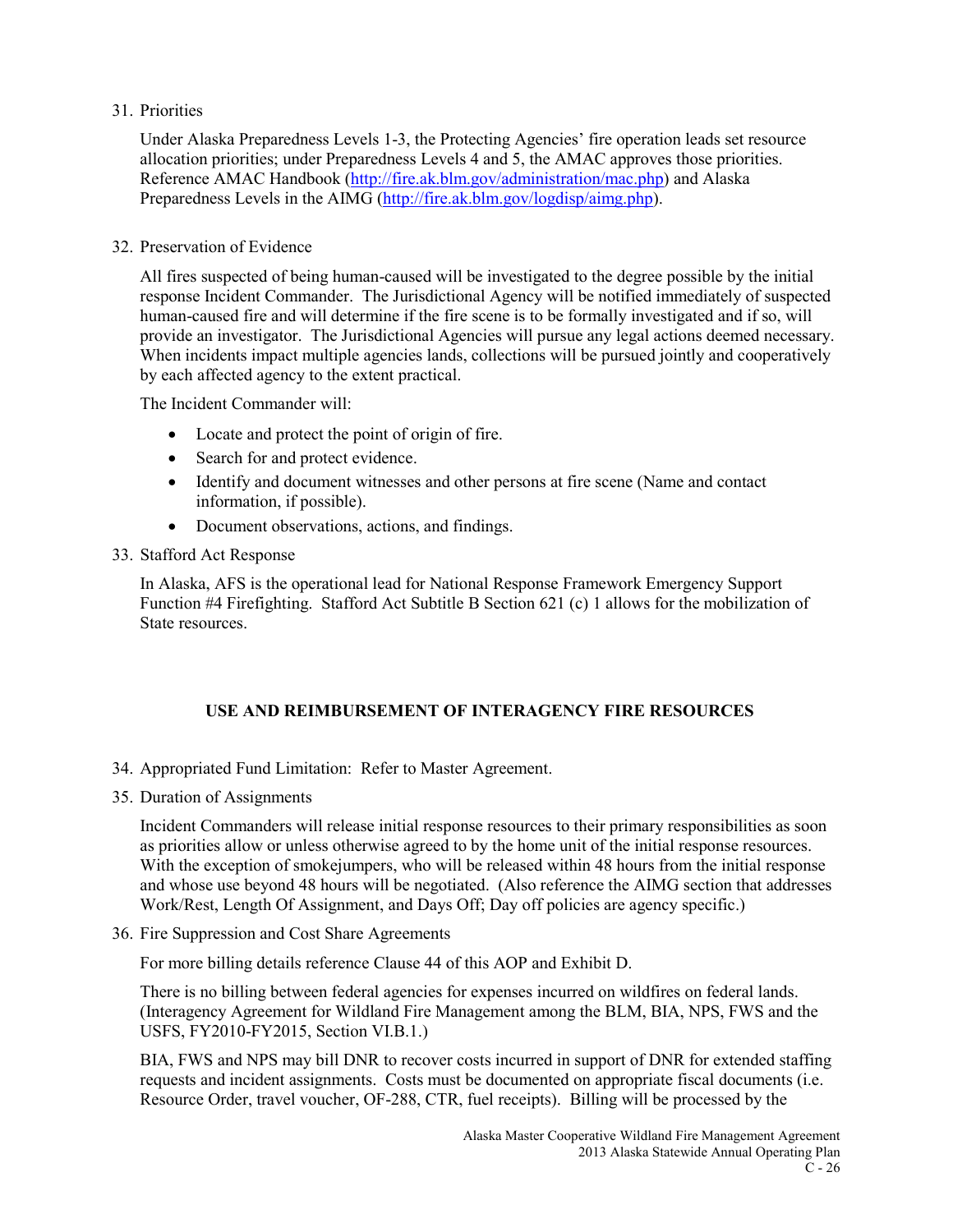31. Priorities

    Under Alaska Preparedness Levels 1-3, the Protecting Agencies' fire operation leads set resource allocation priorities; under Preparedness Levels 4 and 5, the AMAC approves those priorities. Reference AMAC Handbook (http://fire.ak.blm.gov/administration/mac.php) and Alaska Preparedness Levels in the AIMG (http://fire.ak.blm.gov/logdisp/aimg.php).

32. Preservation of Evidence

    All fires suspected of being human-caused will be investigated to the degree possible by the initial response Incident Commander. The Jurisdictional Agency will be notified immediately of suspected human-caused fire and will determine if the fire scene is to be formally investigated and if so, will provide an investigator. The Jurisdictional Agencies will pursue any legal actions deemed necessary. When incidents impact multiple agencies lands, collections will be pursued jointly and cooperatively by each affected agency to the extent practical.

    The Incident Commander will:

    - Locate and protect the point of origin of fire.
    - Search for and protect evidence.
    - Identify and document witnesses and other persons at fire scene (Name and contact information, if possible).
    - Document observations, actions, and findings.

33. Stafford Act Response

    In Alaska, AFS is the operational lead for National Response Framework Emergency Support Function #4 Firefighting. Stafford Act Subtitle B Section 621 (c) 1 allows for the mobilization of State resources.

## USE AND REIMBURSEMENT OF INTERAGENCY FIRE RESOURCES

34. Appropriated Fund Limitation: Refer to Master Agreement.

35. Duration of Assignments

    Incident Commanders will release initial response resources to their primary responsibilities as soon as priorities allow or unless otherwise agreed to by the home unit of the initial response resources. With the exception of smokejumpers, who will be released within 48 hours from the initial response and whose use beyond 48 hours will be negotiated. (Also reference the AIMG section that addresses Work/Rest, Length Of Assignment, and Days Off; Day off policies are agency specific.)

36. Fire Suppression and Cost Share Agreements

    For more billing details reference Clause 44 of this AOP and Exhibit D.

    There is no billing between federal agencies for expenses incurred on wildfires on federal lands. (Interagency Agreement for Wildland Fire Management among the BLM, BIA, NPS, FWS and the USFS, FY2010-FY2015, Section VI.B.1.)

    BIA, FWS and NPS may bill DNR to recover costs incurred in support of DNR for extended staffing requests and incident assignments. Costs must be documented on appropriate fiscal documents (i.e. Resource Order, travel voucher, OF-288, CTR, fuel receipts). Billing will be processed by the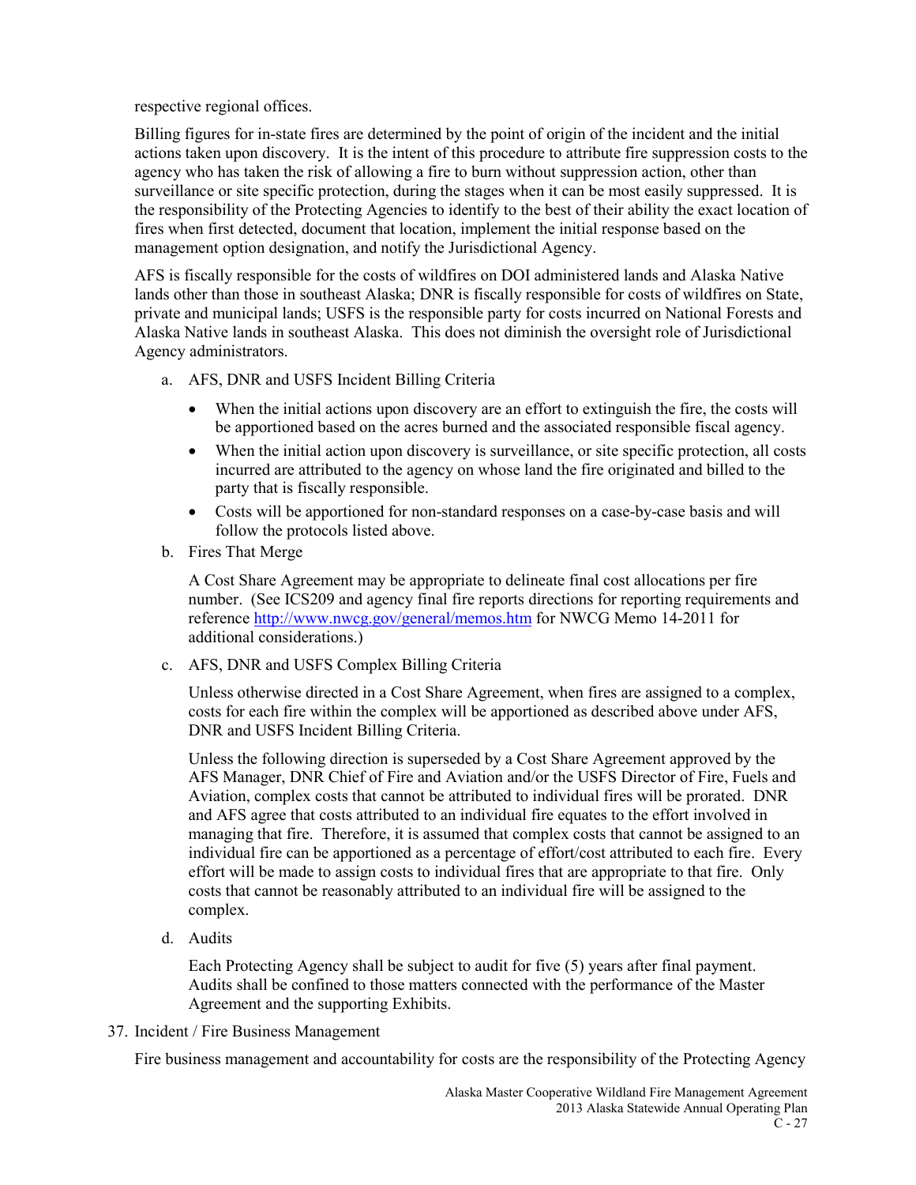respective regional offices.

Billing figures for in-state fires are determined by the point of origin of the incident and the initial actions taken upon discovery. It is the intent of this procedure to attribute fire suppression costs to the agency who has taken the risk of allowing a fire to burn without suppression action, other than surveillance or site specific protection, during the stages when it can be most easily suppressed. It is the responsibility of the Protecting Agencies to identify to the best of their ability the exact location of fires when first detected, document that location, implement the initial response based on the management option designation, and notify the Jurisdictional Agency.

AFS is fiscally responsible for the costs of wildfires on DOI administered lands and Alaska Native lands other than those in southeast Alaska; DNR is fiscally responsible for costs of wildfires on State, private and municipal lands; USFS is the responsible party for costs incurred on National Forests and Alaska Native lands in southeast Alaska. This does not diminish the oversight role of Jurisdictional Agency administrators.

a. AFS, DNR and USFS Incident Billing Criteria

- When the initial actions upon discovery are an effort to extinguish the fire, the costs will be apportioned based on the acres burned and the associated responsible fiscal agency.
- When the initial action upon discovery is surveillance, or site specific protection, all costs incurred are attributed to the agency on whose land the fire originated and billed to the party that is fiscally responsible.
- Costs will be apportioned for non-standard responses on a case-by-case basis and will follow the protocols listed above.

b. Fires That Merge

A Cost Share Agreement may be appropriate to delineate final cost allocations per fire number. (See ICS209 and agency final fire reports directions for reporting requirements and reference http://www.nwcg.gov/general/memos.htm for NWCG Memo 14-2011 for additional considerations.)

c. AFS, DNR and USFS Complex Billing Criteria

Unless otherwise directed in a Cost Share Agreement, when fires are assigned to a complex, costs for each fire within the complex will be apportioned as described above under AFS, DNR and USFS Incident Billing Criteria.

Unless the following direction is superseded by a Cost Share Agreement approved by the AFS Manager, DNR Chief of Fire and Aviation and/or the USFS Director of Fire, Fuels and Aviation, complex costs that cannot be attributed to individual fires will be prorated. DNR and AFS agree that costs attributed to an individual fire equates to the effort involved in managing that fire. Therefore, it is assumed that complex costs that cannot be assigned to an individual fire can be apportioned as a percentage of effort/cost attributed to each fire. Every effort will be made to assign costs to individual fires that are appropriate to that fire. Only costs that cannot be reasonably attributed to an individual fire will be assigned to the complex.

d. Audits

Each Protecting Agency shall be subject to audit for five (5) years after final payment. Audits shall be confined to those matters connected with the performance of the Master Agreement and the supporting Exhibits.

37. Incident / Fire Business Management

Fire business management and accountability for costs are the responsibility of the Protecting Agency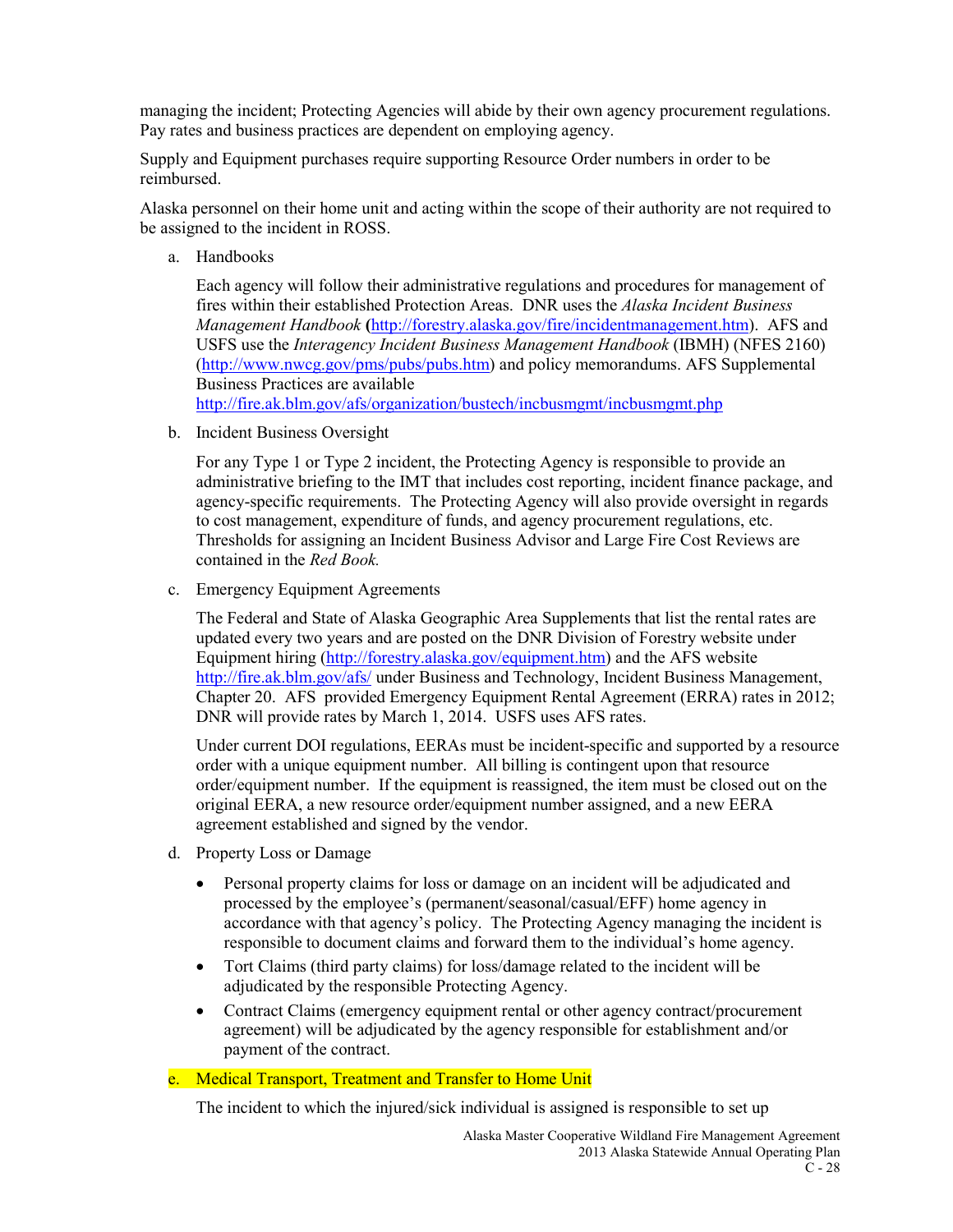managing the incident; Protecting Agencies will abide by their own agency procurement regulations. Pay rates and business practices are dependent on employing agency.

Supply and Equipment purchases require supporting Resource Order numbers in order to be reimbursed.

Alaska personnel on their home unit and acting within the scope of their authority are not required to be assigned to the incident in ROSS.

a. Handbooks

   Each agency will follow their administrative regulations and procedures for management of fires within their established Protection Areas. DNR uses the *Alaska Incident Business Management Handbook* **(**http://forestry.alaska.gov/fire/incidentmanagement.htm). AFS and USFS use the *Interagency Incident Business Management Handbook* (IBMH) (NFES 2160) (http://www.nwcg.gov/pms/pubs/pubs.htm) and policy memorandums. AFS Supplemental Business Practices are available http://fire.ak.blm.gov/afs/organization/bustech/incbusmgmt/incbusmgmt.php

b. Incident Business Oversight

   For any Type 1 or Type 2 incident, the Protecting Agency is responsible to provide an administrative briefing to the IMT that includes cost reporting, incident finance package, and agency-specific requirements. The Protecting Agency will also provide oversight in regards to cost management, expenditure of funds, and agency procurement regulations, etc. Thresholds for assigning an Incident Business Advisor and Large Fire Cost Reviews are contained in the *Red Book.*

c. Emergency Equipment Agreements

   The Federal and State of Alaska Geographic Area Supplements that list the rental rates are updated every two years and are posted on the DNR Division of Forestry website under Equipment hiring (http://forestry.alaska.gov/equipment.htm) and the AFS website http://fire.ak.blm.gov/afs/ under Business and Technology, Incident Business Management, Chapter 20. AFS provided Emergency Equipment Rental Agreement (ERRA) rates in 2012; DNR will provide rates by March 1, 2014. USFS uses AFS rates.

   Under current DOI regulations, EERAs must be incident-specific and supported by a resource order with a unique equipment number. All billing is contingent upon that resource order/equipment number. If the equipment is reassigned, the item must be closed out on the original EERA, a new resource order/equipment number assigned, and a new EERA agreement established and signed by the vendor.

d. Property Loss or Damage

   - Personal property claims for loss or damage on an incident will be adjudicated and processed by the employee's (permanent/seasonal/casual/EFF) home agency in accordance with that agency's policy. The Protecting Agency managing the incident is responsible to document claims and forward them to the individual's home agency.
   - Tort Claims (third party claims) for loss/damage related to the incident will be adjudicated by the responsible Protecting Agency.
   - Contract Claims (emergency equipment rental or other agency contract/procurement agreement) will be adjudicated by the agency responsible for establishment and/or payment of the contract.

e. Medical Transport, Treatment and Transfer to Home Unit

   The incident to which the injured/sick individual is assigned is responsible to set up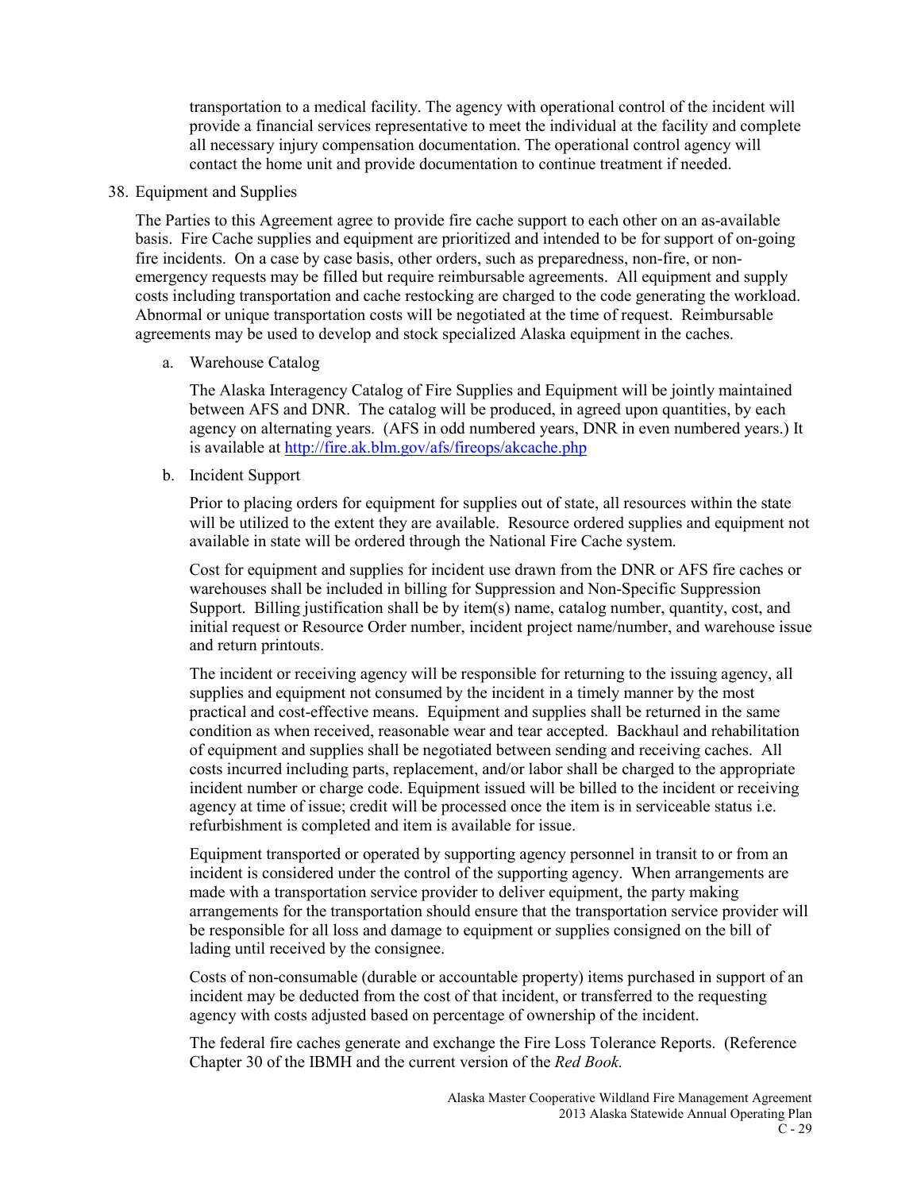transportation to a medical facility. The agency with operational control of the incident will provide a financial services representative to meet the individual at the facility and complete all necessary injury compensation documentation. The operational control agency will contact the home unit and provide documentation to continue treatment if needed.

38. Equipment and Supplies

The Parties to this Agreement agree to provide fire cache support to each other on an as-available basis. Fire Cache supplies and equipment are prioritized and intended to be for support of on-going fire incidents. On a case by case basis, other orders, such as preparedness, non-fire, or non-emergency requests may be filled but require reimbursable agreements. All equipment and supply costs including transportation and cache restocking are charged to the code generating the workload. Abnormal or unique transportation costs will be negotiated at the time of request. Reimbursable agreements may be used to develop and stock specialized Alaska equipment in the caches.

a. Warehouse Catalog

The Alaska Interagency Catalog of Fire Supplies and Equipment will be jointly maintained between AFS and DNR. The catalog will be produced, in agreed upon quantities, by each agency on alternating years. (AFS in odd numbered years, DNR in even numbered years.) It is available at [http://fire.ak.blm.gov/afs/fireops/akcache.php](http://fire.ak.blm.gov/afs/fireops/akcache.php)

b. Incident Support

Prior to placing orders for equipment for supplies out of state, all resources within the state will be utilized to the extent they are available. Resource ordered supplies and equipment not available in state will be ordered through the National Fire Cache system.

Cost for equipment and supplies for incident use drawn from the DNR or AFS fire caches or warehouses shall be included in billing for Suppression and Non-Specific Suppression Support. Billing justification shall be by item(s) name, catalog number, quantity, cost, and initial request or Resource Order number, incident project name/number, and warehouse issue and return printouts.

The incident or receiving agency will be responsible for returning to the issuing agency, all supplies and equipment not consumed by the incident in a timely manner by the most practical and cost-effective means. Equipment and supplies shall be returned in the same condition as when received, reasonable wear and tear accepted. Backhaul and rehabilitation of equipment and supplies shall be negotiated between sending and receiving caches. All costs incurred including parts, replacement, and/or labor shall be charged to the appropriate incident number or charge code. Equipment issued will be billed to the incident or receiving agency at time of issue; credit will be processed once the item is in serviceable status i.e. refurbishment is completed and item is available for issue.

Equipment transported or operated by supporting agency personnel in transit to or from an incident is considered under the control of the supporting agency. When arrangements are made with a transportation service provider to deliver equipment, the party making arrangements for the transportation should ensure that the transportation service provider will be responsible for all loss and damage to equipment or supplies consigned on the bill of lading until received by the consignee.

Costs of non-consumable (durable or accountable property) items purchased in support of an incident may be deducted from the cost of that incident, or transferred to the requesting agency with costs adjusted based on percentage of ownership of the incident.

The federal fire caches generate and exchange the Fire Loss Tolerance Reports. (Reference Chapter 30 of the IBMH and the current version of the *Red Book.*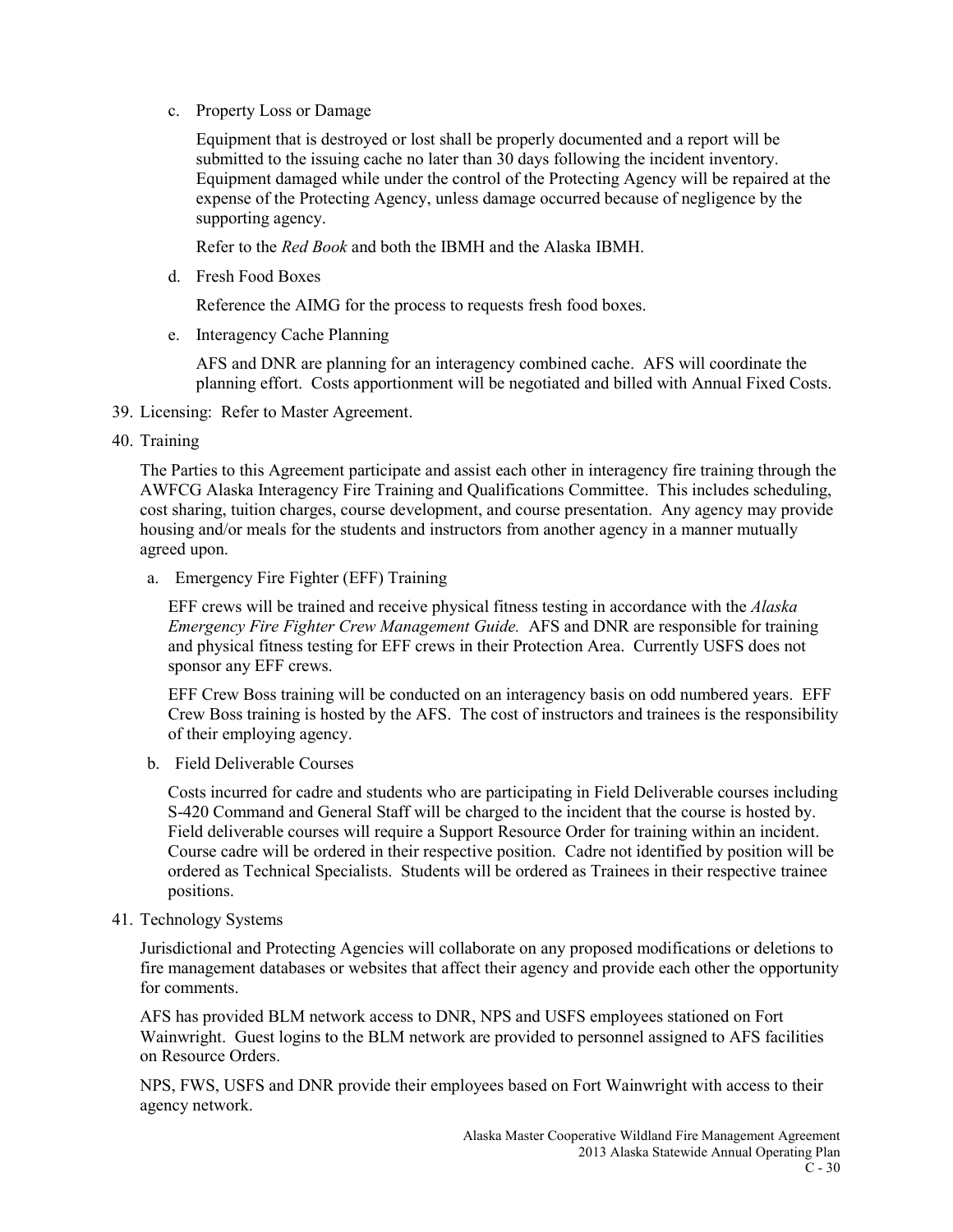c. Property Loss or Damage

   Equipment that is destroyed or lost shall be properly documented and a report will be submitted to the issuing cache no later than 30 days following the incident inventory. Equipment damaged while under the control of the Protecting Agency will be repaired at the expense of the Protecting Agency, unless damage occurred because of negligence by the supporting agency.

   Refer to the *Red Book* and both the IBMH and the Alaska IBMH.

d. Fresh Food Boxes

   Reference the AIMG for the process to requests fresh food boxes.

e. Interagency Cache Planning

   AFS and DNR are planning for an interagency combined cache. AFS will coordinate the planning effort. Costs apportionment will be negotiated and billed with Annual Fixed Costs.

39. Licensing: Refer to Master Agreement.

40. Training

    The Parties to this Agreement participate and assist each other in interagency fire training through the AWFCG Alaska Interagency Fire Training and Qualifications Committee. This includes scheduling, cost sharing, tuition charges, course development, and course presentation. Any agency may provide housing and/or meals for the students and instructors from another agency in a manner mutually agreed upon.

    a. Emergency Fire Fighter (EFF) Training

       EFF crews will be trained and receive physical fitness testing in accordance with the *Alaska Emergency Fire Fighter Crew Management Guide.* AFS and DNR are responsible for training and physical fitness testing for EFF crews in their Protection Area. Currently USFS does not sponsor any EFF crews.

       EFF Crew Boss training will be conducted on an interagency basis on odd numbered years. EFF Crew Boss training is hosted by the AFS. The cost of instructors and trainees is the responsibility of their employing agency.

    b. Field Deliverable Courses

       Costs incurred for cadre and students who are participating in Field Deliverable courses including S-420 Command and General Staff will be charged to the incident that the course is hosted by. Field deliverable courses will require a Support Resource Order for training within an incident. Course cadre will be ordered in their respective position. Cadre not identified by position will be ordered as Technical Specialists. Students will be ordered as Trainees in their respective trainee positions.

41. Technology Systems

    Jurisdictional and Protecting Agencies will collaborate on any proposed modifications or deletions to fire management databases or websites that affect their agency and provide each other the opportunity for comments.

    AFS has provided BLM network access to DNR, NPS and USFS employees stationed on Fort Wainwright. Guest logins to the BLM network are provided to personnel assigned to AFS facilities on Resource Orders.

    NPS, FWS, USFS and DNR provide their employees based on Fort Wainwright with access to their agency network.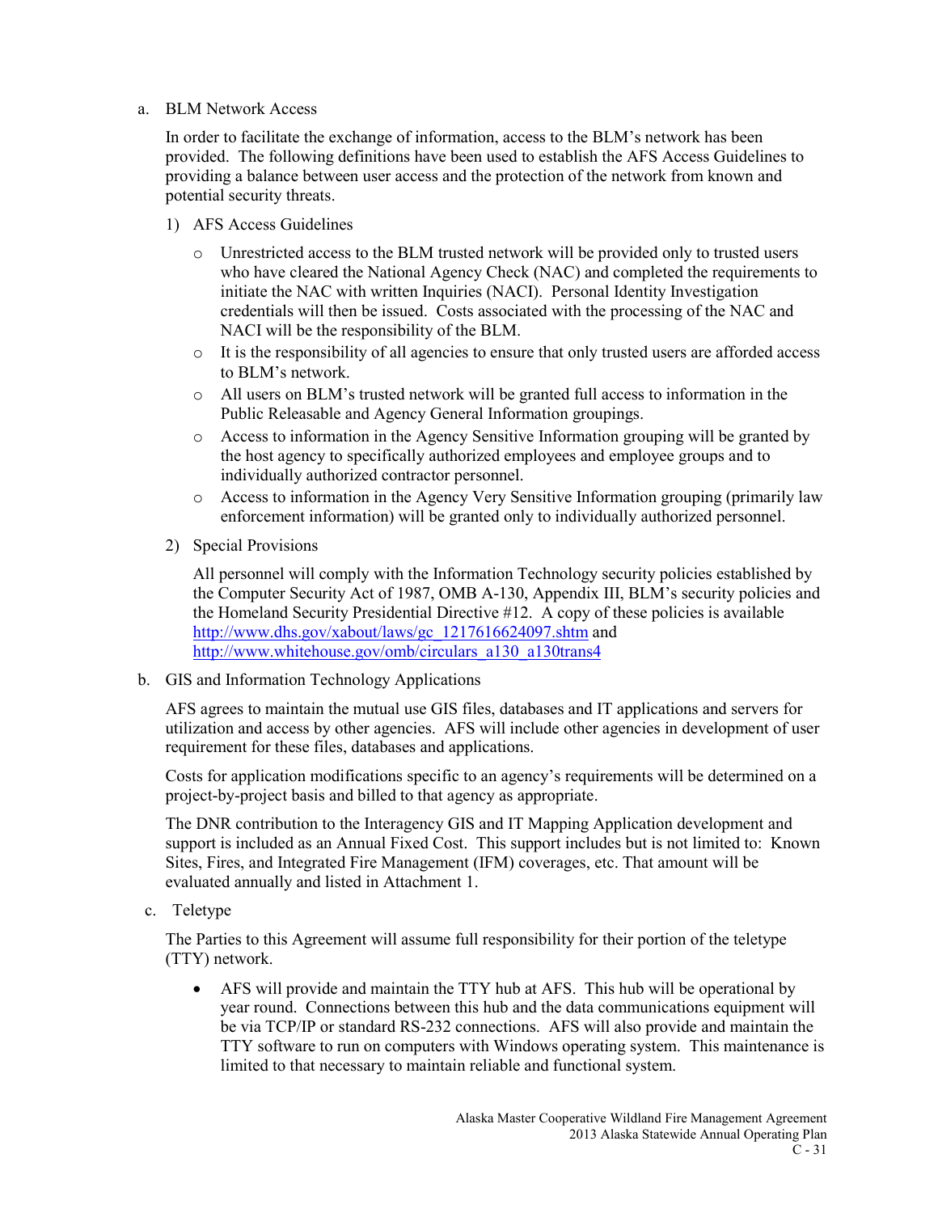a. BLM Network Access

In order to facilitate the exchange of information, access to the BLM's network has been provided. The following definitions have been used to establish the AFS Access Guidelines to providing a balance between user access and the protection of the network from known and potential security threats.

1) AFS Access Guidelines

- Unrestricted access to the BLM trusted network will be provided only to trusted users who have cleared the National Agency Check (NAC) and completed the requirements to initiate the NAC with written Inquiries (NACI). Personal Identity Investigation credentials will then be issued. Costs associated with the processing of the NAC and NACI will be the responsibility of the BLM.
- It is the responsibility of all agencies to ensure that only trusted users are afforded access to BLM's network.
- All users on BLM's trusted network will be granted full access to information in the Public Releasable and Agency General Information groupings.
- Access to information in the Agency Sensitive Information grouping will be granted by the host agency to specifically authorized employees and employee groups and to individually authorized contractor personnel.
- Access to information in the Agency Very Sensitive Information grouping (primarily law enforcement information) will be granted only to individually authorized personnel.

2) Special Provisions

All personnel will comply with the Information Technology security policies established by the Computer Security Act of 1987, OMB A-130, Appendix III, BLM's security policies and the Homeland Security Presidential Directive #12. A copy of these policies is available http://www.dhs.gov/xabout/laws/gc_1217616624097.shtm and http://www.whitehouse.gov/omb/circulars_a130_a130trans4

b. GIS and Information Technology Applications

AFS agrees to maintain the mutual use GIS files, databases and IT applications and servers for utilization and access by other agencies. AFS will include other agencies in development of user requirement for these files, databases and applications.

Costs for application modifications specific to an agency's requirements will be determined on a project-by-project basis and billed to that agency as appropriate.

The DNR contribution to the Interagency GIS and IT Mapping Application development and support is included as an Annual Fixed Cost. This support includes but is not limited to: Known Sites, Fires, and Integrated Fire Management (IFM) coverages, etc. That amount will be evaluated annually and listed in Attachment 1.

c. Teletype

The Parties to this Agreement will assume full responsibility for their portion of the teletype (TTY) network.

- AFS will provide and maintain the TTY hub at AFS. This hub will be operational by year round. Connections between this hub and the data communications equipment will be via TCP/IP or standard RS-232 connections. AFS will also provide and maintain the TTY software to run on computers with Windows operating system. This maintenance is limited to that necessary to maintain reliable and functional system.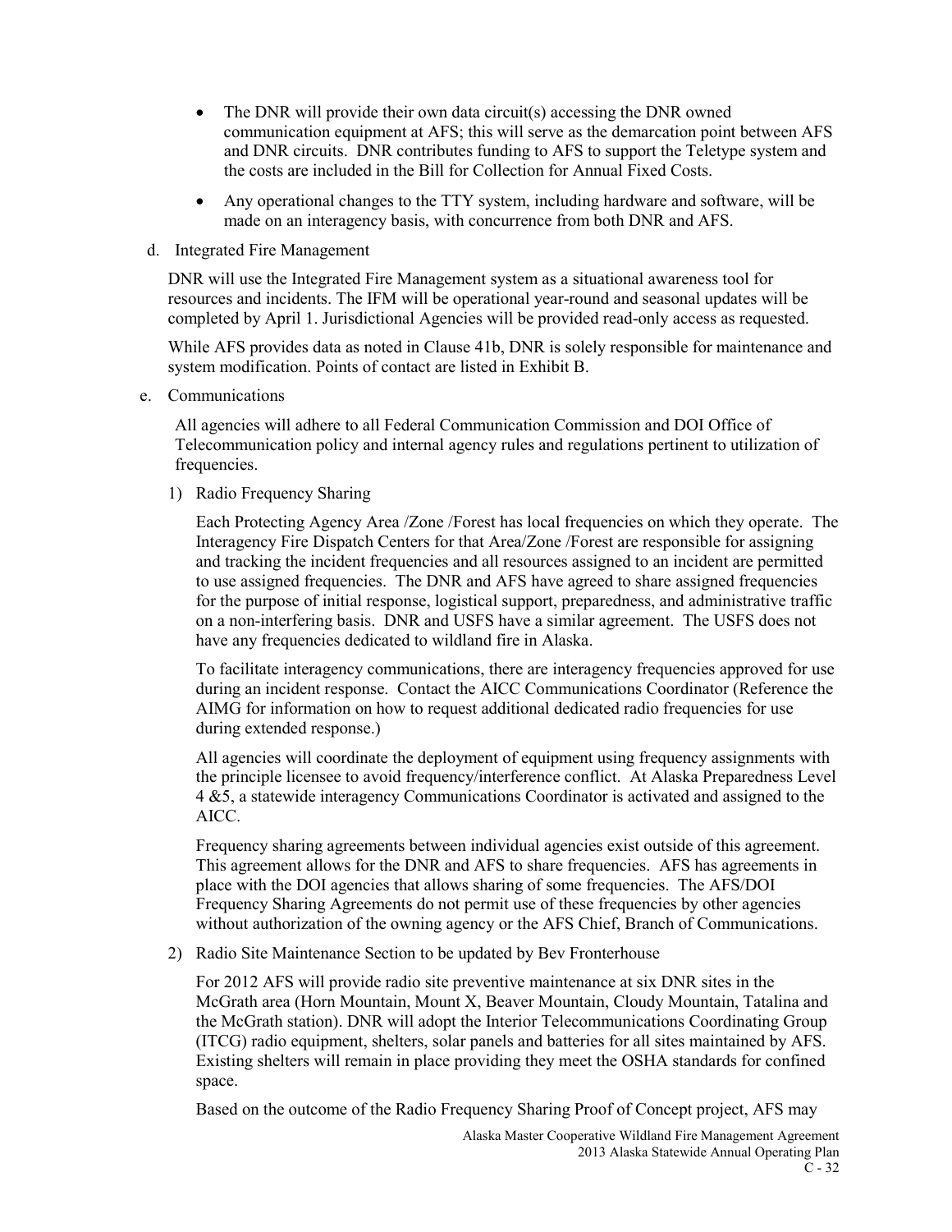- The DNR will provide their own data circuit(s) accessing the DNR owned communication equipment at AFS; this will serve as the demarcation point between AFS and DNR circuits. DNR contributes funding to AFS to support the Teletype system and the costs are included in the Bill for Collection for Annual Fixed Costs.
- Any operational changes to the TTY system, including hardware and software, will be made on an interagency basis, with concurrence from both DNR and AFS.

d. Integrated Fire Management

DNR will use the Integrated Fire Management system as a situational awareness tool for resources and incidents. The IFM will be operational year-round and seasonal updates will be completed by April 1. Jurisdictional Agencies will be provided read-only access as requested.

While AFS provides data as noted in Clause 41b, DNR is solely responsible for maintenance and system modification. Points of contact are listed in Exhibit B.

e. Communications

All agencies will adhere to all Federal Communication Commission and DOI Office of Telecommunication policy and internal agency rules and regulations pertinent to utilization of frequencies.

1) Radio Frequency Sharing

Each Protecting Agency Area /Zone /Forest has local frequencies on which they operate. The Interagency Fire Dispatch Centers for that Area/Zone /Forest are responsible for assigning and tracking the incident frequencies and all resources assigned to an incident are permitted to use assigned frequencies. The DNR and AFS have agreed to share assigned frequencies for the purpose of initial response, logistical support, preparedness, and administrative traffic on a non-interfering basis. DNR and USFS have a similar agreement. The USFS does not have any frequencies dedicated to wildland fire in Alaska.

To facilitate interagency communications, there are interagency frequencies approved for use during an incident response. Contact the AICC Communications Coordinator (Reference the AIMG for information on how to request additional dedicated radio frequencies for use during extended response.)

All agencies will coordinate the deployment of equipment using frequency assignments with the principle licensee to avoid frequency/interference conflict. At Alaska Preparedness Level 4 &5, a statewide interagency Communications Coordinator is activated and assigned to the AICC.

Frequency sharing agreements between individual agencies exist outside of this agreement. This agreement allows for the DNR and AFS to share frequencies. AFS has agreements in place with the DOI agencies that allows sharing of some frequencies. The AFS/DOI Frequency Sharing Agreements do not permit use of these frequencies by other agencies without authorization of the owning agency or the AFS Chief, Branch of Communications.

2) Radio Site Maintenance Section to be updated by Bev Fronterhouse

For 2012 AFS will provide radio site preventive maintenance at six DNR sites in the McGrath area (Horn Mountain, Mount X, Beaver Mountain, Cloudy Mountain, Tatalina and the McGrath station). DNR will adopt the Interior Telecommunications Coordinating Group (ITCG) radio equipment, shelters, solar panels and batteries for all sites maintained by AFS. Existing shelters will remain in place providing they meet the OSHA standards for confined space.

Based on the outcome of the Radio Frequency Sharing Proof of Concept project, AFS may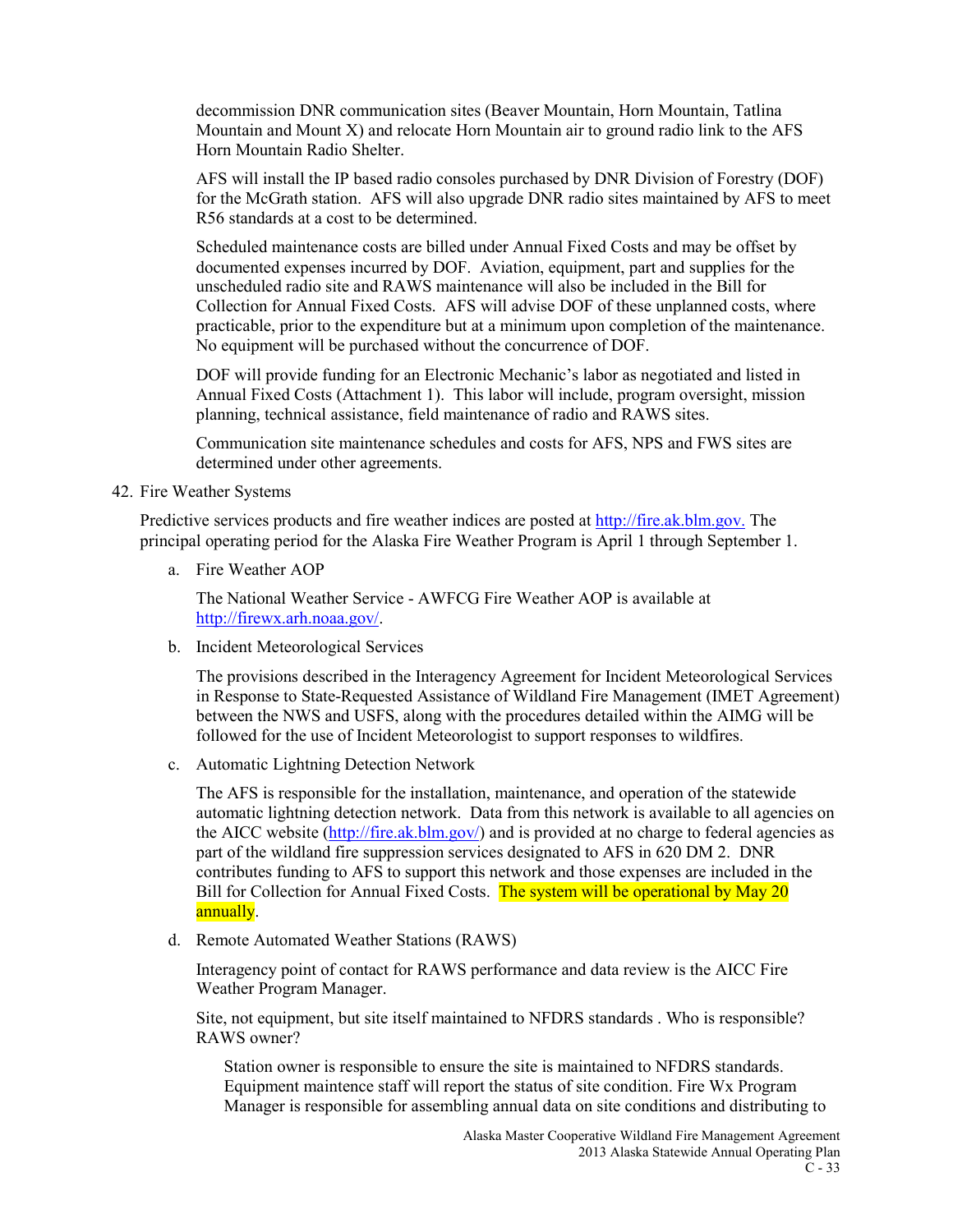decommission DNR communication sites (Beaver Mountain, Horn Mountain, Tatlina Mountain and Mount X) and relocate Horn Mountain air to ground radio link to the AFS Horn Mountain Radio Shelter.

AFS will install the IP based radio consoles purchased by DNR Division of Forestry (DOF) for the McGrath station. AFS will also upgrade DNR radio sites maintained by AFS to meet R56 standards at a cost to be determined.

Scheduled maintenance costs are billed under Annual Fixed Costs and may be offset by documented expenses incurred by DOF. Aviation, equipment, part and supplies for the unscheduled radio site and RAWS maintenance will also be included in the Bill for Collection for Annual Fixed Costs. AFS will advise DOF of these unplanned costs, where practicable, prior to the expenditure but at a minimum upon completion of the maintenance. No equipment will be purchased without the concurrence of DOF.

DOF will provide funding for an Electronic Mechanic's labor as negotiated and listed in Annual Fixed Costs (Attachment 1). This labor will include, program oversight, mission planning, technical assistance, field maintenance of radio and RAWS sites.

Communication site maintenance schedules and costs for AFS, NPS and FWS sites are determined under other agreements.

42. Fire Weather Systems

Predictive services products and fire weather indices are posted at http://fire.ak.blm.gov. The principal operating period for the Alaska Fire Weather Program is April 1 through September 1.

a. Fire Weather AOP

The National Weather Service - AWFCG Fire Weather AOP is available at http://firewx.arh.noaa.gov/.

b. Incident Meteorological Services

The provisions described in the Interagency Agreement for Incident Meteorological Services in Response to State-Requested Assistance of Wildland Fire Management (IMET Agreement) between the NWS and USFS, along with the procedures detailed within the AIMG will be followed for the use of Incident Meteorologist to support responses to wildfires.

c. Automatic Lightning Detection Network

The AFS is responsible for the installation, maintenance, and operation of the statewide automatic lightning detection network. Data from this network is available to all agencies on the AICC website (http://fire.ak.blm.gov/) and is provided at no charge to federal agencies as part of the wildland fire suppression services designated to AFS in 620 DM 2. DNR contributes funding to AFS to support this network and those expenses are included in the Bill for Collection for Annual Fixed Costs. The system will be operational by May 20 annually.

d. Remote Automated Weather Stations (RAWS)

Interagency point of contact for RAWS performance and data review is the AICC Fire Weather Program Manager.

Site, not equipment, but site itself maintained to NFDRS standards . Who is responsible? RAWS owner?

Station owner is responsible to ensure the site is maintained to NFDRS standards. Equipment maintence staff will report the status of site condition. Fire Wx Program Manager is responsible for assembling annual data on site conditions and distributing to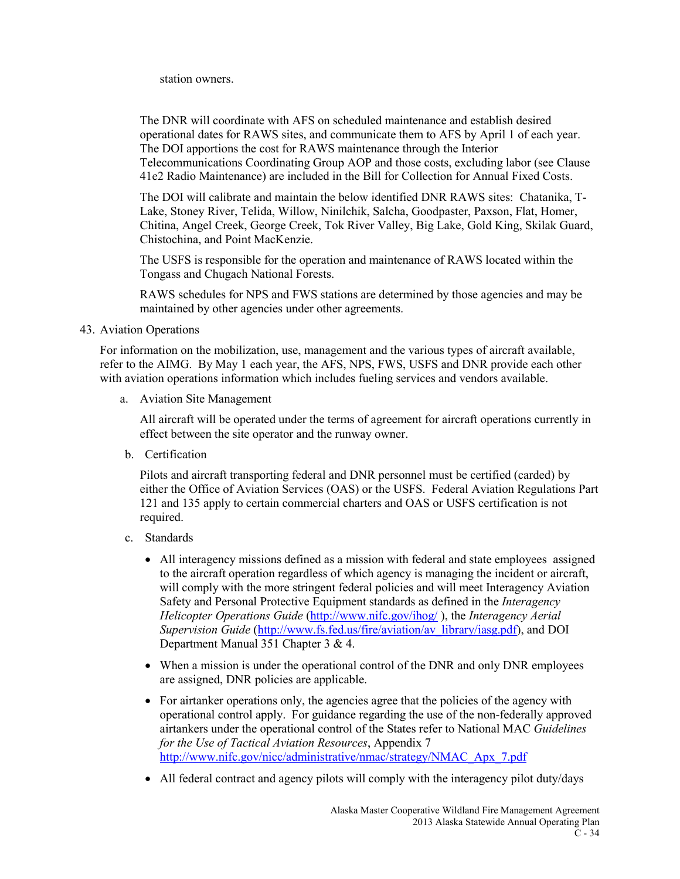station owners.

The DNR will coordinate with AFS on scheduled maintenance and establish desired operational dates for RAWS sites, and communicate them to AFS by April 1 of each year. The DOI apportions the cost for RAWS maintenance through the Interior Telecommunications Coordinating Group AOP and those costs, excluding labor (see Clause 41e2 Radio Maintenance) are included in the Bill for Collection for Annual Fixed Costs.

The DOI will calibrate and maintain the below identified DNR RAWS sites: Chatanika, T-Lake, Stoney River, Telida, Willow, Ninilchik, Salcha, Goodpaster, Paxson, Flat, Homer, Chitina, Angel Creek, George Creek, Tok River Valley, Big Lake, Gold King, Skilak Guard, Chistochina, and Point MacKenzie.

The USFS is responsible for the operation and maintenance of RAWS located within the Tongass and Chugach National Forests.

RAWS schedules for NPS and FWS stations are determined by those agencies and may be maintained by other agencies under other agreements.

43. Aviation Operations

For information on the mobilization, use, management and the various types of aircraft available, refer to the AIMG. By May 1 each year, the AFS, NPS, FWS, USFS and DNR provide each other with aviation operations information which includes fueling services and vendors available.

a. Aviation Site Management

All aircraft will be operated under the terms of agreement for aircraft operations currently in effect between the site operator and the runway owner.

b. Certification

Pilots and aircraft transporting federal and DNR personnel must be certified (carded) by either the Office of Aviation Services (OAS) or the USFS. Federal Aviation Regulations Part 121 and 135 apply to certain commercial charters and OAS or USFS certification is not required.

c. Standards

- All interagency missions defined as a mission with federal and state employees assigned to the aircraft operation regardless of which agency is managing the incident or aircraft, will comply with the more stringent federal policies and will meet Interagency Aviation Safety and Personal Protective Equipment standards as defined in the *Interagency Helicopter Operations Guide* (http://www.nifc.gov/ihog/ ), the *Interagency Aerial Supervision Guide* (http://www.fs.fed.us/fire/aviation/av_library/iasg.pdf), and DOI Department Manual 351 Chapter 3 & 4.

- When a mission is under the operational control of the DNR and only DNR employees are assigned, DNR policies are applicable.

- For airtanker operations only, the agencies agree that the policies of the agency with operational control apply. For guidance regarding the use of the non-federally approved airtankers under the operational control of the States refer to National MAC *Guidelines for the Use of Tactical Aviation Resources*, Appendix 7 http://www.nifc.gov/nicc/administrative/nmac/strategy/NMAC_Apx_7.pdf

- All federal contract and agency pilots will comply with the interagency pilot duty/days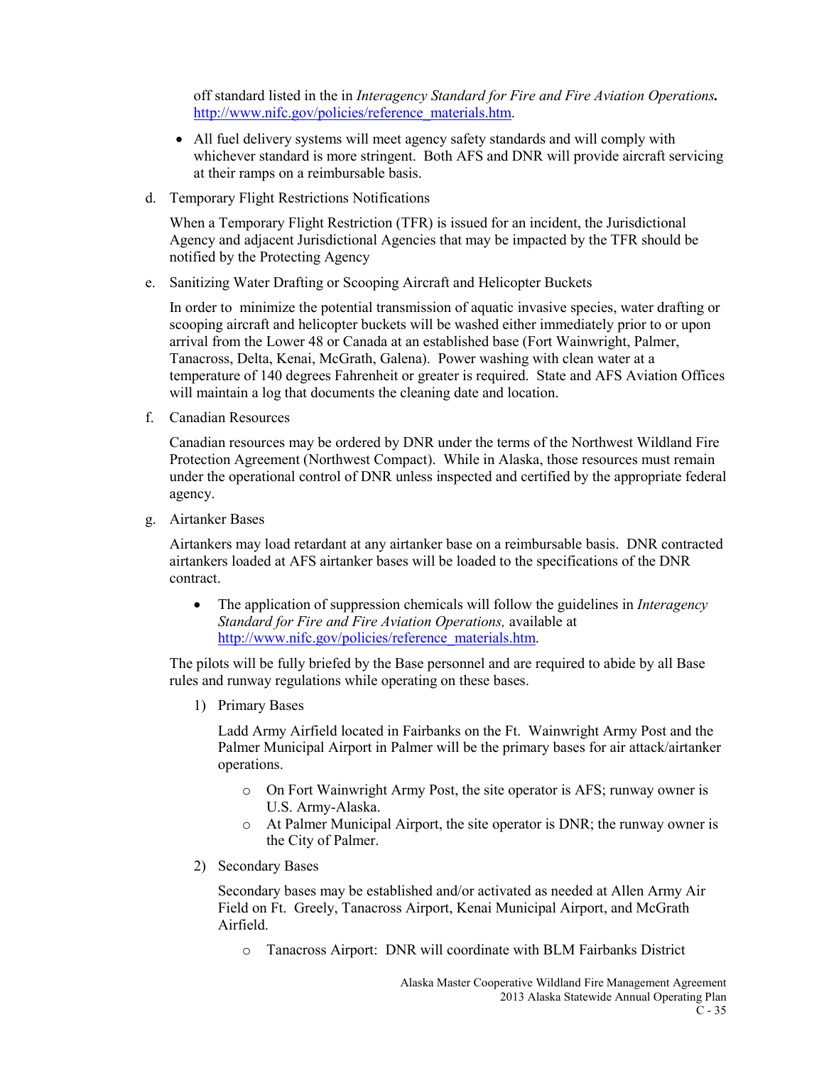off standard listed in the in *Interagency Standard for Fire and Fire Aviation Operations.* http://www.nifc.gov/policies/reference_materials.htm.

- All fuel delivery systems will meet agency safety standards and will comply with whichever standard is more stringent. Both AFS and DNR will provide aircraft servicing at their ramps on a reimbursable basis.

d. Temporary Flight Restrictions Notifications

When a Temporary Flight Restriction (TFR) is issued for an incident, the Jurisdictional Agency and adjacent Jurisdictional Agencies that may be impacted by the TFR should be notified by the Protecting Agency

e. Sanitizing Water Drafting or Scooping Aircraft and Helicopter Buckets

In order to minimize the potential transmission of aquatic invasive species, water drafting or scooping aircraft and helicopter buckets will be washed either immediately prior to or upon arrival from the Lower 48 or Canada at an established base (Fort Wainwright, Palmer, Tanacross, Delta, Kenai, McGrath, Galena). Power washing with clean water at a temperature of 140 degrees Fahrenheit or greater is required. State and AFS Aviation Offices will maintain a log that documents the cleaning date and location.

f. Canadian Resources

Canadian resources may be ordered by DNR under the terms of the Northwest Wildland Fire Protection Agreement (Northwest Compact). While in Alaska, those resources must remain under the operational control of DNR unless inspected and certified by the appropriate federal agency.

g. Airtanker Bases

Airtankers may load retardant at any airtanker base on a reimbursable basis. DNR contracted airtankers loaded at AFS airtanker bases will be loaded to the specifications of the DNR contract.

- The application of suppression chemicals will follow the guidelines in *Interagency Standard for Fire and Fire Aviation Operations,* available at http://www.nifc.gov/policies/reference_materials.htm.

The pilots will be fully briefed by the Base personnel and are required to abide by all Base rules and runway regulations while operating on these bases.

1) Primary Bases

Ladd Army Airfield located in Fairbanks on the Ft. Wainwright Army Post and the Palmer Municipal Airport in Palmer will be the primary bases for air attack/airtanker operations.

- On Fort Wainwright Army Post, the site operator is AFS; runway owner is U.S. Army-Alaska.
- At Palmer Municipal Airport, the site operator is DNR; the runway owner is the City of Palmer.

2) Secondary Bases

Secondary bases may be established and/or activated as needed at Allen Army Air Field on Ft. Greely, Tanacross Airport, Kenai Municipal Airport, and McGrath Airfield.

- Tanacross Airport: DNR will coordinate with BLM Fairbanks District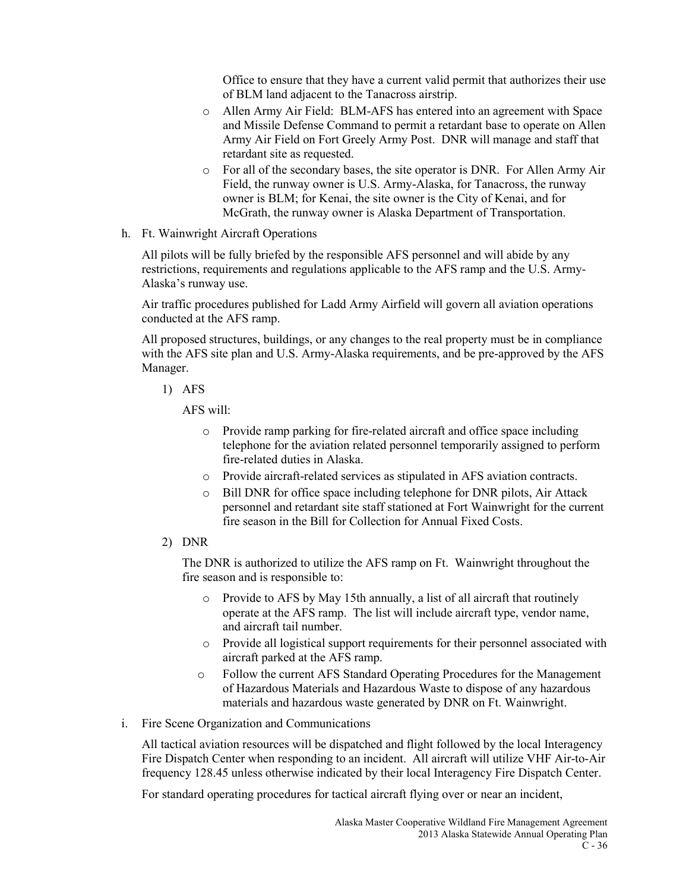Office to ensure that they have a current valid permit that authorizes their use of BLM land adjacent to the Tanacross airstrip.

- Allen Army Air Field: BLM-AFS has entered into an agreement with Space and Missile Defense Command to permit a retardant base to operate on Allen Army Air Field on Fort Greely Army Post. DNR will manage and staff that retardant site as requested.
- For all of the secondary bases, the site operator is DNR. For Allen Army Air Field, the runway owner is U.S. Army-Alaska, for Tanacross, the runway owner is BLM; for Kenai, the site owner is the City of Kenai, and for McGrath, the runway owner is Alaska Department of Transportation.

h. Ft. Wainwright Aircraft Operations

All pilots will be fully briefed by the responsible AFS personnel and will abide by any restrictions, requirements and regulations applicable to the AFS ramp and the U.S. Army-Alaska's runway use.

Air traffic procedures published for Ladd Army Airfield will govern all aviation operations conducted at the AFS ramp.

All proposed structures, buildings, or any changes to the real property must be in compliance with the AFS site plan and U.S. Army-Alaska requirements, and be pre-approved by the AFS Manager.

1) AFS

AFS will:

- Provide ramp parking for fire-related aircraft and office space including telephone for the aviation related personnel temporarily assigned to perform fire-related duties in Alaska.
- Provide aircraft-related services as stipulated in AFS aviation contracts.
- Bill DNR for office space including telephone for DNR pilots, Air Attack personnel and retardant site staff stationed at Fort Wainwright for the current fire season in the Bill for Collection for Annual Fixed Costs.

2) DNR

The DNR is authorized to utilize the AFS ramp on Ft. Wainwright throughout the fire season and is responsible to:

- Provide to AFS by May 15th annually, a list of all aircraft that routinely operate at the AFS ramp. The list will include aircraft type, vendor name, and aircraft tail number.
- Provide all logistical support requirements for their personnel associated with aircraft parked at the AFS ramp.
- Follow the current AFS Standard Operating Procedures for the Management of Hazardous Materials and Hazardous Waste to dispose of any hazardous materials and hazardous waste generated by DNR on Ft. Wainwright.

i. Fire Scene Organization and Communications

All tactical aviation resources will be dispatched and flight followed by the local Interagency Fire Dispatch Center when responding to an incident. All aircraft will utilize VHF Air-to-Air frequency 128.45 unless otherwise indicated by their local Interagency Fire Dispatch Center.

For standard operating procedures for tactical aircraft flying over or near an incident,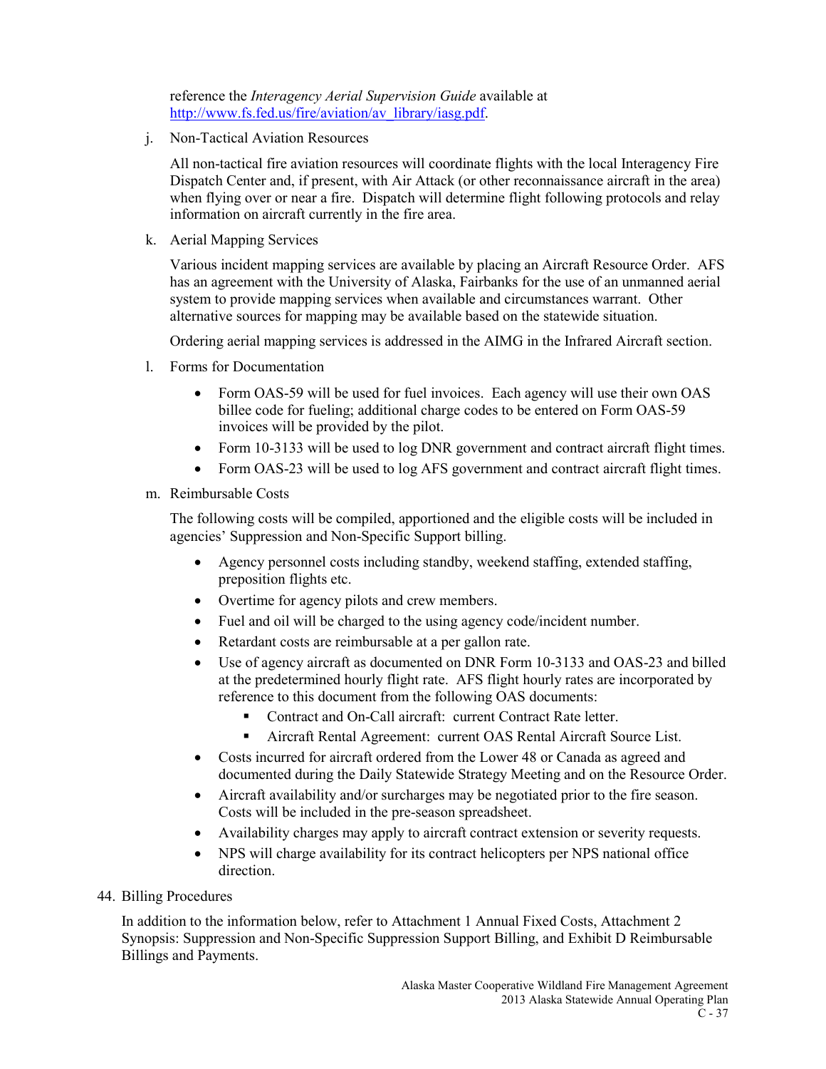reference the *Interagency Aerial Supervision Guide* available at http://www.fs.fed.us/fire/aviation/av_library/iasg.pdf.

j. Non-Tactical Aviation Resources

   All non-tactical fire aviation resources will coordinate flights with the local Interagency Fire Dispatch Center and, if present, with Air Attack (or other reconnaissance aircraft in the area) when flying over or near a fire. Dispatch will determine flight following protocols and relay information on aircraft currently in the fire area.

k. Aerial Mapping Services

   Various incident mapping services are available by placing an Aircraft Resource Order. AFS has an agreement with the University of Alaska, Fairbanks for the use of an unmanned aerial system to provide mapping services when available and circumstances warrant. Other alternative sources for mapping may be available based on the statewide situation.

   Ordering aerial mapping services is addressed in the AIMG in the Infrared Aircraft section.

l. Forms for Documentation

   - Form OAS-59 will be used for fuel invoices. Each agency will use their own OAS billee code for fueling; additional charge codes to be entered on Form OAS-59 invoices will be provided by the pilot.
   - Form 10-3133 will be used to log DNR government and contract aircraft flight times.
   - Form OAS-23 will be used to log AFS government and contract aircraft flight times.

m. Reimbursable Costs

   The following costs will be compiled, apportioned and the eligible costs will be included in agencies' Suppression and Non-Specific Support billing.

   - Agency personnel costs including standby, weekend staffing, extended staffing, preposition flights etc.
   - Overtime for agency pilots and crew members.
   - Fuel and oil will be charged to the using agency code/incident number.
   - Retardant costs are reimbursable at a per gallon rate.
   - Use of agency aircraft as documented on DNR Form 10-3133 and OAS-23 and billed at the predetermined hourly flight rate. AFS flight hourly rates are incorporated by reference to this document from the following OAS documents:
     - Contract and On-Call aircraft: current Contract Rate letter.
     - Aircraft Rental Agreement: current OAS Rental Aircraft Source List.
   - Costs incurred for aircraft ordered from the Lower 48 or Canada as agreed and documented during the Daily Statewide Strategy Meeting and on the Resource Order.
   - Aircraft availability and/or surcharges may be negotiated prior to the fire season. Costs will be included in the pre-season spreadsheet.
   - Availability charges may apply to aircraft contract extension or severity requests.
   - NPS will charge availability for its contract helicopters per NPS national office direction.

44. Billing Procedures

In addition to the information below, refer to Attachment 1 Annual Fixed Costs, Attachment 2 Synopsis: Suppression and Non-Specific Suppression Support Billing, and Exhibit D Reimbursable Billings and Payments.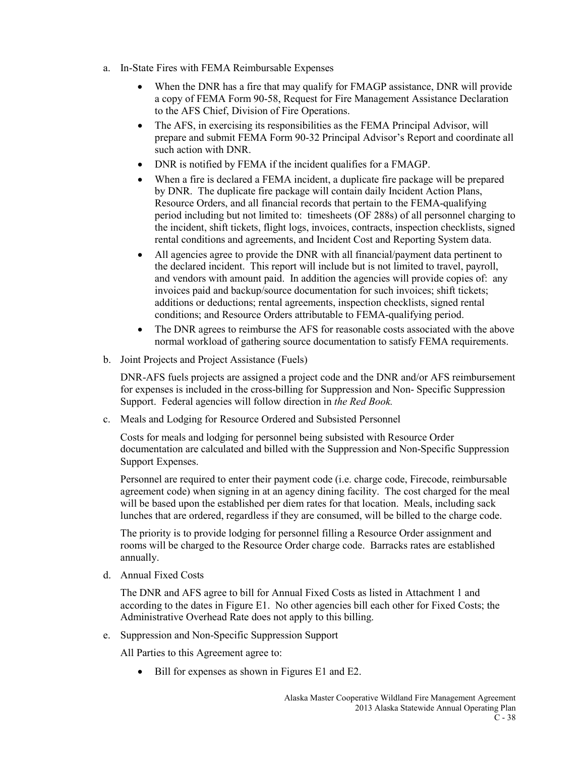a. In-State Fires with FEMA Reimbursable Expenses

    - When the DNR has a fire that may qualify for FMAGP assistance, DNR will provide a copy of FEMA Form 90-58, Request for Fire Management Assistance Declaration to the AFS Chief, Division of Fire Operations.
    - The AFS, in exercising its responsibilities as the FEMA Principal Advisor, will prepare and submit FEMA Form 90-32 Principal Advisor's Report and coordinate all such action with DNR.
    - DNR is notified by FEMA if the incident qualifies for a FMAGP.
    - When a fire is declared a FEMA incident, a duplicate fire package will be prepared by DNR. The duplicate fire package will contain daily Incident Action Plans, Resource Orders, and all financial records that pertain to the FEMA-qualifying period including but not limited to: timesheets (OF 288s) of all personnel charging to the incident, shift tickets, flight logs, invoices, contracts, inspection checklists, signed rental conditions and agreements, and Incident Cost and Reporting System data.
    - All agencies agree to provide the DNR with all financial/payment data pertinent to the declared incident. This report will include but is not limited to travel, payroll, and vendors with amount paid. In addition the agencies will provide copies of: any invoices paid and backup/source documentation for such invoices; shift tickets; additions or deductions; rental agreements, inspection checklists, signed rental conditions; and Resource Orders attributable to FEMA-qualifying period.
    - The DNR agrees to reimburse the AFS for reasonable costs associated with the above normal workload of gathering source documentation to satisfy FEMA requirements.

b. Joint Projects and Project Assistance (Fuels)

    DNR-AFS fuels projects are assigned a project code and the DNR and/or AFS reimbursement for expenses is included in the cross-billing for Suppression and Non- Specific Suppression Support. Federal agencies will follow direction in *the Red Book.*

c. Meals and Lodging for Resource Ordered and Subsisted Personnel

    Costs for meals and lodging for personnel being subsisted with Resource Order documentation are calculated and billed with the Suppression and Non-Specific Suppression Support Expenses.

    Personnel are required to enter their payment code (i.e. charge code, Firecode, reimbursable agreement code) when signing in at an agency dining facility. The cost charged for the meal will be based upon the established per diem rates for that location. Meals, including sack lunches that are ordered, regardless if they are consumed, will be billed to the charge code.

    The priority is to provide lodging for personnel filling a Resource Order assignment and rooms will be charged to the Resource Order charge code. Barracks rates are established annually.

d. Annual Fixed Costs

    The DNR and AFS agree to bill for Annual Fixed Costs as listed in Attachment 1 and according to the dates in Figure E1. No other agencies bill each other for Fixed Costs; the Administrative Overhead Rate does not apply to this billing.

e. Suppression and Non-Specific Suppression Support

    All Parties to this Agreement agree to:

    - Bill for expenses as shown in Figures E1 and E2.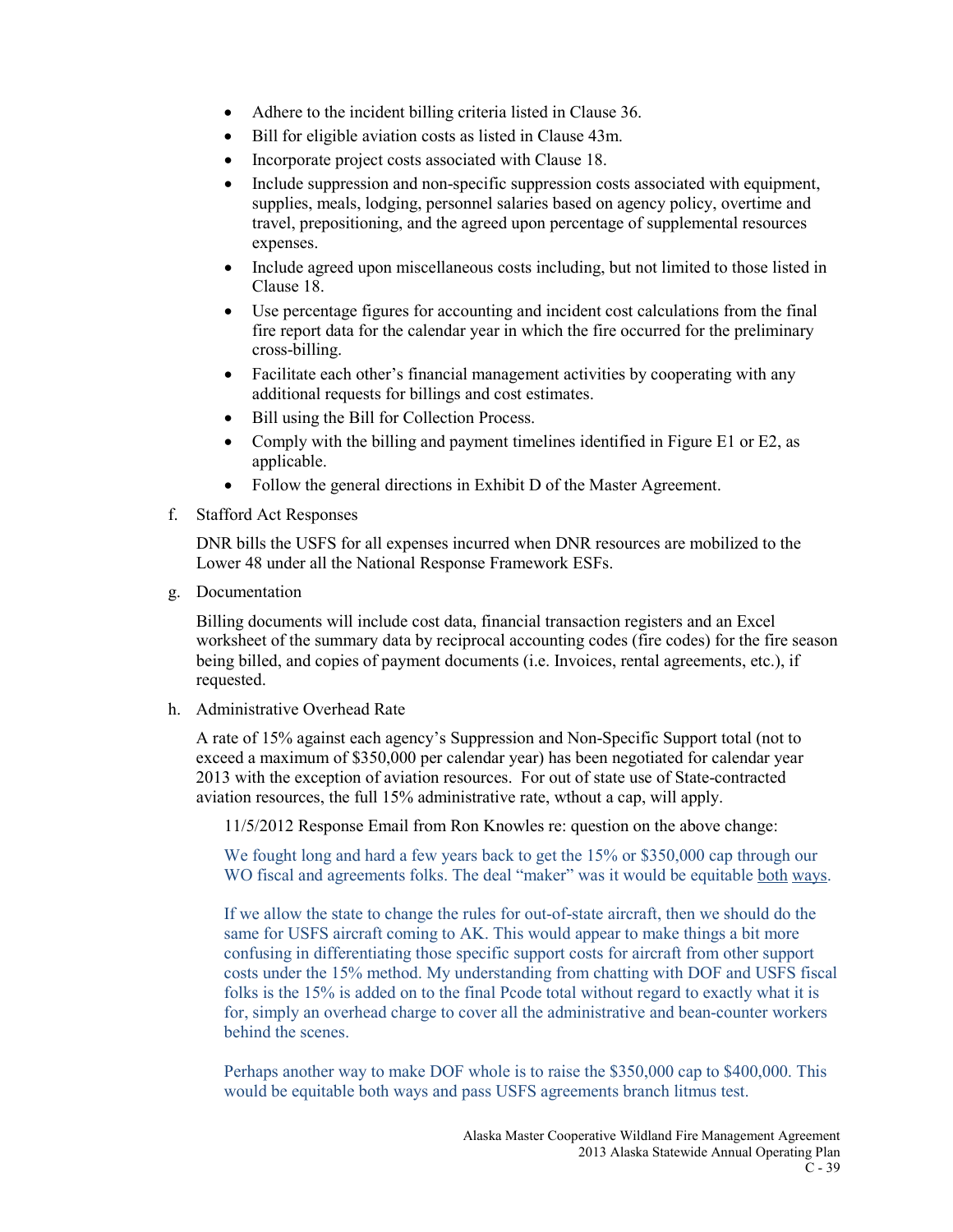- Adhere to the incident billing criteria listed in Clause 36.
- Bill for eligible aviation costs as listed in Clause 43m.
- Incorporate project costs associated with Clause 18.
- Include suppression and non-specific suppression costs associated with equipment, supplies, meals, lodging, personnel salaries based on agency policy, overtime and travel, prepositioning, and the agreed upon percentage of supplemental resources expenses.
- Include agreed upon miscellaneous costs including, but not limited to those listed in Clause 18.
- Use percentage figures for accounting and incident cost calculations from the final fire report data for the calendar year in which the fire occurred for the preliminary cross-billing.
- Facilitate each other's financial management activities by cooperating with any additional requests for billings and cost estimates.
- Bill using the Bill for Collection Process.
- Comply with the billing and payment timelines identified in Figure E1 or E2, as applicable.
- Follow the general directions in Exhibit D of the Master Agreement.

f. Stafford Act Responses

DNR bills the USFS for all expenses incurred when DNR resources are mobilized to the Lower 48 under all the National Response Framework ESFs.

g. Documentation

Billing documents will include cost data, financial transaction registers and an Excel worksheet of the summary data by reciprocal accounting codes (fire codes) for the fire season being billed, and copies of payment documents (i.e. Invoices, rental agreements, etc.), if requested.

h. Administrative Overhead Rate

A rate of 15% against each agency's Suppression and Non-Specific Support total (not to exceed a maximum of $350,000 per calendar year) has been negotiated for calendar year 2013 with the exception of aviation resources. For out of state use of State-contracted aviation resources, the full 15% administrative rate, wthout a cap, will apply.

11/5/2012 Response Email from Ron Knowles re: question on the above change:

We fought long and hard a few years back to get the 15% or $350,000 cap through our WO fiscal and agreements folks. The deal "maker" was it would be equitable both ways.

If we allow the state to change the rules for out-of-state aircraft, then we should do the same for USFS aircraft coming to AK. This would appear to make things a bit more confusing in differentiating those specific support costs for aircraft from other support costs under the 15% method. My understanding from chatting with DOF and USFS fiscal folks is the 15% is added on to the final Pcode total without regard to exactly what it is for, simply an overhead charge to cover all the administrative and bean-counter workers behind the scenes.

Perhaps another way to make DOF whole is to raise the $350,000 cap to $400,000. This would be equitable both ways and pass USFS agreements branch litmus test.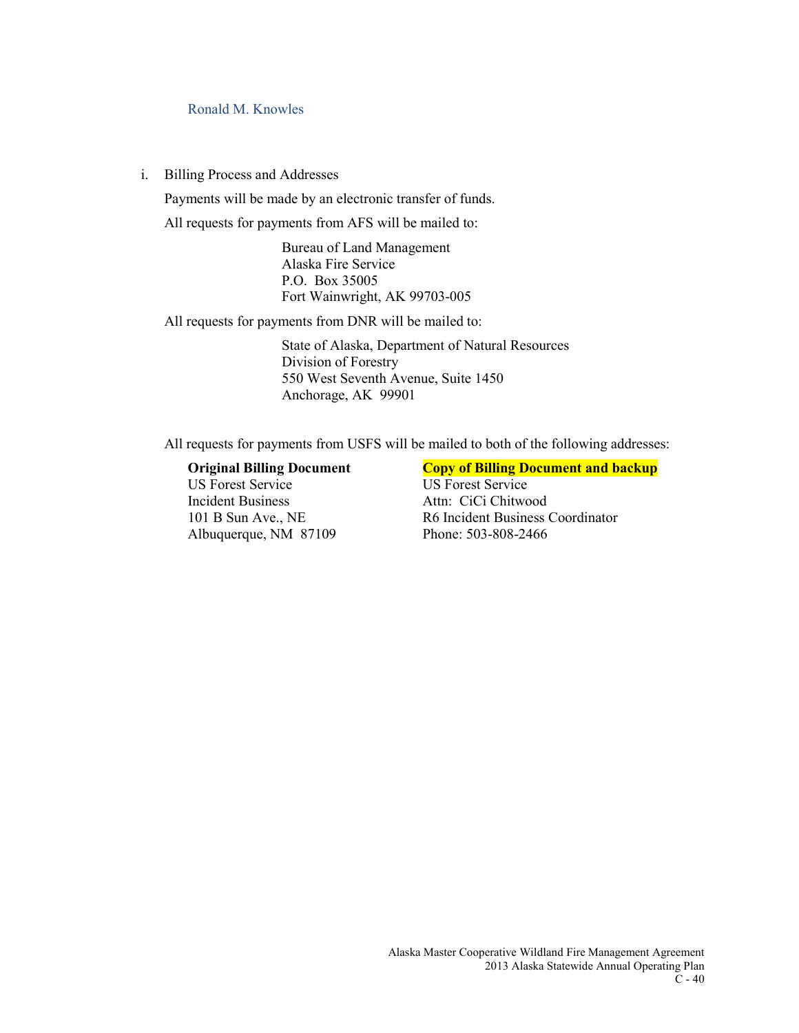Ronald M. Knowles

i. Billing Process and Addresses

Payments will be made by an electronic transfer of funds.

All requests for payments from AFS will be mailed to:

Bureau of Land Management
Alaska Fire Service
P.O. Box 35005
Fort Wainwright, AK 99703-005

All requests for payments from DNR will be mailed to:

State of Alaska, Department of Natural Resources
Division of Forestry
550 West Seventh Avenue, Suite 1450
Anchorage, AK 99901

All requests for payments from USFS will be mailed to both of the following addresses:

**Original Billing Document**
US Forest Service
Incident Business
101 B Sun Ave., NE
Albuquerque, NM 87109

**Copy of Billing Document and backup**
US Forest Service
Attn: CiCi Chitwood
R6 Incident Business Coordinator
Phone: 503-808-2466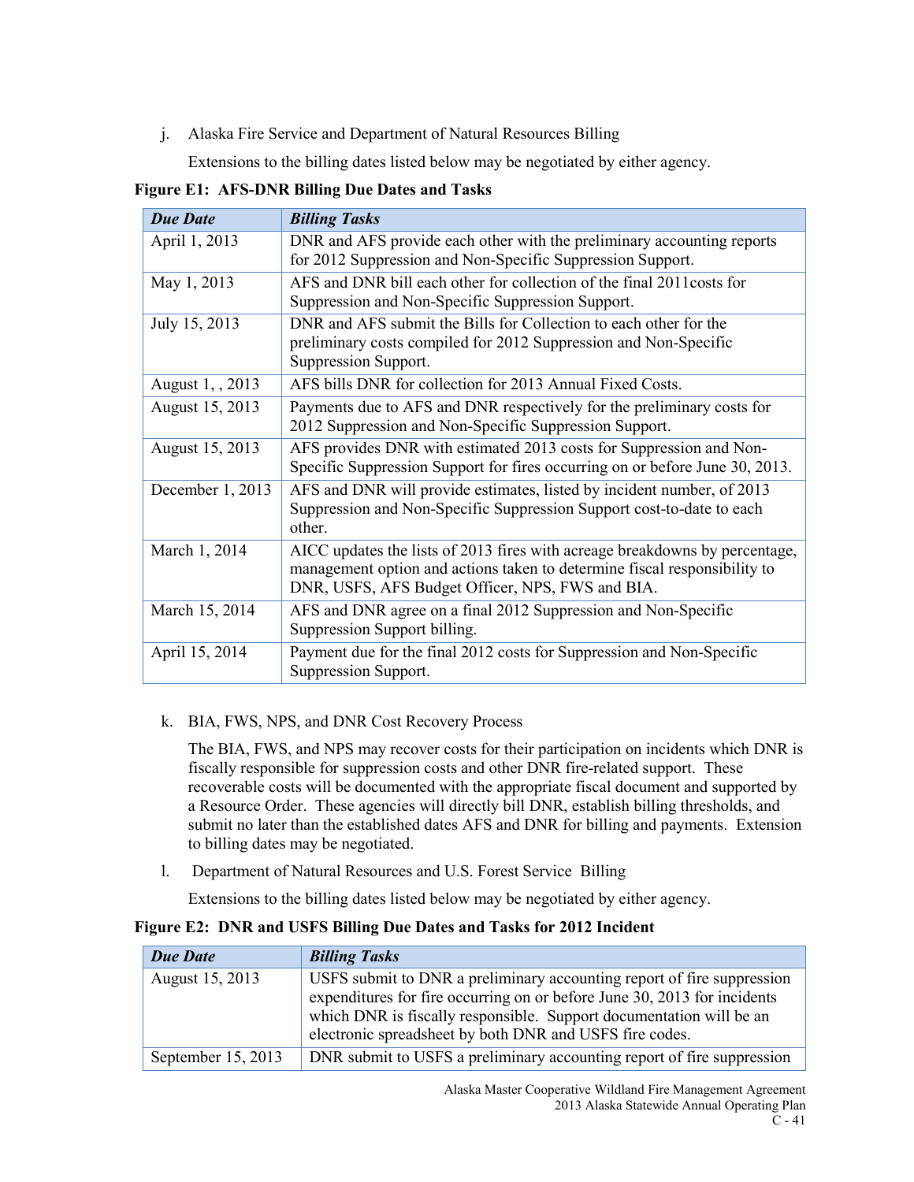j. Alaska Fire Service and Department of Natural Resources Billing

Extensions to the billing dates listed below may be negotiated by either agency.

**Figure E1: AFS-DNR Billing Due Dates and Tasks**

| *Due Date* | *Billing Tasks* |
|---|---|
| April 1, 2013 | DNR and AFS provide each other with the preliminary accounting reports for 2012 Suppression and Non-Specific Suppression Support. |
| May 1, 2013 | AFS and DNR bill each other for collection of the final 2011costs for Suppression and Non-Specific Suppression Support. |
| July 15, 2013 | DNR and AFS submit the Bills for Collection to each other for the preliminary costs compiled for 2012 Suppression and Non-Specific Suppression Support. |
| August 1, , 2013 | AFS bills DNR for collection for 2013 Annual Fixed Costs. |
| August 15, 2013 | Payments due to AFS and DNR respectively for the preliminary costs for 2012 Suppression and Non-Specific Suppression Support. |
| August 15, 2013 | AFS provides DNR with estimated 2013 costs for Suppression and Non-Specific Suppression Support for fires occurring on or before June 30, 2013. |
| December 1, 2013 | AFS and DNR will provide estimates, listed by incident number, of 2013 Suppression and Non-Specific Suppression Support cost-to-date to each other. |
| March 1, 2014 | AICC updates the lists of 2013 fires with acreage breakdowns by percentage, management option and actions taken to determine fiscal responsibility to DNR, USFS, AFS Budget Officer, NPS, FWS and BIA. |
| March 15, 2014 | AFS and DNR agree on a final 2012 Suppression and Non-Specific Suppression Support billing. |
| April 15, 2014 | Payment due for the final 2012 costs for Suppression and Non-Specific Suppression Support. |

k. BIA, FWS, NPS, and DNR Cost Recovery Process

The BIA, FWS, and NPS may recover costs for their participation on incidents which DNR is fiscally responsible for suppression costs and other DNR fire-related support. These recoverable costs will be documented with the appropriate fiscal document and supported by a Resource Order. These agencies will directly bill DNR, establish billing thresholds, and submit no later than the established dates AFS and DNR for billing and payments. Extension to billing dates may be negotiated.

l. Department of Natural Resources and U.S. Forest Service Billing

Extensions to the billing dates listed below may be negotiated by either agency.

**Figure E2: DNR and USFS Billing Due Dates and Tasks for 2012 Incident**

| *Due Date* | *Billing Tasks* |
|---|---|
| August 15, 2013 | USFS submit to DNR a preliminary accounting report of fire suppression expenditures for fire occurring on or before June 30, 2013 for incidents which DNR is fiscally responsible. Support documentation will be an electronic spreadsheet by both DNR and USFS fire codes. |
| September 15, 2013 | DNR submit to USFS a preliminary accounting report of fire suppression |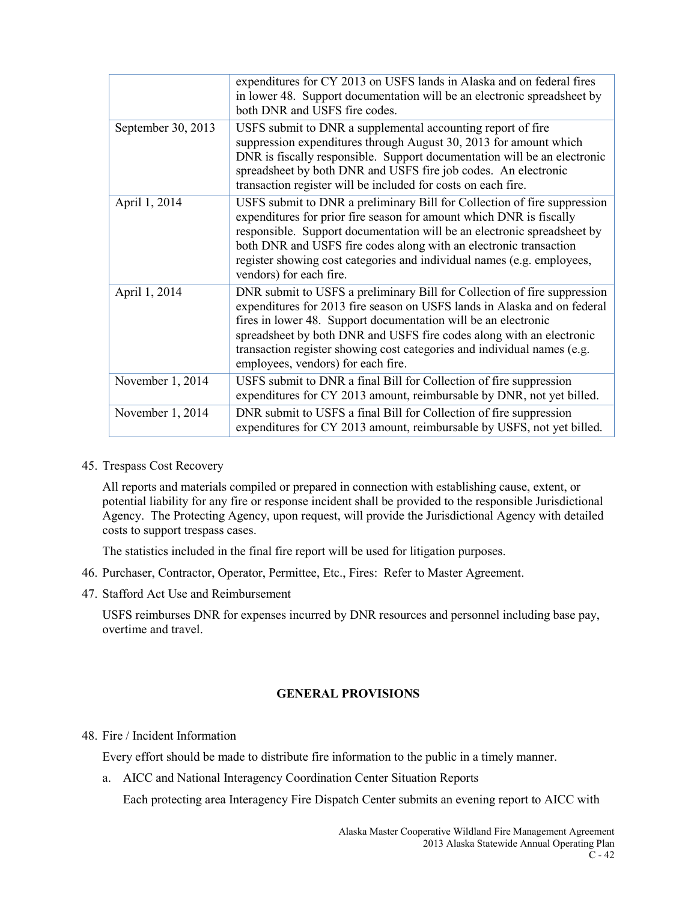| | |
|---|---|
| | expenditures for CY 2013 on USFS lands in Alaska and on federal fires in lower 48. Support documentation will be an electronic spreadsheet by both DNR and USFS fire codes. |
| September 30, 2013 | USFS submit to DNR a supplemental accounting report of fire suppression expenditures through August 30, 2013 for amount which DNR is fiscally responsible. Support documentation will be an electronic spreadsheet by both DNR and USFS fire job codes. An electronic transaction register will be included for costs on each fire. |
| April 1, 2014 | USFS submit to DNR a preliminary Bill for Collection of fire suppression expenditures for prior fire season for amount which DNR is fiscally responsible. Support documentation will be an electronic spreadsheet by both DNR and USFS fire codes along with an electronic transaction register showing cost categories and individual names (e.g. employees, vendors) for each fire. |
| April 1, 2014 | DNR submit to USFS a preliminary Bill for Collection of fire suppression expenditures for 2013 fire season on USFS lands in Alaska and on federal fires in lower 48. Support documentation will be an electronic spreadsheet by both DNR and USFS fire codes along with an electronic transaction register showing cost categories and individual names (e.g. employees, vendors) for each fire. |
| November 1, 2014 | USFS submit to DNR a final Bill for Collection of fire suppression expenditures for CY 2013 amount, reimbursable by DNR, not yet billed. |
| November 1, 2014 | DNR submit to USFS a final Bill for Collection of fire suppression expenditures for CY 2013 amount, reimbursable by USFS, not yet billed. |

45. Trespass Cost Recovery

    All reports and materials compiled or prepared in connection with establishing cause, extent, or potential liability for any fire or response incident shall be provided to the responsible Jurisdictional Agency. The Protecting Agency, upon request, will provide the Jurisdictional Agency with detailed costs to support trespass cases.

    The statistics included in the final fire report will be used for litigation purposes.

46. Purchaser, Contractor, Operator, Permittee, Etc., Fires: Refer to Master Agreement.

47. Stafford Act Use and Reimbursement

    USFS reimburses DNR for expenses incurred by DNR resources and personnel including base pay, overtime and travel.

## GENERAL PROVISIONS

48. Fire / Incident Information

    Every effort should be made to distribute fire information to the public in a timely manner.

    a. AICC and National Interagency Coordination Center Situation Reports

       Each protecting area Interagency Fire Dispatch Center submits an evening report to AICC with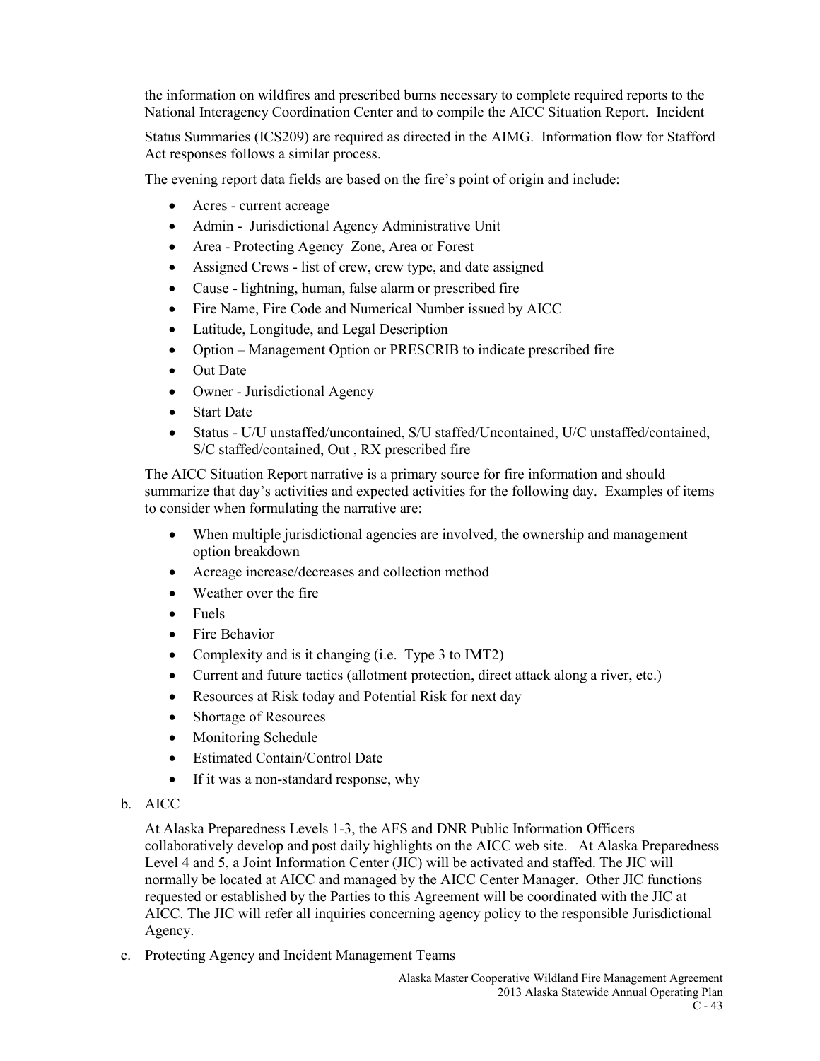the information on wildfires and prescribed burns necessary to complete required reports to the National Interagency Coordination Center and to compile the AICC Situation Report. Incident

Status Summaries (ICS209) are required as directed in the AIMG. Information flow for Stafford Act responses follows a similar process.

The evening report data fields are based on the fire's point of origin and include:

- Acres - current acreage
- Admin - Jurisdictional Agency Administrative Unit
- Area - Protecting Agency Zone, Area or Forest
- Assigned Crews - list of crew, crew type, and date assigned
- Cause - lightning, human, false alarm or prescribed fire
- Fire Name, Fire Code and Numerical Number issued by AICC
- Latitude, Longitude, and Legal Description
- Option – Management Option or PRESCRIB to indicate prescribed fire
- Out Date
- Owner - Jurisdictional Agency
- Start Date
- Status - U/U unstaffed/uncontained, S/U staffed/Uncontained, U/C unstaffed/contained, S/C staffed/contained, Out , RX prescribed fire

The AICC Situation Report narrative is a primary source for fire information and should summarize that day's activities and expected activities for the following day. Examples of items to consider when formulating the narrative are:

- When multiple jurisdictional agencies are involved, the ownership and management option breakdown
- Acreage increase/decreases and collection method
- Weather over the fire
- Fuels
- Fire Behavior
- Complexity and is it changing (i.e. Type 3 to IMT2)
- Current and future tactics (allotment protection, direct attack along a river, etc.)
- Resources at Risk today and Potential Risk for next day
- Shortage of Resources
- Monitoring Schedule
- Estimated Contain/Control Date
- If it was a non-standard response, why

b. AICC

At Alaska Preparedness Levels 1-3, the AFS and DNR Public Information Officers collaboratively develop and post daily highlights on the AICC web site. At Alaska Preparedness Level 4 and 5, a Joint Information Center (JIC) will be activated and staffed. The JIC will normally be located at AICC and managed by the AICC Center Manager. Other JIC functions requested or established by the Parties to this Agreement will be coordinated with the JIC at AICC. The JIC will refer all inquiries concerning agency policy to the responsible Jurisdictional Agency.

c. Protecting Agency and Incident Management Teams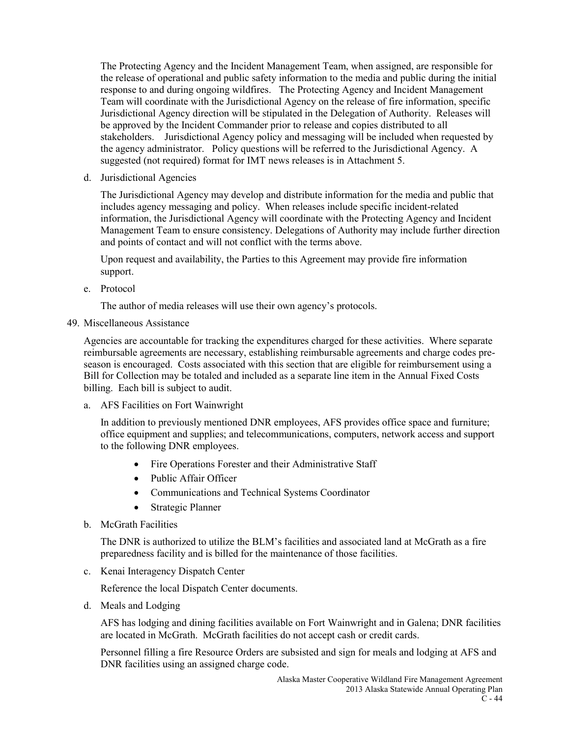The Protecting Agency and the Incident Management Team, when assigned, are responsible for the release of operational and public safety information to the media and public during the initial response to and during ongoing wildfires. The Protecting Agency and Incident Management Team will coordinate with the Jurisdictional Agency on the release of fire information, specific Jurisdictional Agency direction will be stipulated in the Delegation of Authority. Releases will be approved by the Incident Commander prior to release and copies distributed to all stakeholders. Jurisdictional Agency policy and messaging will be included when requested by the agency administrator. Policy questions will be referred to the Jurisdictional Agency. A suggested (not required) format for IMT news releases is in Attachment 5.

d. Jurisdictional Agencies

The Jurisdictional Agency may develop and distribute information for the media and public that includes agency messaging and policy. When releases include specific incident-related information, the Jurisdictional Agency will coordinate with the Protecting Agency and Incident Management Team to ensure consistency. Delegations of Authority may include further direction and points of contact and will not conflict with the terms above.

Upon request and availability, the Parties to this Agreement may provide fire information support.

e. Protocol

The author of media releases will use their own agency's protocols.

49. Miscellaneous Assistance

Agencies are accountable for tracking the expenditures charged for these activities. Where separate reimbursable agreements are necessary, establishing reimbursable agreements and charge codes pre-season is encouraged. Costs associated with this section that are eligible for reimbursement using a Bill for Collection may be totaled and included as a separate line item in the Annual Fixed Costs billing. Each bill is subject to audit.

a. AFS Facilities on Fort Wainwright

In addition to previously mentioned DNR employees, AFS provides office space and furniture; office equipment and supplies; and telecommunications, computers, network access and support to the following DNR employees.

- Fire Operations Forester and their Administrative Staff
- Public Affair Officer
- Communications and Technical Systems Coordinator
- Strategic Planner

b. McGrath Facilities

The DNR is authorized to utilize the BLM's facilities and associated land at McGrath as a fire preparedness facility and is billed for the maintenance of those facilities.

c. Kenai Interagency Dispatch Center

Reference the local Dispatch Center documents.

d. Meals and Lodging

AFS has lodging and dining facilities available on Fort Wainwright and in Galena; DNR facilities are located in McGrath. McGrath facilities do not accept cash or credit cards.

Personnel filling a fire Resource Orders are subsisted and sign for meals and lodging at AFS and DNR facilities using an assigned charge code.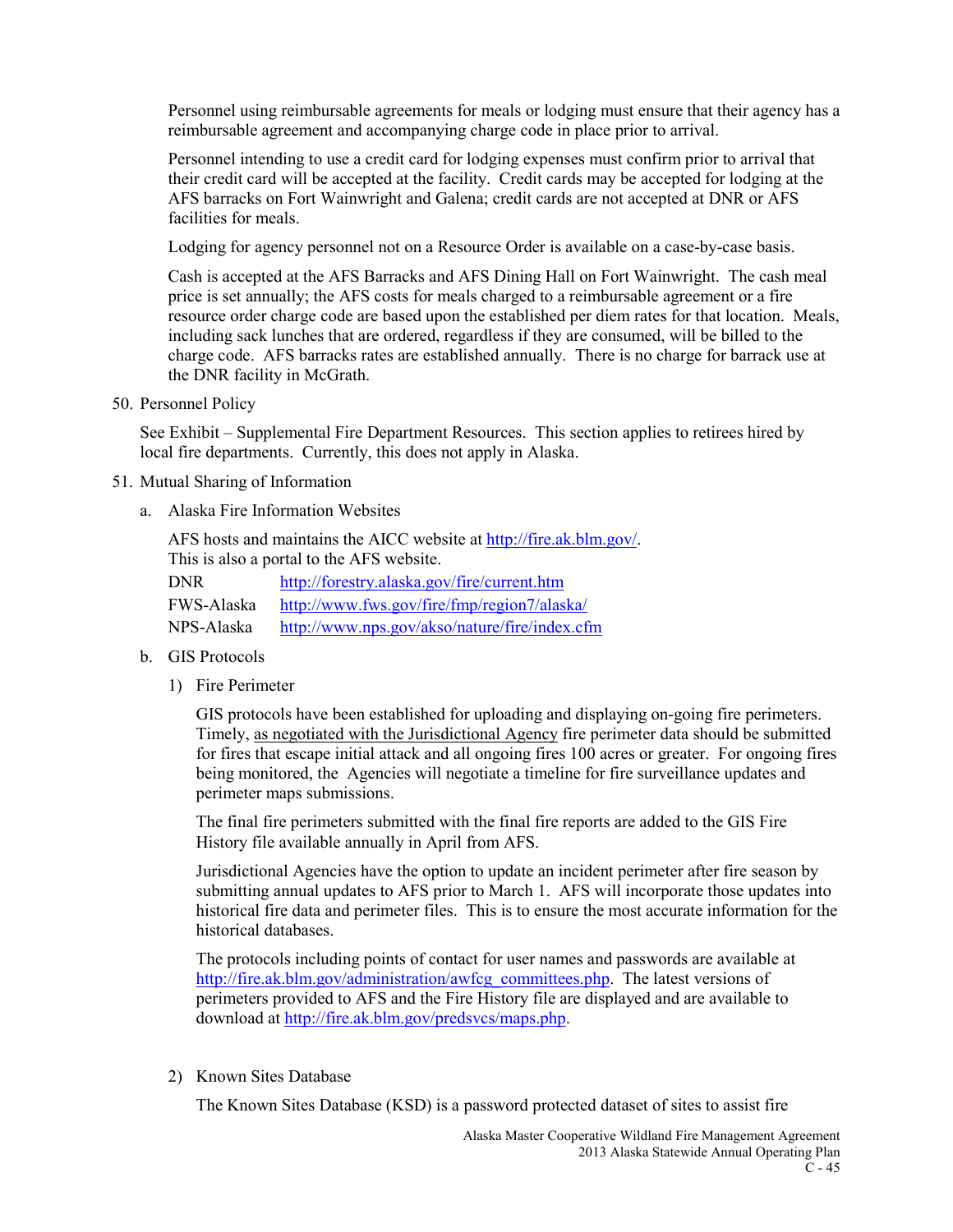Personnel using reimbursable agreements for meals or lodging must ensure that their agency has a reimbursable agreement and accompanying charge code in place prior to arrival.

Personnel intending to use a credit card for lodging expenses must confirm prior to arrival that their credit card will be accepted at the facility. Credit cards may be accepted for lodging at the AFS barracks on Fort Wainwright and Galena; credit cards are not accepted at DNR or AFS facilities for meals.

Lodging for agency personnel not on a Resource Order is available on a case-by-case basis.

Cash is accepted at the AFS Barracks and AFS Dining Hall on Fort Wainwright. The cash meal price is set annually; the AFS costs for meals charged to a reimbursable agreement or a fire resource order charge code are based upon the established per diem rates for that location. Meals, including sack lunches that are ordered, regardless if they are consumed, will be billed to the charge code. AFS barracks rates are established annually. There is no charge for barrack use at the DNR facility in McGrath.

50. Personnel Policy

    See Exhibit – Supplemental Fire Department Resources. This section applies to retirees hired by local fire departments. Currently, this does not apply in Alaska.

51. Mutual Sharing of Information

    a. Alaska Fire Information Websites

       AFS hosts and maintains the AICC website at http://fire.ak.blm.gov/.
       This is also a portal to the AFS website.

       | | |
       |---|---|
       | DNR | http://forestry.alaska.gov/fire/current.htm |
       | FWS-Alaska | http://www.fws.gov/fire/fmp/region7/alaska/ |
       | NPS-Alaska | http://www.nps.gov/akso/nature/fire/index.cfm |

    b. GIS Protocols

       1) Fire Perimeter

          GIS protocols have been established for uploading and displaying on-going fire perimeters. Timely, as negotiated with the Jurisdictional Agency fire perimeter data should be submitted for fires that escape initial attack and all ongoing fires 100 acres or greater. For ongoing fires being monitored, the Agencies will negotiate a timeline for fire surveillance updates and perimeter maps submissions.

          The final fire perimeters submitted with the final fire reports are added to the GIS Fire History file available annually in April from AFS.

          Jurisdictional Agencies have the option to update an incident perimeter after fire season by submitting annual updates to AFS prior to March 1. AFS will incorporate those updates into historical fire data and perimeter files. This is to ensure the most accurate information for the historical databases.

          The protocols including points of contact for user names and passwords are available at http://fire.ak.blm.gov/administration/awfcg_committees.php. The latest versions of perimeters provided to AFS and the Fire History file are displayed and are available to download at http://fire.ak.blm.gov/predsvcs/maps.php.

       2) Known Sites Database

          The Known Sites Database (KSD) is a password protected dataset of sites to assist fire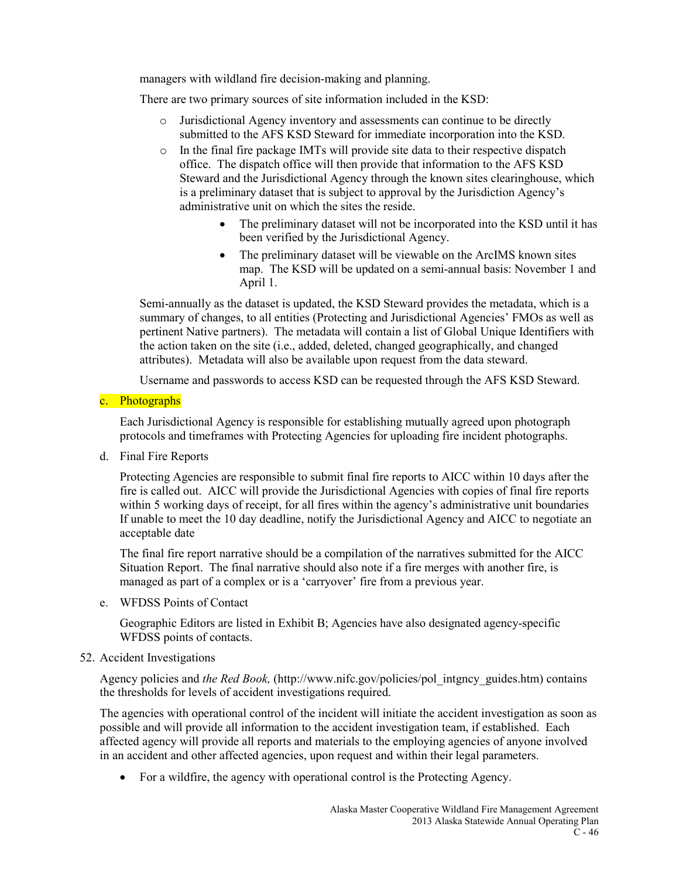managers with wildland fire decision-making and planning.

There are two primary sources of site information included in the KSD:

- Jurisdictional Agency inventory and assessments can continue to be directly submitted to the AFS KSD Steward for immediate incorporation into the KSD.
- In the final fire package IMTs will provide site data to their respective dispatch office. The dispatch office will then provide that information to the AFS KSD Steward and the Jurisdictional Agency through the known sites clearinghouse, which is a preliminary dataset that is subject to approval by the Jurisdiction Agency's administrative unit on which the sites the reside.
    - The preliminary dataset will not be incorporated into the KSD until it has been verified by the Jurisdictional Agency.
    - The preliminary dataset will be viewable on the ArcIMS known sites map. The KSD will be updated on a semi-annual basis: November 1 and April 1.

Semi-annually as the dataset is updated, the KSD Steward provides the metadata, which is a summary of changes, to all entities (Protecting and Jurisdictional Agencies' FMOs as well as pertinent Native partners). The metadata will contain a list of Global Unique Identifiers with the action taken on the site (i.e., added, deleted, changed geographically, and changed attributes). Metadata will also be available upon request from the data steward.

Username and passwords to access KSD can be requested through the AFS KSD Steward.

c. Photographs

Each Jurisdictional Agency is responsible for establishing mutually agreed upon photograph protocols and timeframes with Protecting Agencies for uploading fire incident photographs.

d. Final Fire Reports

Protecting Agencies are responsible to submit final fire reports to AICC within 10 days after the fire is called out. AICC will provide the Jurisdictional Agencies with copies of final fire reports within 5 working days of receipt, for all fires within the agency's administrative unit boundaries If unable to meet the 10 day deadline, notify the Jurisdictional Agency and AICC to negotiate an acceptable date

The final fire report narrative should be a compilation of the narratives submitted for the AICC Situation Report. The final narrative should also note if a fire merges with another fire, is managed as part of a complex or is a 'carryover' fire from a previous year.

e. WFDSS Points of Contact

Geographic Editors are listed in Exhibit B; Agencies have also designated agency-specific WFDSS points of contacts.

52. Accident Investigations

Agency policies and *the Red Book,* (http://www.nifc.gov/policies/pol_intgncy_guides.htm) contains the thresholds for levels of accident investigations required.

The agencies with operational control of the incident will initiate the accident investigation as soon as possible and will provide all information to the accident investigation team, if established. Each affected agency will provide all reports and materials to the employing agencies of anyone involved in an accident and other affected agencies, upon request and within their legal parameters.

- For a wildfire, the agency with operational control is the Protecting Agency.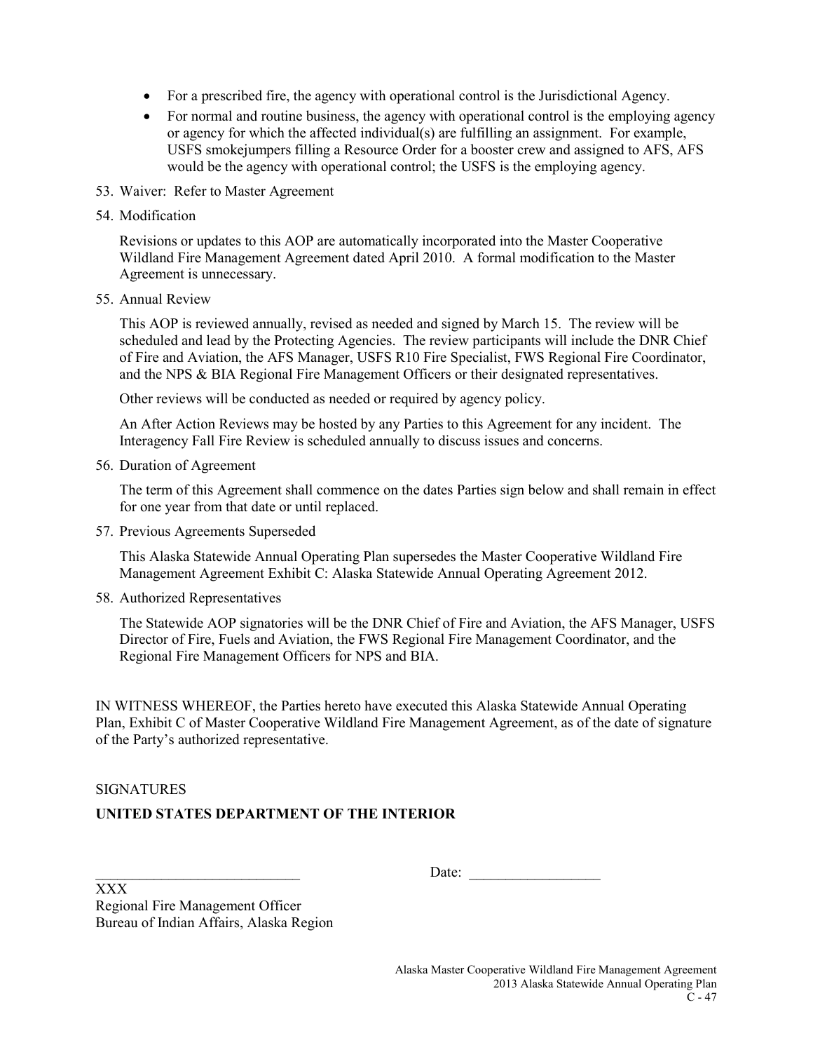- For a prescribed fire, the agency with operational control is the Jurisdictional Agency.
- For normal and routine business, the agency with operational control is the employing agency or agency for which the affected individual(s) are fulfilling an assignment. For example, USFS smokejumpers filling a Resource Order for a booster crew and assigned to AFS, AFS would be the agency with operational control; the USFS is the employing agency.

53. Waiver: Refer to Master Agreement

54. Modification

    Revisions or updates to this AOP are automatically incorporated into the Master Cooperative Wildland Fire Management Agreement dated April 2010. A formal modification to the Master Agreement is unnecessary.

55. Annual Review

    This AOP is reviewed annually, revised as needed and signed by March 15. The review will be scheduled and lead by the Protecting Agencies. The review participants will include the DNR Chief of Fire and Aviation, the AFS Manager, USFS R10 Fire Specialist, FWS Regional Fire Coordinator, and the NPS & BIA Regional Fire Management Officers or their designated representatives.

    Other reviews will be conducted as needed or required by agency policy.

    An After Action Reviews may be hosted by any Parties to this Agreement for any incident. The Interagency Fall Fire Review is scheduled annually to discuss issues and concerns.

56. Duration of Agreement

    The term of this Agreement shall commence on the dates Parties sign below and shall remain in effect for one year from that date or until replaced.

57. Previous Agreements Superseded

    This Alaska Statewide Annual Operating Plan supersedes the Master Cooperative Wildland Fire Management Agreement Exhibit C: Alaska Statewide Annual Operating Agreement 2012.

58. Authorized Representatives

    The Statewide AOP signatories will be the DNR Chief of Fire and Aviation, the AFS Manager, USFS Director of Fire, Fuels and Aviation, the FWS Regional Fire Management Coordinator, and the Regional Fire Management Officers for NPS and BIA.

IN WITNESS WHEREOF, the Parties hereto have executed this Alaska Statewide Annual Operating Plan, Exhibit C of Master Cooperative Wildland Fire Management Agreement, as of the date of signature of the Party's authorized representative.

SIGNATURES

**UNITED STATES DEPARTMENT OF THE INTERIOR**

____________________________ Date: __________________

XXX
Regional Fire Management Officer
Bureau of Indian Affairs, Alaska Region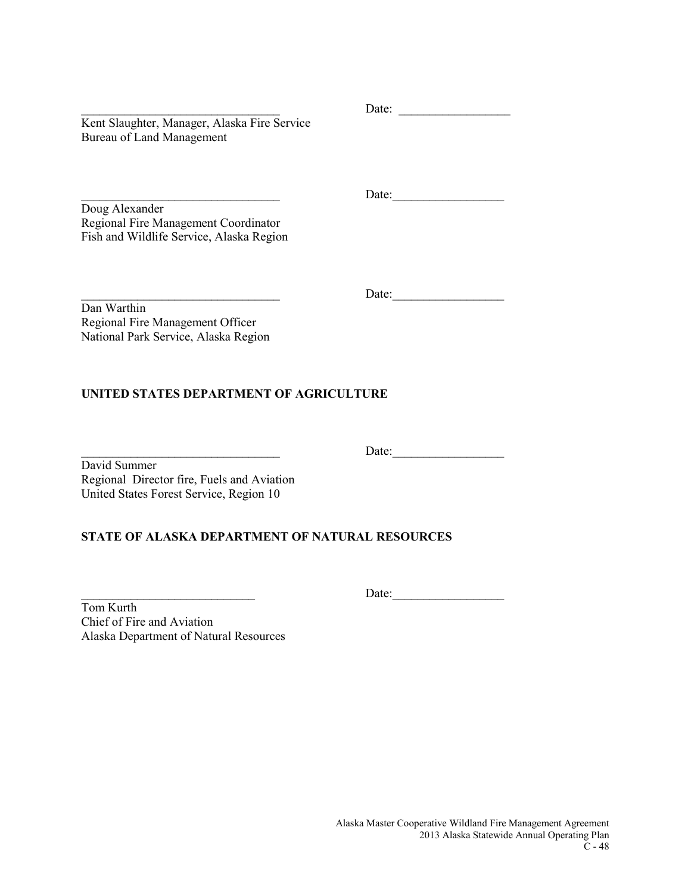_________________________________ Date: _________________

Kent Slaughter, Manager, Alaska Fire Service
Bureau of Land Management

_________________________________ Date:_________________

Doug Alexander
Regional Fire Management Coordinator
Fish and Wildlife Service, Alaska Region

_________________________________ Date:_________________

Dan Warthin
Regional Fire Management Officer
National Park Service, Alaska Region

**UNITED STATES DEPARTMENT OF AGRICULTURE**

_________________________________ Date:_________________

David Summer
Regional Director fire, Fuels and Aviation
United States Forest Service, Region 10

**STATE OF ALASKA DEPARTMENT OF NATURAL RESOURCES**

____________________________ Date:_________________

Tom Kurth
Chief of Fire and Aviation
Alaska Department of Natural Resources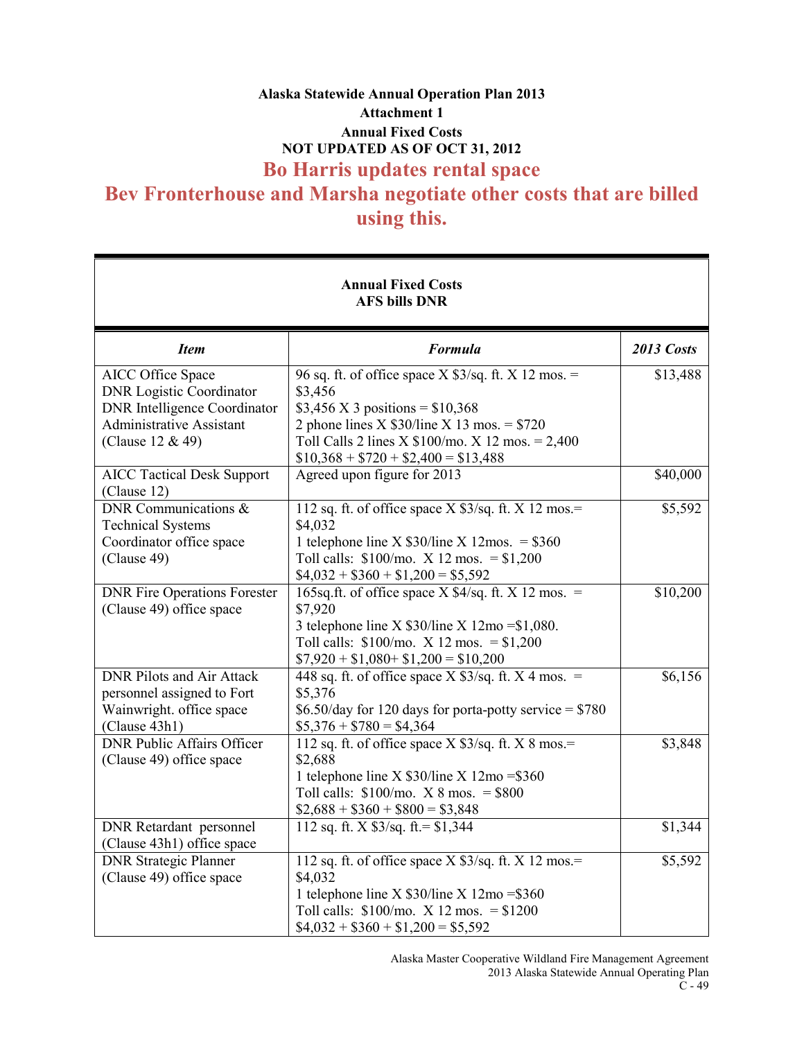**Alaska Statewide Annual Operation Plan 2013**

**Attachment 1**

**Annual Fixed Costs**

**NOT UPDATED AS OF OCT 31, 2012**

## Bo Harris updates rental space

## Bev Fronterhouse and Marsha negotiate other costs that are billed using this.

| **Annual Fixed Costs**<br>**AFS bills DNR** | | |
|---|---|---|
| ***Item*** | ***Formula*** | ***2013 Costs*** |
| AICC Office Space<br>DNR Logistic Coordinator<br>DNR Intelligence Coordinator<br>Administrative Assistant<br>(Clause 12 & 49) | 96 sq. ft. of office space X $3/sq. ft. X 12 mos. = $3,456<br>$3,456 X 3 positions = $10,368<br>2 phone lines X $30/line X 13 mos. = $720<br>Toll Calls 2 lines X $100/mo. X 12 mos. = 2,400<br>$10,368 + $720 + $2,400 = $13,488 | $13,488 |
| AICC Tactical Desk Support (Clause 12) | Agreed upon figure for 2013 | $40,000 |
| DNR Communications & Technical Systems Coordinator office space (Clause 49) | 112 sq. ft. of office space X $3/sq. ft. X 12 mos.= $4,032<br>1 telephone line X $30/line X 12mos. = $360<br>Toll calls: $100/mo. X 12 mos. = $1,200<br>$4,032 + $360 + $1,200 = $5,592 | $5,592 |
| DNR Fire Operations Forester (Clause 49) office space | 165sq.ft. of office space X $4/sq. ft. X 12 mos. = $7,920<br>3 telephone line X $30/line X 12mo =$1,080.<br>Toll calls: $100/mo. X 12 mos. = $1,200<br>$7,920 + $1,080+ $1,200 = $10,200 | $10,200 |
| DNR Pilots and Air Attack personnel assigned to Fort Wainwright. office space (Clause 43h1) | 448 sq. ft. of office space X $3/sq. ft. X 4 mos. = $5,376<br>$6.50/day for 120 days for porta-potty service = $780<br>$5,376 + $780 = $4,364 | $6,156 |
| DNR Public Affairs Officer (Clause 49) office space | 112 sq. ft. of office space X $3/sq. ft. X 8 mos.= $2,688<br>1 telephone line X $30/line X 12mo =$360<br>Toll calls: $100/mo. X 8 mos. = $800<br>$2,688 + $360 + $800 = $3,848 | $3,848 |
| DNR Retardant personnel (Clause 43h1) office space | 112 sq. ft. X $3/sq. ft.= $1,344 | $1,344 |
| DNR Strategic Planner (Clause 49) office space | 112 sq. ft. of office space X $3/sq. ft. X 12 mos.= $4,032<br>1 telephone line X $30/line X 12mo =$360<br>Toll calls: $100/mo. X 12 mos. = $1200<br>$4,032 + $360 + $1,200 = $5,592 | $5,592 |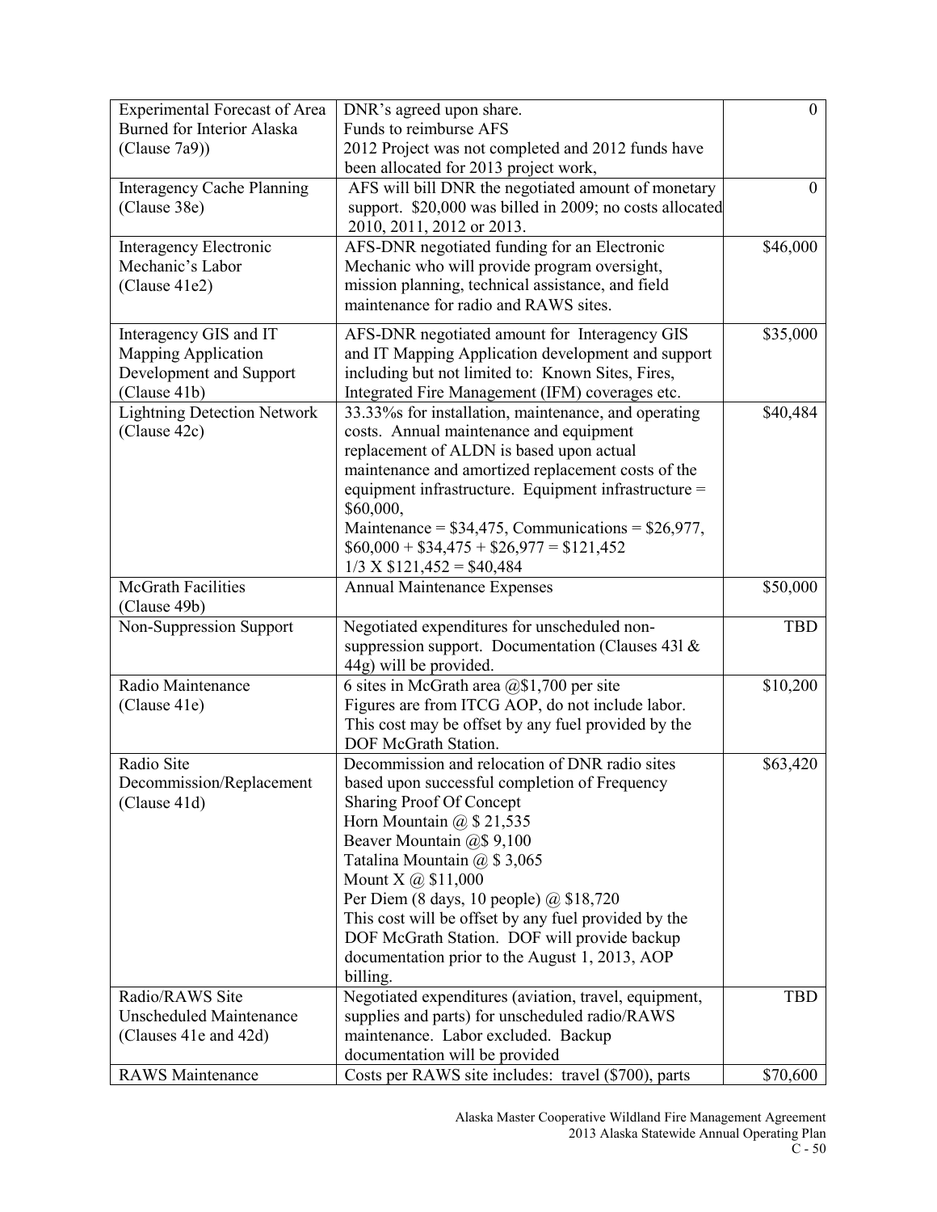| | | |
|---|---|---|
| Experimental Forecast of Area Burned for Interior Alaska (Clause 7a9)) | DNR's agreed upon share.<br>Funds to reimburse AFS<br>2012 Project was not completed and 2012 funds have been allocated for 2013 project work, | 0 |
| Interagency Cache Planning (Clause 38e) | AFS will bill DNR the negotiated amount of monetary support. $20,000 was billed in 2009; no costs allocated 2010, 2011, 2012 or 2013. | 0 |
| Interagency Electronic Mechanic's Labor (Clause 41e2) | AFS-DNR negotiated funding for an Electronic Mechanic who will provide program oversight, mission planning, technical assistance, and field maintenance for radio and RAWS sites. | $46,000 |
| Interagency GIS and IT Mapping Application Development and Support (Clause 41b) | AFS-DNR negotiated amount for Interagency GIS and IT Mapping Application development and support including but not limited to: Known Sites, Fires, Integrated Fire Management (IFM) coverages etc. | $35,000 |
| Lightning Detection Network (Clause 42c) | 33.33%s for installation, maintenance, and operating costs. Annual maintenance and equipment replacement of ALDN is based upon actual maintenance and amortized replacement costs of the equipment infrastructure. Equipment infrastructure = $60,000,<br>Maintenance = $34,475, Communications = $26,977,<br>$60,000 + $34,475 + $26,977 = $121,452<br>1/3 X $121,452 = $40,484 | $40,484 |
| McGrath Facilities (Clause 49b) | Annual Maintenance Expenses | $50,000 |
| Non-Suppression Support | Negotiated expenditures for unscheduled non-suppression support. Documentation (Clauses 43l & 44g) will be provided. | TBD |
| Radio Maintenance (Clause 41e) | 6 sites in McGrath area @$1,700 per site<br>Figures are from ITCG AOP, do not include labor. This cost may be offset by any fuel provided by the DOF McGrath Station. | $10,200 |
| Radio Site Decommission/Replacement (Clause 41d) | Decommission and relocation of DNR radio sites based upon successful completion of Frequency Sharing Proof Of Concept<br>Horn Mountain @ $ 21,535<br>Beaver Mountain @$ 9,100<br>Tatalina Mountain @ $ 3,065<br>Mount X @ $11,000<br>Per Diem (8 days, 10 people) @ $18,720<br>This cost will be offset by any fuel provided by the DOF McGrath Station. DOF will provide backup documentation prior to the August 1, 2013, AOP billing. | $63,420 |
| Radio/RAWS Site Unscheduled Maintenance (Clauses 41e and 42d) | Negotiated expenditures (aviation, travel, equipment, supplies and parts) for unscheduled radio/RAWS maintenance. Labor excluded. Backup documentation will be provided | TBD |
| RAWS Maintenance | Costs per RAWS site includes: travel ($700), parts | $70,600 |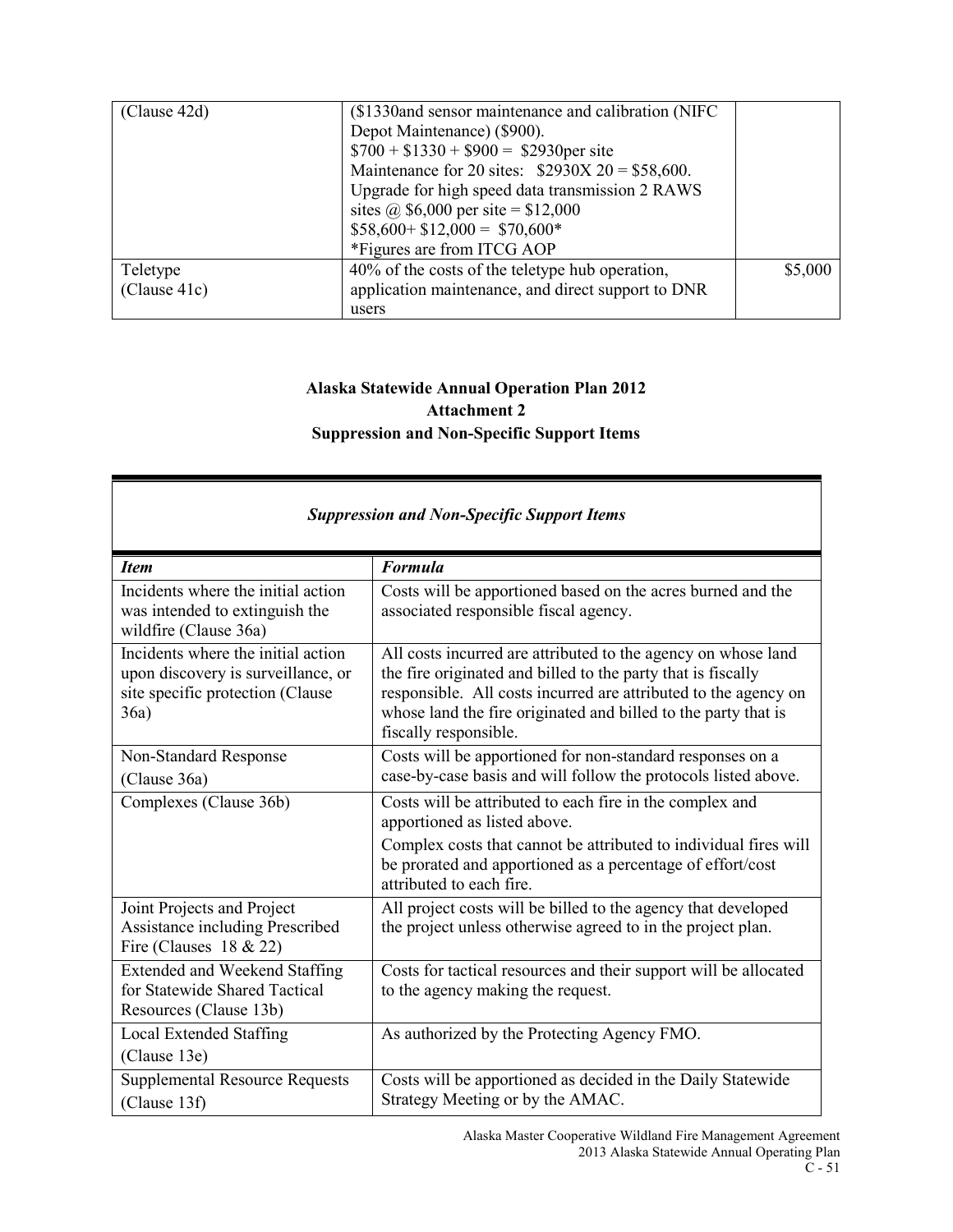| (Clause 42d) | ($1330and sensor maintenance and calibration (NIFC Depot Maintenance) ($900).<br>$700 + $1330 + $900 = $2930per site<br>Maintenance for 20 sites: $2930X 20 = $58,600.<br>Upgrade for high speed data transmission 2 RAWS sites @ $6,000 per site = $12,000<br>$58,600+ $12,000 = $70,600*<br>*Figures are from ITCG AOP | |
|---|---|---|
| Teletype<br>(Clause 41c) | 40% of the costs of the teletype hub operation, application maintenance, and direct support to DNR users | $5,000 |

**Alaska Statewide Annual Operation Plan 2012**
**Attachment 2**
**Suppression and Non-Specific Support Items**

***Suppression and Non-Specific Support Items***

| ***Item*** | ***Formula*** |
|---|---|
| Incidents where the initial action was intended to extinguish the wildfire (Clause 36a) | Costs will be apportioned based on the acres burned and the associated responsible fiscal agency. |
| Incidents where the initial action upon discovery is surveillance, or site specific protection (Clause 36a) | All costs incurred are attributed to the agency on whose land the fire originated and billed to the party that is fiscally responsible. All costs incurred are attributed to the agency on whose land the fire originated and billed to the party that is fiscally responsible. |
| Non-Standard Response<br>(Clause 36a) | Costs will be apportioned for non-standard responses on a case-by-case basis and will follow the protocols listed above. |
| Complexes (Clause 36b) | Costs will be attributed to each fire in the complex and apportioned as listed above.<br>Complex costs that cannot be attributed to individual fires will be prorated and apportioned as a percentage of effort/cost attributed to each fire. |
| Joint Projects and Project Assistance including Prescribed Fire (Clauses 18 & 22) | All project costs will be billed to the agency that developed the project unless otherwise agreed to in the project plan. |
| Extended and Weekend Staffing for Statewide Shared Tactical Resources (Clause 13b) | Costs for tactical resources and their support will be allocated to the agency making the request. |
| Local Extended Staffing<br>(Clause 13e) | As authorized by the Protecting Agency FMO. |
| Supplemental Resource Requests<br>(Clause 13f) | Costs will be apportioned as decided in the Daily Statewide Strategy Meeting or by the AMAC. |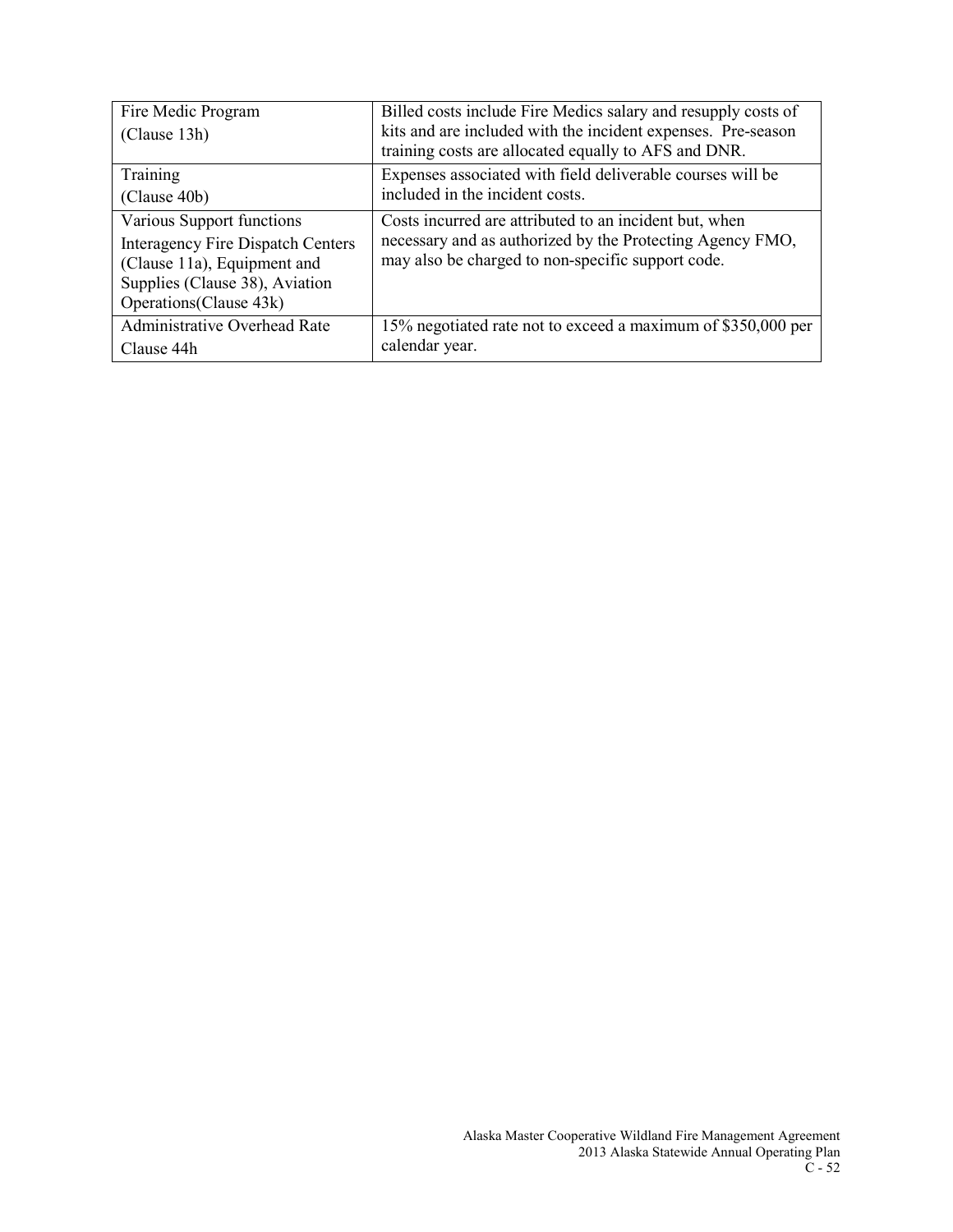| | |
|---|---|
| Fire Medic Program (Clause 13h) | Billed costs include Fire Medics salary and resupply costs of kits and are included with the incident expenses. Pre-season training costs are allocated equally to AFS and DNR. |
| Training (Clause 40b) | Expenses associated with field deliverable courses will be included in the incident costs. |
| Various Support functions Interagency Fire Dispatch Centers (Clause 11a), Equipment and Supplies (Clause 38), Aviation Operations(Clause 43k) | Costs incurred are attributed to an incident but, when necessary and as authorized by the Protecting Agency FMO, may also be charged to non-specific support code. |
| Administrative Overhead Rate Clause 44h | 15% negotiated rate not to exceed a maximum of $350,000 per calendar year. |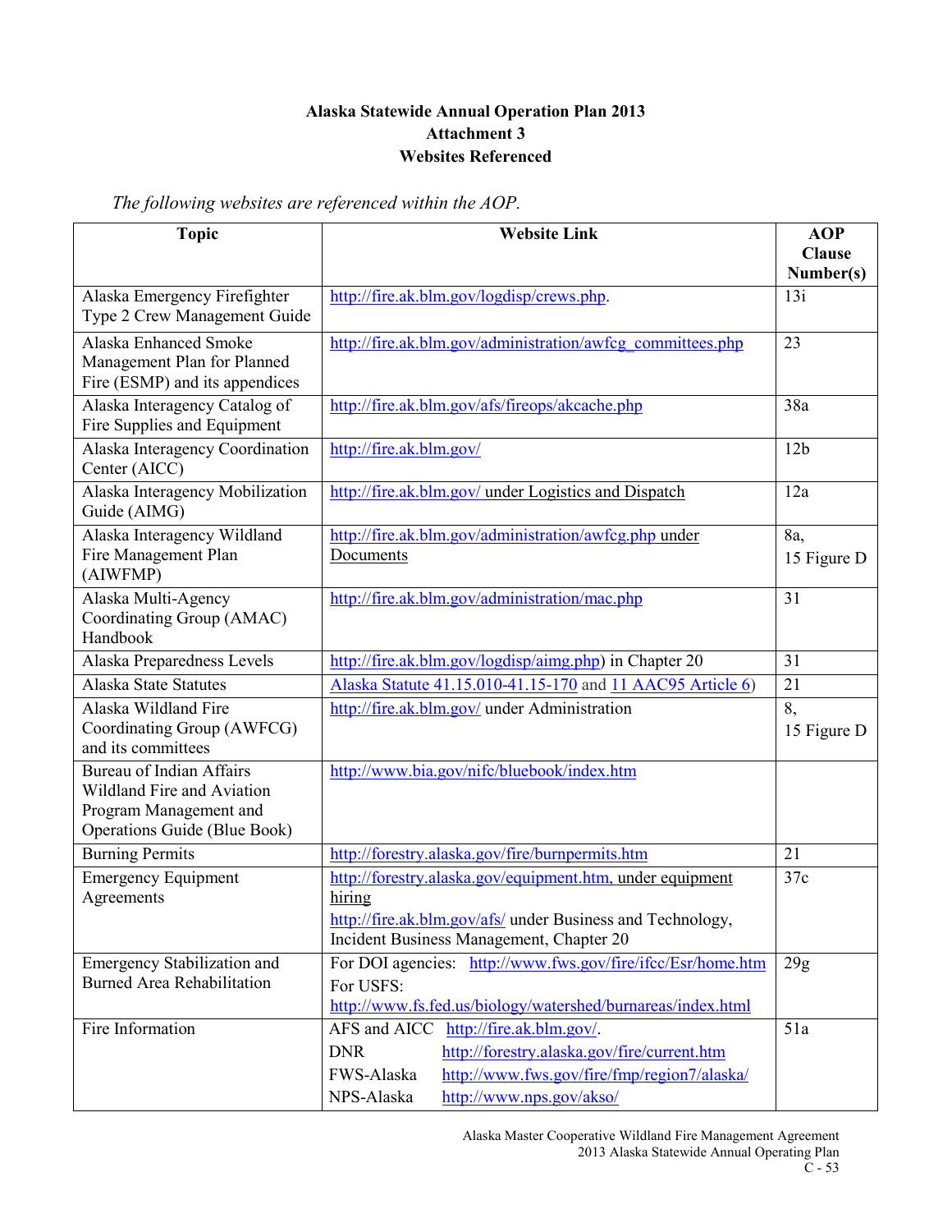**Alaska Statewide Annual Operation Plan 2013**
**Attachment 3**
**Websites Referenced**

*The following websites are referenced within the AOP.*

| Topic | Website Link | AOP Clause Number(s) |
|---|---|---|
| Alaska Emergency Firefighter Type 2 Crew Management Guide | http://fire.ak.blm.gov/logdisp/crews.php. | 13i |
| Alaska Enhanced Smoke Management Plan for Planned Fire (ESMP) and its appendices | http://fire.ak.blm.gov/administration/awfcg_committees.php | 23 |
| Alaska Interagency Catalog of Fire Supplies and Equipment | http://fire.ak.blm.gov/afs/fireops/akcache.php | 38a |
| Alaska Interagency Coordination Center (AICC) | http://fire.ak.blm.gov/ | 12b |
| Alaska Interagency Mobilization Guide (AIMG) | http://fire.ak.blm.gov/ under Logistics and Dispatch | 12a |
| Alaska Interagency Wildland Fire Management Plan (AIWFMP) | http://fire.ak.blm.gov/administration/awfcg.php under Documents | 8a, 15 Figure D |
| Alaska Multi-Agency Coordinating Group (AMAC) Handbook | http://fire.ak.blm.gov/administration/mac.php | 31 |
| Alaska Preparedness Levels | http://fire.ak.blm.gov/logdisp/aimg.php) in Chapter 20 | 31 |
| Alaska State Statutes | Alaska Statute 41.15.010-41.15-170 and 11 AAC95 Article 6) | 21 |
| Alaska Wildland Fire Coordinating Group (AWFCG) and its committees | http://fire.ak.blm.gov/ under Administration | 8, 15 Figure D |
| Bureau of Indian Affairs Wildland Fire and Aviation Program Management and Operations Guide (Blue Book) | http://www.bia.gov/nifc/bluebook/index.htm | |
| Burning Permits | http://forestry.alaska.gov/fire/burnpermits.htm | 21 |
| Emergency Equipment Agreements | http://forestry.alaska.gov/equipment.htm, under equipment hiring<br>http://fire.ak.blm.gov/afs/ under Business and Technology, Incident Business Management, Chapter 20 | 37c |
| Emergency Stabilization and Burned Area Rehabilitation | For DOI agencies: http://www.fws.gov/fire/ifcc/Esr/home.htm<br>For USFS:<br>http://www.fs.fed.us/biology/watershed/burnareas/index.html | 29g |
| Fire Information | AFS and AICC http://fire.ak.blm.gov/.<br>DNR http://forestry.alaska.gov/fire/current.htm<br>FWS-Alaska http://www.fws.gov/fire/fmp/region7/alaska/<br>NPS-Alaska http://www.nps.gov/akso/ | 51a |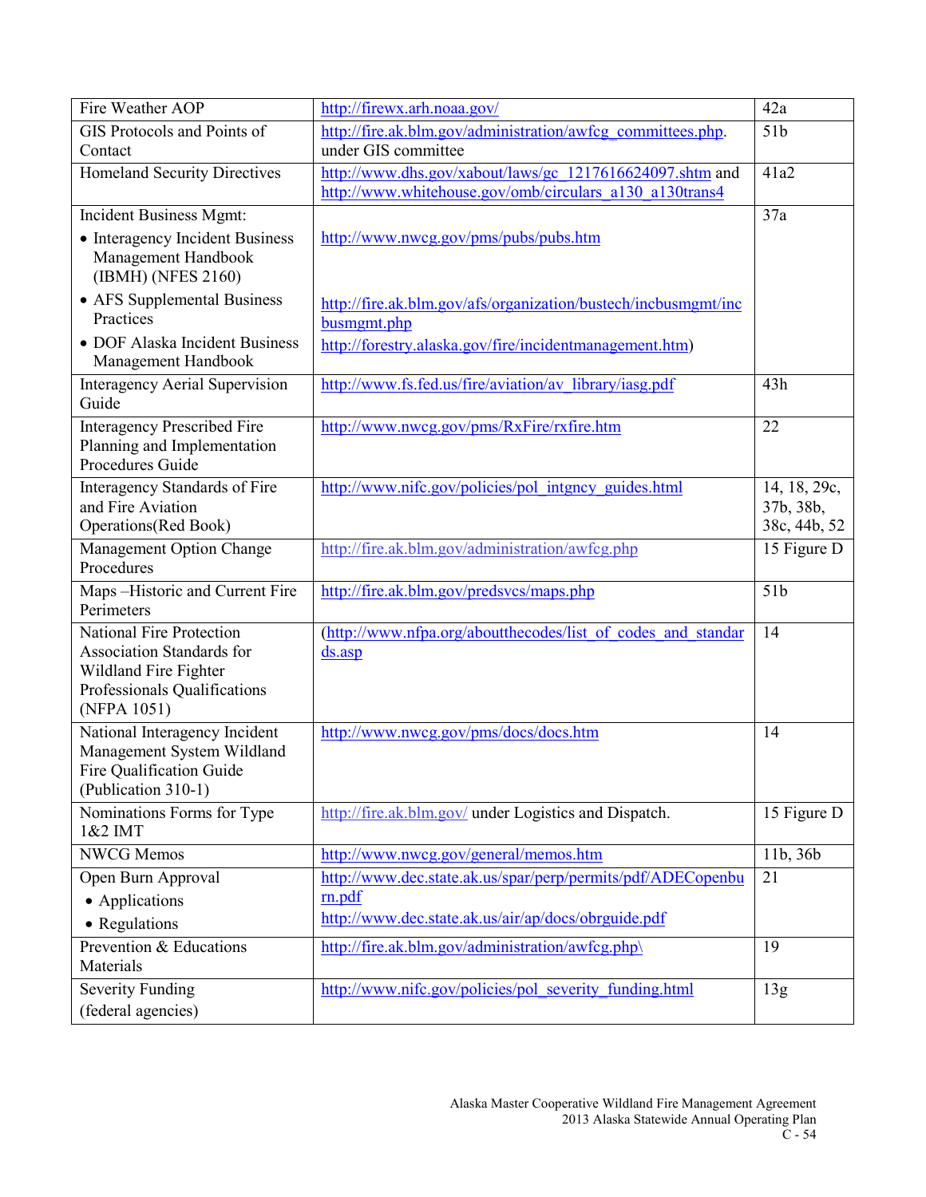| Fire Weather AOP | http://firewx.arh.noaa.gov/ | 42a |
|---|---|---|
| GIS Protocols and Points of Contact | http://fire.ak.blm.gov/administration/awfcg_committees.php. under GIS committee | 51b |
| Homeland Security Directives | http://www.dhs.gov/xabout/laws/gc_1217616624097.shtm and http://www.whitehouse.gov/omb/circulars_a130_a130trans4 | 41a2 |
| Incident Business Mgmt:<br>• Interagency Incident Business Management Handbook (IBMH) (NFES 2160)<br>• AFS Supplemental Business Practices<br>• DOF Alaska Incident Business Management Handbook | <br>http://www.nwcg.gov/pms/pubs/pubs.htm<br>http://fire.ak.blm.gov/afs/organization/bustech/incbusmgmt/incbusmgmt.php<br>http://forestry.alaska.gov/fire/incidentmanagement.htm) | 37a |
| Interagency Aerial Supervision Guide | http://www.fs.fed.us/fire/aviation/av_library/iasg.pdf | 43h |
| Interagency Prescribed Fire Planning and Implementation Procedures Guide | http://www.nwcg.gov/pms/RxFire/rxfire.htm | 22 |
| Interagency Standards of Fire and Fire Aviation Operations(Red Book) | http://www.nifc.gov/policies/pol_intgncy_guides.html | 14, 18, 29c, 37b, 38b, 38c, 44b, 52 |
| Management Option Change Procedures | http://fire.ak.blm.gov/administration/awfcg.php | 15 Figure D |
| Maps –Historic and Current Fire Perimeters | http://fire.ak.blm.gov/predsvcs/maps.php | 51b |
| National Fire Protection Association Standards for Wildland Fire Fighter Professionals Qualifications (NFPA 1051) | (http://www.nfpa.org/aboutthecodes/list_of_codes_and_standards.asp | 14 |
| National Interagency Incident Management System Wildland Fire Qualification Guide (Publication 310-1) | http://www.nwcg.gov/pms/docs/docs.htm | 14 |
| Nominations Forms for Type 1&2 IMT | http://fire.ak.blm.gov/ under Logistics and Dispatch. | 15 Figure D |
| NWCG Memos | http://www.nwcg.gov/general/memos.htm | 11b, 36b |
| Open Burn Approval<br>• Applications<br>• Regulations | http://www.dec.state.ak.us/spar/perp/permits/pdf/ADECopenburn.pdf<br>http://www.dec.state.ak.us/air/ap/docs/obrguide.pdf | 21 |
| Prevention & Educations Materials | http://fire.ak.blm.gov/administration/awfcg.php\ | 19 |
| Severity Funding (federal agencies) | http://www.nifc.gov/policies/pol_severity_funding.html | 13g |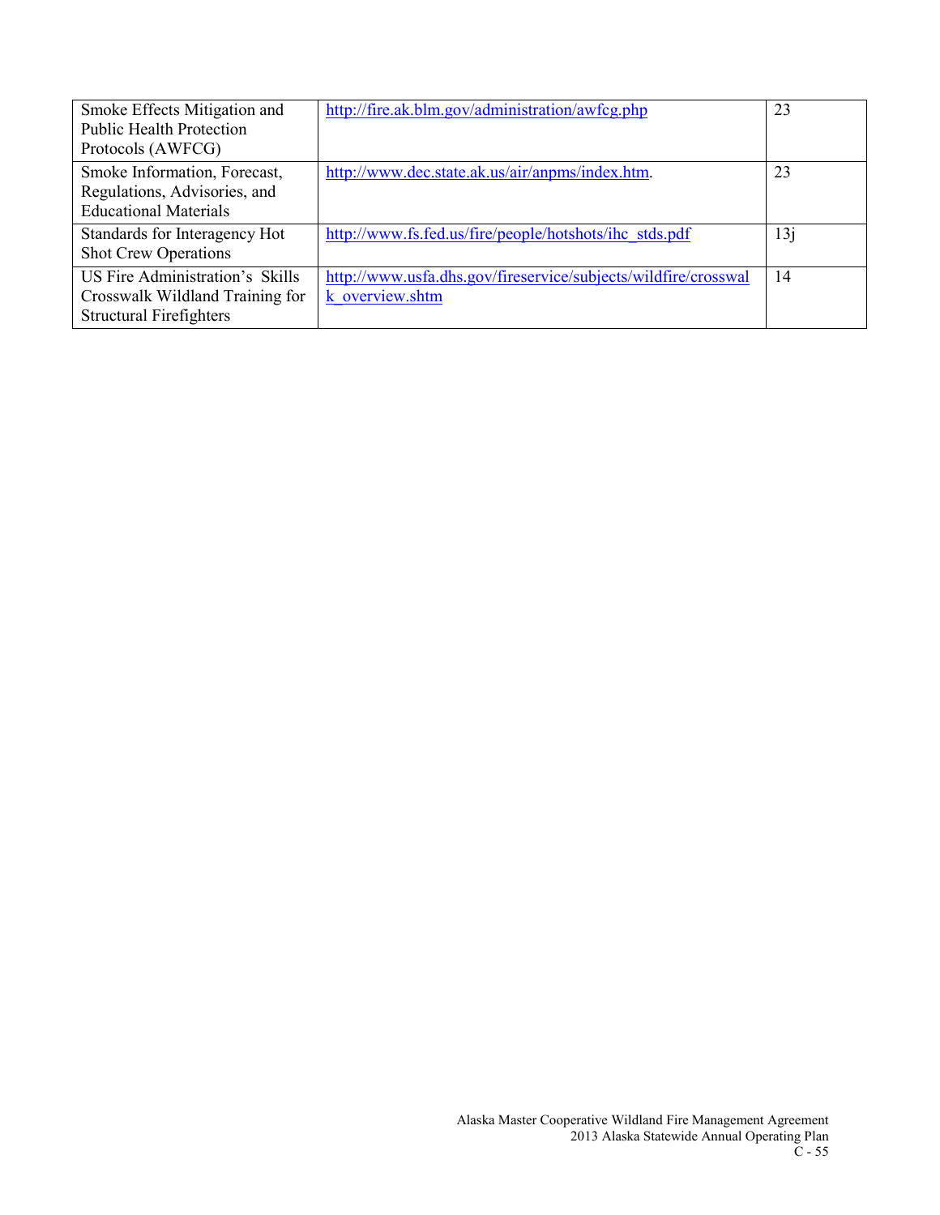| | | |
|---|---|---|
| Smoke Effects Mitigation and Public Health Protection Protocols (AWFCG) | http://fire.ak.blm.gov/administration/awfcg.php | 23 |
| Smoke Information, Forecast, Regulations, Advisories, and Educational Materials | http://www.dec.state.ak.us/air/anpms/index.htm. | 23 |
| Standards for Interagency Hot Shot Crew Operations | http://www.fs.fed.us/fire/people/hotshots/ihc_stds.pdf | 13j |
| US Fire Administration's Skills Crosswalk Wildland Training for Structural Firefighters | http://www.usfa.dhs.gov/fireservice/subjects/wildfire/crosswalk_overview.shtm | 14 |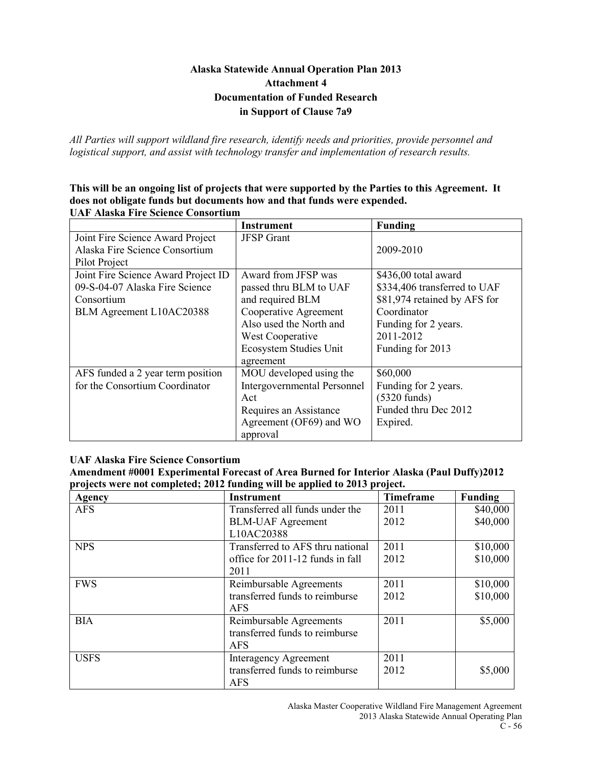**Alaska Statewide Annual Operation Plan 2013**
**Attachment 4**
**Documentation of Funded Research**
**in Support of Clause 7a9**

*All Parties will support wildland fire research, identify needs and priorities, provide personnel and logistical support, and assist with technology transfer and implementation of research results.*

**This will be an ongoing list of projects that were supported by the Parties to this Agreement. It does not obligate funds but documents how and that funds were expended.**

**UAF Alaska Fire Science Consortium**

| | Instrument | Funding |
|---|---|---|
| Joint Fire Science Award Project Alaska Fire Science Consortium Pilot Project | JFSP Grant | 2009-2010 |
| Joint Fire Science Award Project ID 09-S-04-07 Alaska Fire Science Consortium<br>BLM Agreement L10AC20388 | Award from JFSP was passed thru BLM to UAF and required BLM Cooperative Agreement<br>Also used the North and West Cooperative Ecosystem Studies Unit agreement | \$436,00 total award<br>\$334,406 transferred to UAF<br>\$81,974 retained by AFS for Coordinator<br>Funding for 2 years.<br>2011-2012<br>Funding for 2013 |
| AFS funded a 2 year term position for the Consortium Coordinator | MOU developed using the Intergovernmental Personnel Act<br>Requires an Assistance Agreement (OF69) and WO approval | \$60,000<br>Funding for 2 years.<br>(5320 funds)<br>Funded thru Dec 2012<br>Expired. |

**UAF Alaska Fire Science Consortium**

**Amendment #0001 Experimental Forecast of Area Burned for Interior Alaska (Paul Duffy)2012 projects were not completed; 2012 funding will be applied to 2013 project.**

| Agency | Instrument | Timeframe | Funding |
|---|---|---|---|
| AFS | Transferred all funds under the BLM-UAF Agreement L10AC20388 | 2011<br>2012 | \$40,000<br>\$40,000 |
| NPS | Transferred to AFS thru national office for 2011-12 funds in fall 2011 | 2011<br>2012 | \$10,000<br>\$10,000 |
| FWS | Reimbursable Agreements transferred funds to reimburse AFS | 2011<br>2012 | \$10,000<br>\$10,000 |
| BIA | Reimbursable Agreements transferred funds to reimburse AFS | 2011 | \$5,000 |
| USFS | Interagency Agreement transferred funds to reimburse AFS | 2011<br>2012 | \$5,000 |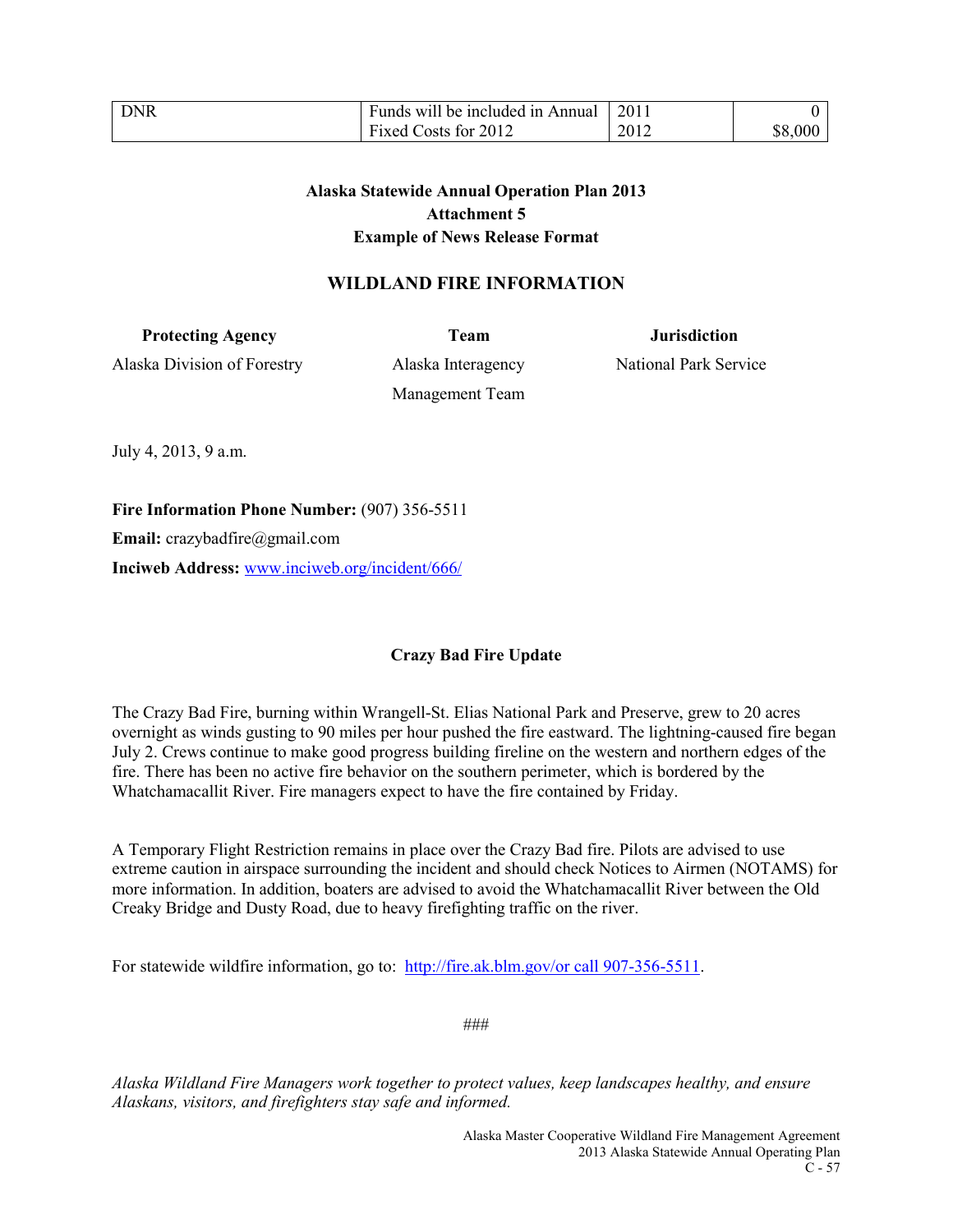| DNR | Funds will be included in Annual Fixed Costs for 2012 | 2011<br>2012 | 0<br>$8,000 |
|---|---|---|---|

**Alaska Statewide Annual Operation Plan 2013**
**Attachment 5**
**Example of News Release Format**

## WILDLAND FIRE INFORMATION

| **Protecting Agency** | **Team** | **Jurisdiction** |
|---|---|---|
| Alaska Division of Forestry | Alaska Interagency Management Team | National Park Service |

July 4, 2013, 9 a.m.

**Fire Information Phone Number:** (907) 356-5511
**Email:** crazybadfire@gmail.com
**Inciweb Address:** www.inciweb.org/incident/666/

**Crazy Bad Fire Update**

The Crazy Bad Fire, burning within Wrangell-St. Elias National Park and Preserve, grew to 20 acres overnight as winds gusting to 90 miles per hour pushed the fire eastward. The lightning-caused fire began July 2. Crews continue to make good progress building fireline on the western and northern edges of the fire. There has been no active fire behavior on the southern perimeter, which is bordered by the Whatchamacallit River. Fire managers expect to have the fire contained by Friday.

A Temporary Flight Restriction remains in place over the Crazy Bad fire. Pilots are advised to use extreme caution in airspace surrounding the incident and should check Notices to Airmen (NOTAMS) for more information. In addition, boaters are advised to avoid the Whatchamacallit River between the Old Creaky Bridge and Dusty Road, due to heavy firefighting traffic on the river.

For statewide wildfire information, go to: http://fire.ak.blm.gov/or call 907-356-5511.

###

*Alaska Wildland Fire Managers work together to protect values, keep landscapes healthy, and ensure Alaskans, visitors, and firefighters stay safe and informed.*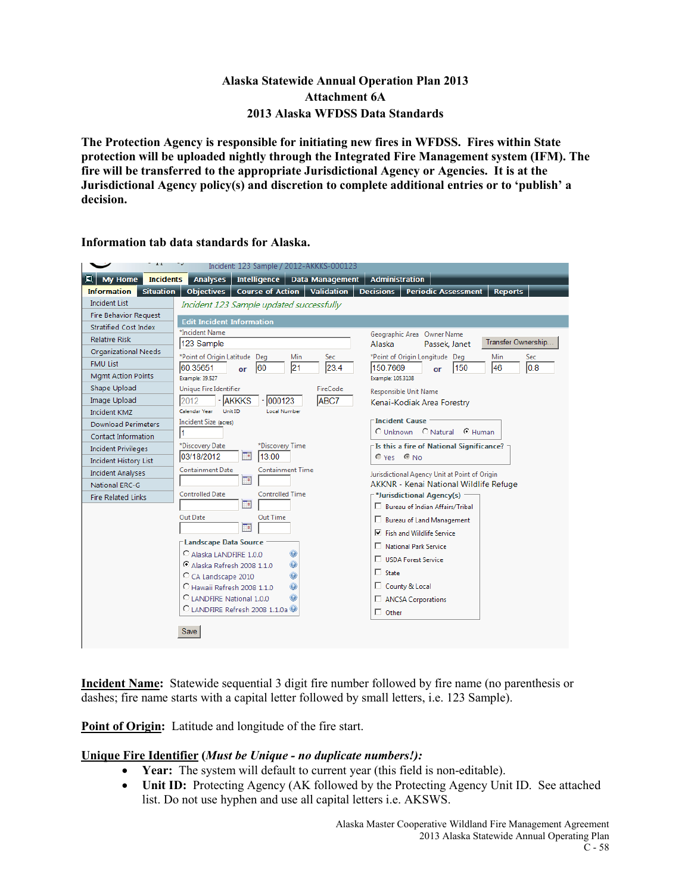# Alaska Statewide Annual Operation Plan 2013
## Attachment 6A
## 2013 Alaska WFDSS Data Standards

**The Protection Agency is responsible for initiating new fires in WFDSS. Fires within State protection will be uploaded nightly through the Integrated Fire Management system (IFM). The fire will be transferred to the appropriate Jurisdictional Agency or Agencies. It is at the Jurisdictional Agency policy(s) and discretion to complete additional entries or to 'publish' a decision.**

**Information tab data standards for Alaska.**

**Incident Name**: Statewide sequential 3 digit fire number followed by fire name (no parenthesis or dashes; fire name starts with a capital letter followed by small letters, i.e. 123 Sample).

**Point of Origin**: Latitude and longitude of the fire start.

**Unique Fire Identifier** (***Must be Unique - no duplicate numbers!):***

- **Year:** The system will default to current year (this field is non-editable).
- **Unit ID:** Protecting Agency (AK followed by the Protecting Agency Unit ID. See attached list. Do not use hyphen and use all capital letters i.e. AKSWS.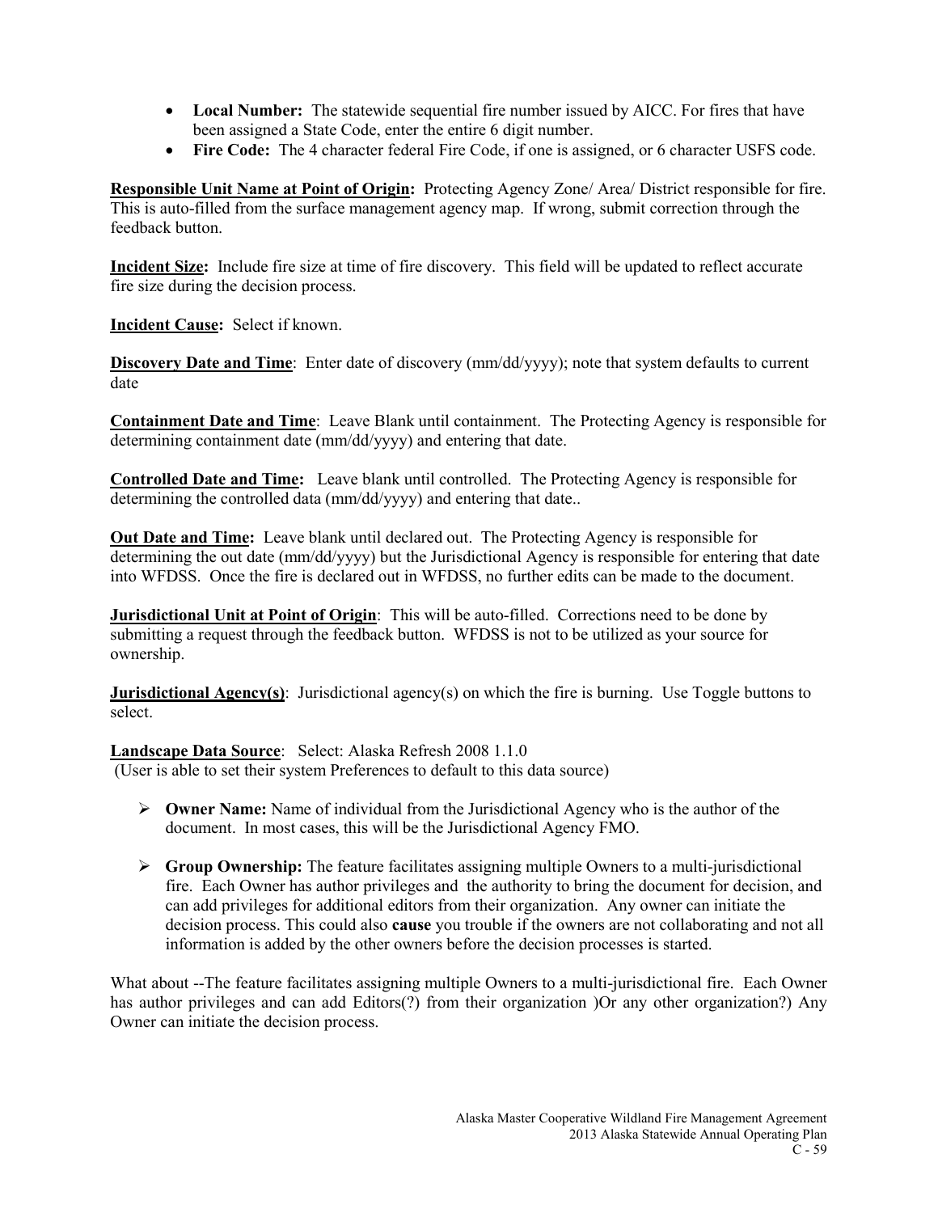- **Local Number:** The statewide sequential fire number issued by AICC. For fires that have been assigned a State Code, enter the entire 6 digit number.
- **Fire Code:** The 4 character federal Fire Code, if one is assigned, or 6 character USFS code.

**Responsible Unit Name at Point of Origin:** Protecting Agency Zone/ Area/ District responsible for fire. This is auto-filled from the surface management agency map. If wrong, submit correction through the feedback button.

**Incident Size:** Include fire size at time of fire discovery. This field will be updated to reflect accurate fire size during the decision process.

**Incident Cause:** Select if known.

**Discovery Date and Time**: Enter date of discovery (mm/dd/yyyy); note that system defaults to current date

**Containment Date and Time**: Leave Blank until containment. The Protecting Agency is responsible for determining containment date (mm/dd/yyyy) and entering that date.

**Controlled Date and Time:** Leave blank until controlled. The Protecting Agency is responsible for determining the controlled data (mm/dd/yyyy) and entering that date..

**Out Date and Time:** Leave blank until declared out. The Protecting Agency is responsible for determining the out date (mm/dd/yyyy) but the Jurisdictional Agency is responsible for entering that date into WFDSS. Once the fire is declared out in WFDSS, no further edits can be made to the document.

**Jurisdictional Unit at Point of Origin**: This will be auto-filled. Corrections need to be done by submitting a request through the feedback button. WFDSS is not to be utilized as your source for ownership.

**Jurisdictional Agency(s)**: Jurisdictional agency(s) on which the fire is burning. Use Toggle buttons to select.

**Landscape Data Source**: Select: Alaska Refresh 2008 1.1.0
(User is able to set their system Preferences to default to this data source)

- **Owner Name:** Name of individual from the Jurisdictional Agency who is the author of the document. In most cases, this will be the Jurisdictional Agency FMO.

- **Group Ownership:** The feature facilitates assigning multiple Owners to a multi-jurisdictional fire. Each Owner has author privileges and the authority to bring the document for decision, and can add privileges for additional editors from their organization. Any owner can initiate the decision process. This could also **cause** you trouble if the owners are not collaborating and not all information is added by the other owners before the decision processes is started.

What about --The feature facilitates assigning multiple Owners to a multi-jurisdictional fire. Each Owner has author privileges and can add Editors(?) from their organization )Or any other organization?) Any Owner can initiate the decision process.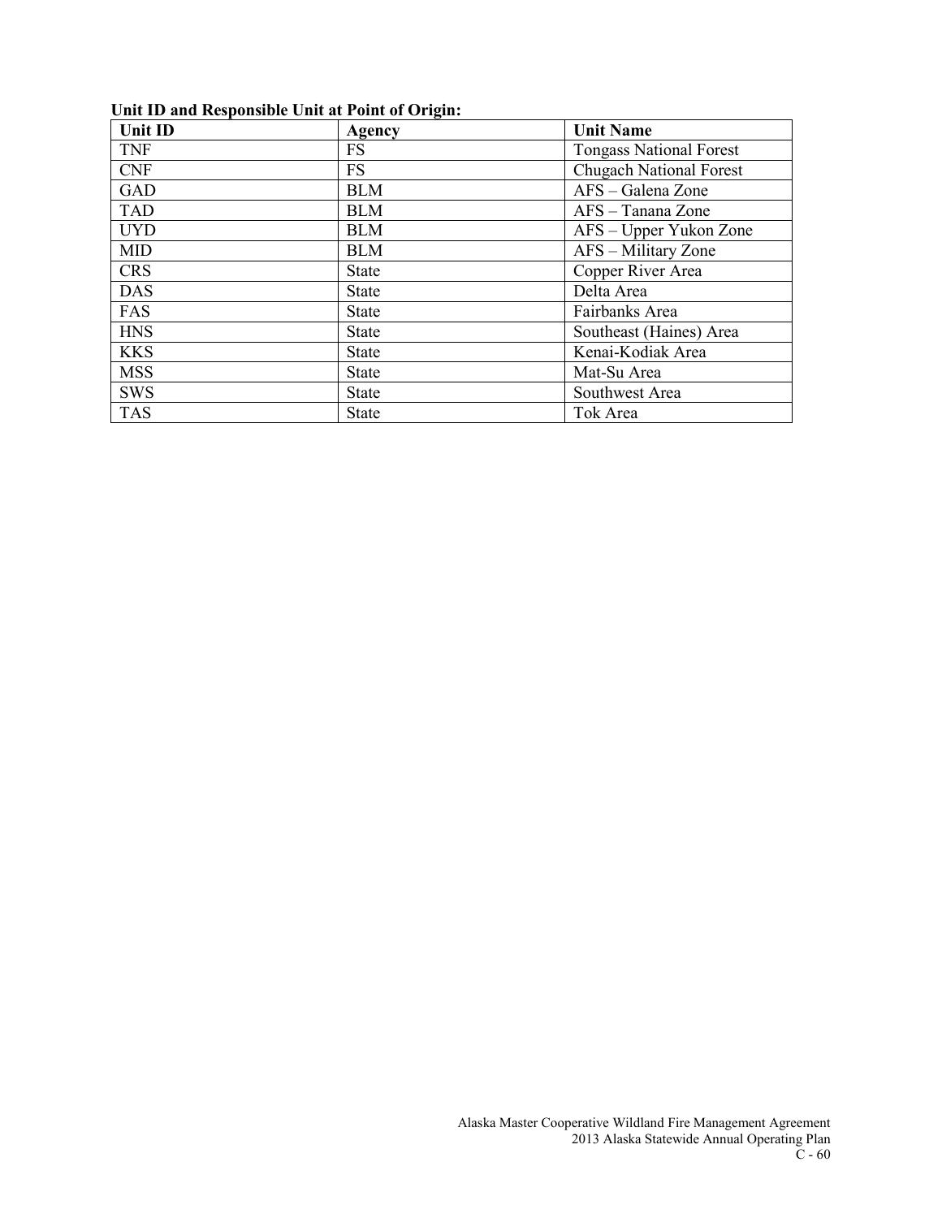**Unit ID and Responsible Unit at Point of Origin:**

| Unit ID | Agency | Unit Name |
|---|---|---|
| TNF | FS | Tongass National Forest |
| CNF | FS | Chugach National Forest |
| GAD | BLM | AFS – Galena Zone |
| TAD | BLM | AFS – Tanana Zone |
| UYD | BLM | AFS – Upper Yukon Zone |
| MID | BLM | AFS – Military Zone |
| CRS | State | Copper River Area |
| DAS | State | Delta Area |
| FAS | State | Fairbanks Area |
| HNS | State | Southeast (Haines) Area |
| KKS | State | Kenai-Kodiak Area |
| MSS | State | Mat-Su Area |
| SWS | State | Southwest Area |
| TAS | State | Tok Area |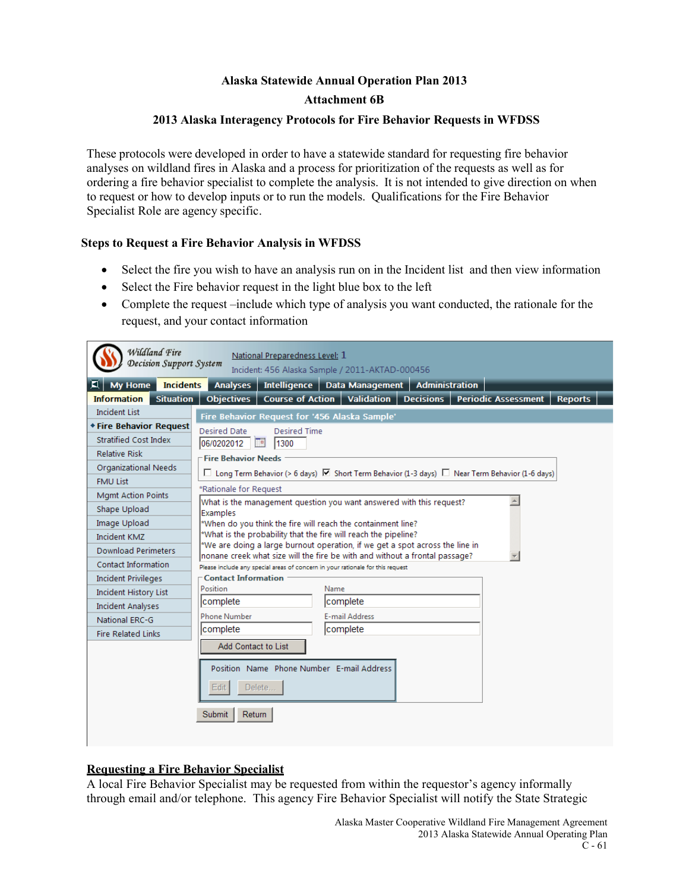**Alaska Statewide Annual Operation Plan 2013**

**Attachment 6B**

**2013 Alaska Interagency Protocols for Fire Behavior Requests in WFDSS**

These protocols were developed in order to have a statewide standard for requesting fire behavior analyses on wildland fires in Alaska and a process for prioritization of the requests as well as for ordering a fire behavior specialist to complete the analysis. It is not intended to give direction on when to request or how to develop inputs or to run the models. Qualifications for the Fire Behavior Specialist Role are agency specific.

**Steps to Request a Fire Behavior Analysis in WFDSS**

- Select the fire you wish to have an analysis run on in the Incident list and then view information
- Select the Fire behavior request in the light blue box to the left
- Complete the request –include which type of analysis you want conducted, the rationale for the request, and your contact information

**Requesting a Fire Behavior Specialist**

A local Fire Behavior Specialist may be requested from within the requestor's agency informally through email and/or telephone. This agency Fire Behavior Specialist will notify the State Strategic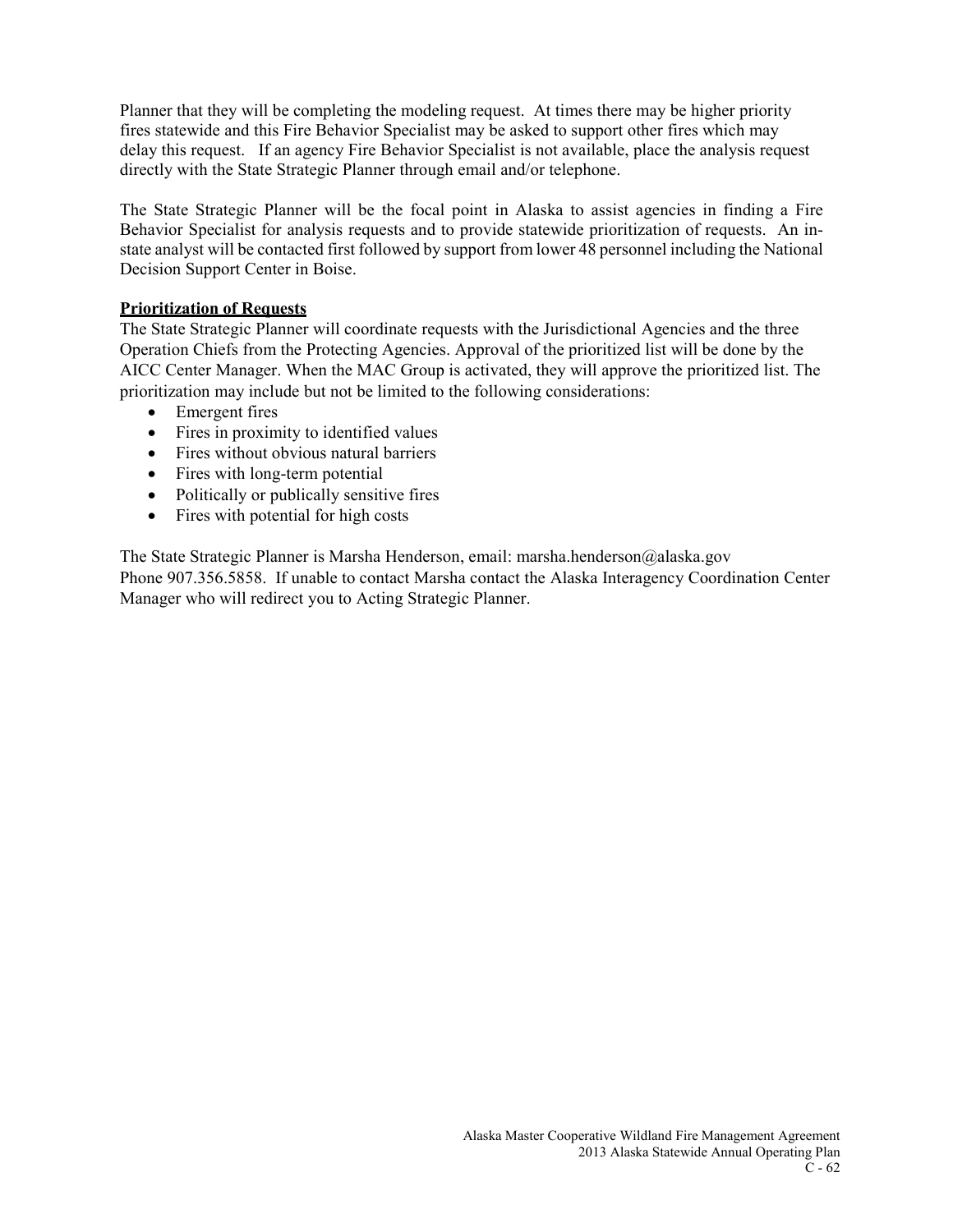Planner that they will be completing the modeling request. At times there may be higher priority fires statewide and this Fire Behavior Specialist may be asked to support other fires which may delay this request. If an agency Fire Behavior Specialist is not available, place the analysis request directly with the State Strategic Planner through email and/or telephone.

The State Strategic Planner will be the focal point in Alaska to assist agencies in finding a Fire Behavior Specialist for analysis requests and to provide statewide prioritization of requests. An in-state analyst will be contacted first followed by support from lower 48 personnel including the National Decision Support Center in Boise.

**Prioritization of Requests**

The State Strategic Planner will coordinate requests with the Jurisdictional Agencies and the three Operation Chiefs from the Protecting Agencies. Approval of the prioritized list will be done by the AICC Center Manager. When the MAC Group is activated, they will approve the prioritized list. The prioritization may include but not be limited to the following considerations:

- Emergent fires
- Fires in proximity to identified values
- Fires without obvious natural barriers
- Fires with long-term potential
- Politically or publically sensitive fires
- Fires with potential for high costs

The State Strategic Planner is Marsha Henderson, email: marsha.henderson@alaska.gov
Phone 907.356.5858. If unable to contact Marsha contact the Alaska Interagency Coordination Center Manager who will redirect you to Acting Strategic Planner.